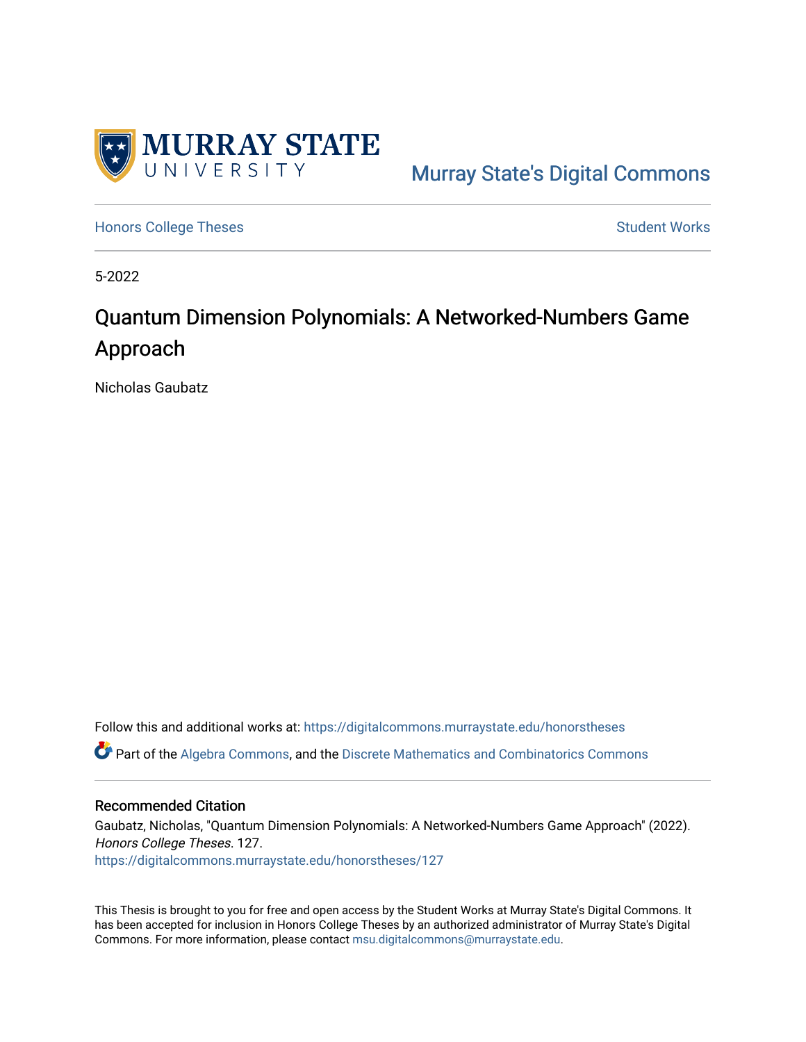Murray State's Digital Commons

Honors College Theses

Student Works

5-2022

# Quantum Dimension Polynomials: A Networked-Numbers Game Approach

Nicholas Gaubatz

Follow this and additional works at: https://digitalcommons.murraystate.edu/honorstheses

Part of the Algebra Commons, and the Discrete Mathematics and Combinatorics Commons

## Recommended Citation

Gaubatz, Nicholas, "Quantum Dimension Polynomials: A Networked-Numbers Game Approach" (2022). *Honors College Theses*. 127.
https://digitalcommons.murraystate.edu/honorstheses/127

This Thesis is brought to you for free and open access by the Student Works at Murray State's Digital Commons. It has been accepted for inclusion in Honors College Theses by an authorized administrator of Murray State's Digital Commons. For more information, please contact msu.digitalcommons@murraystate.edu.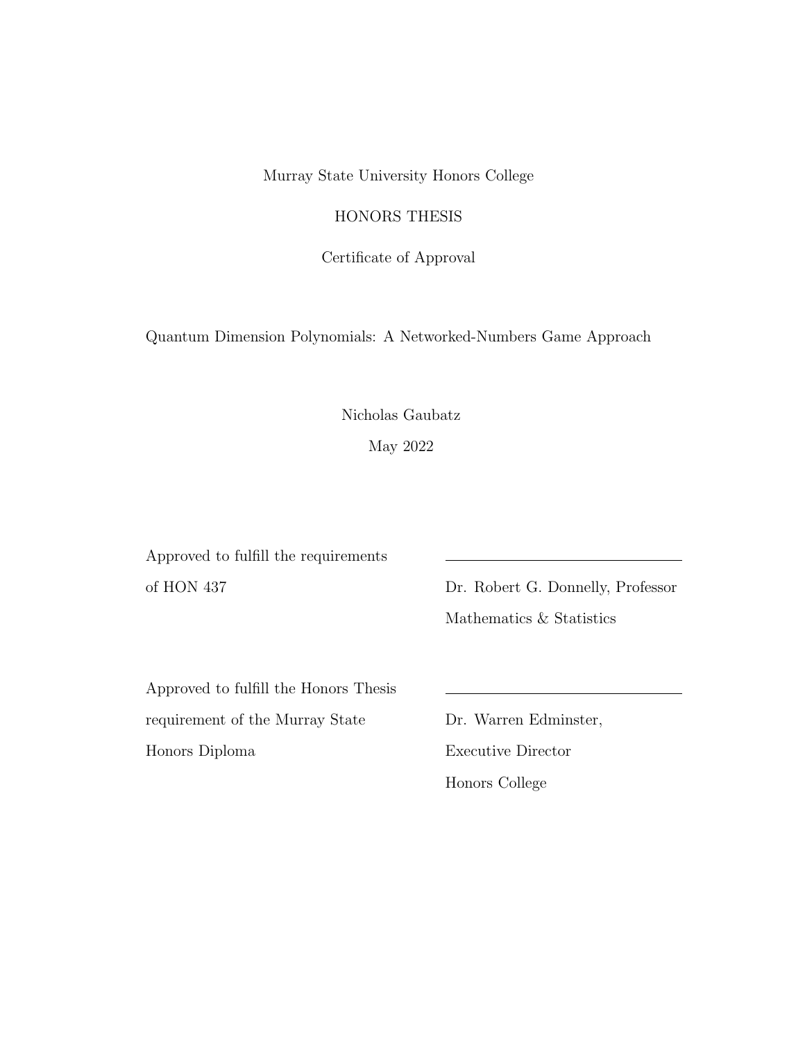Murray State University Honors College

HONORS THESIS

Certificate of Approval

Quantum Dimension Polynomials: A Networked-Numbers Game Approach

Nicholas Gaubatz

May 2022

Approved to fulfill the requirements of HON 437

Dr. Robert G. Donnelly, Professor
Mathematics & Statistics

Approved to fulfill the Honors Thesis requirement of the Murray State Honors Diploma

Dr. Warren Edminster,
Executive Director
Honors College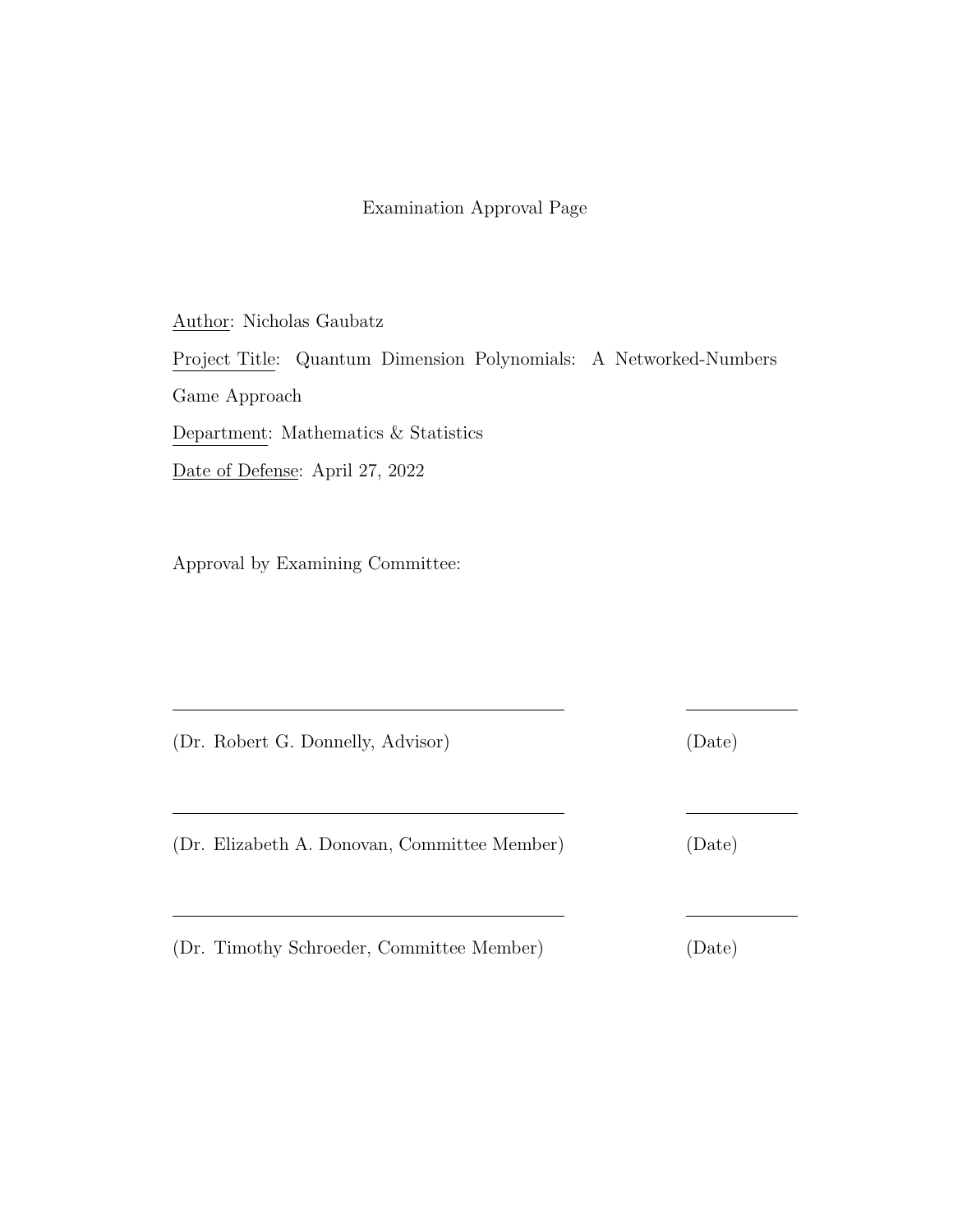Examination Approval Page

Author: Nicholas Gaubatz

Project Title: Quantum Dimension Polynomials: A Networked-Numbers Game Approach

Department: Mathematics & Statistics

Date of Defense: April 27, 2022

Approval by Examining Committee:

\_\_\_\_\_\_\_\_\_\_\_\_\_\_\_\_\_\_\_\_\_\_\_\_\_\_\_\_\_\_\_\_\_\_\_\_\_\_ \_\_\_\_\_\_\_\_\_\_\_\_

(Dr. Robert G. Donnelly, Advisor) (Date)

\_\_\_\_\_\_\_\_\_\_\_\_\_\_\_\_\_\_\_\_\_\_\_\_\_\_\_\_\_\_\_\_\_\_\_\_\_\_ \_\_\_\_\_\_\_\_\_\_\_\_

(Dr. Elizabeth A. Donovan, Committee Member) (Date)

\_\_\_\_\_\_\_\_\_\_\_\_\_\_\_\_\_\_\_\_\_\_\_\_\_\_\_\_\_\_\_\_\_\_\_\_\_\_ \_\_\_\_\_\_\_\_\_\_\_\_

(Dr. Timothy Schroeder, Committee Member) (Date)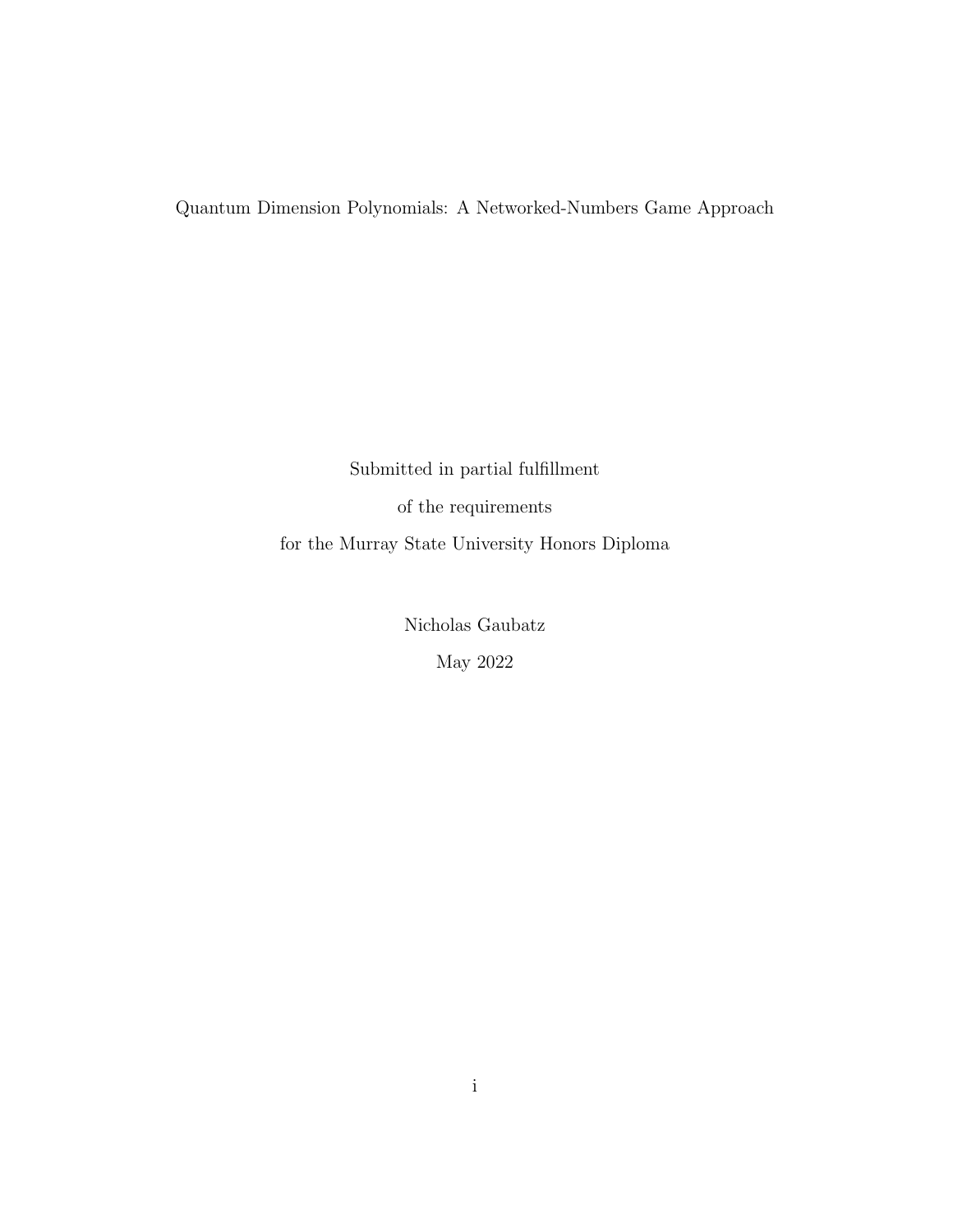Quantum Dimension Polynomials: A Networked-Numbers Game Approach

Submitted in partial fulfillment

of the requirements

for the Murray State University Honors Diploma

Nicholas Gaubatz

May 2022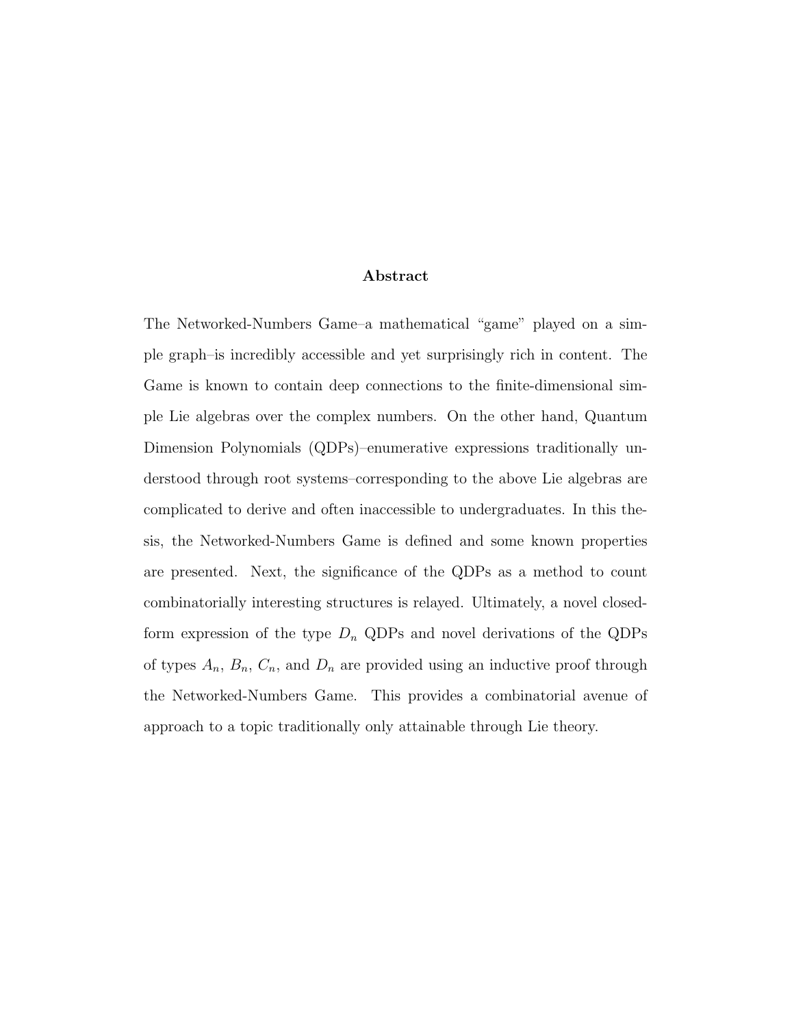## Abstract

The Networked-Numbers Game–a mathematical "game" played on a simple graph–is incredibly accessible and yet surprisingly rich in content. The Game is known to contain deep connections to the finite-dimensional simple Lie algebras over the complex numbers. On the other hand, Quantum Dimension Polynomials (QDPs)–enumerative expressions traditionally understood through root systems–corresponding to the above Lie algebras are complicated to derive and often inaccessible to undergraduates. In this thesis, the Networked-Numbers Game is defined and some known properties are presented. Next, the significance of the QDPs as a method to count combinatorially interesting structures is relayed. Ultimately, a novel closed-form expression of the type $D_n$ QDPs and novel derivations of the QDPs of types $A_n$, $B_n$, $C_n$, and $D_n$ are provided using an inductive proof through the Networked-Numbers Game. This provides a combinatorial avenue of approach to a topic traditionally only attainable through Lie theory.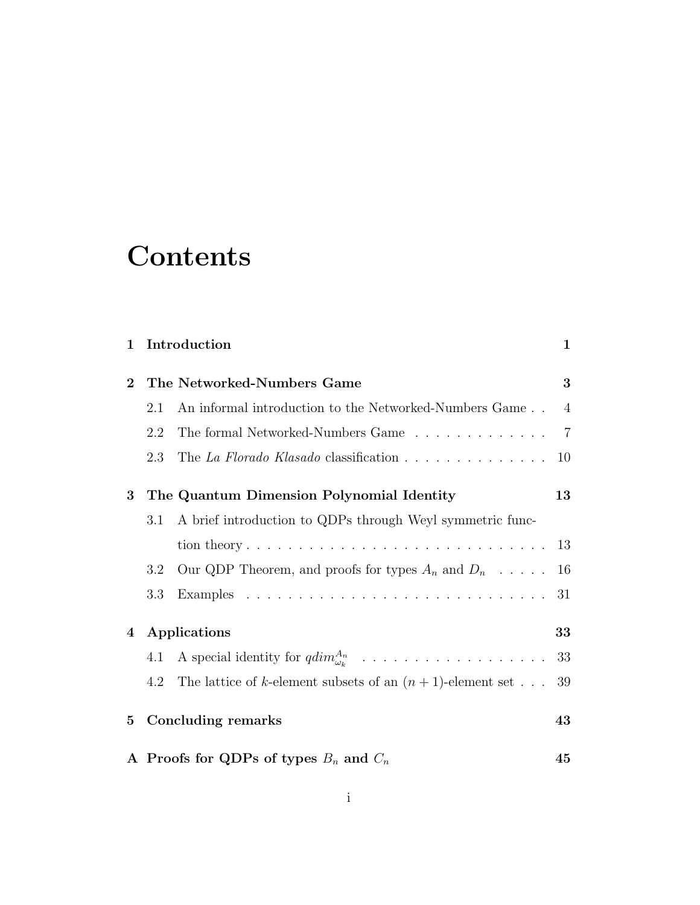# Contents

| | | |
|---|---|---|
| **1** | **Introduction** | **1** |
| **2** | **The Networked-Numbers Game** | **3** |
| 2.1 | An informal introduction to the Networked-Numbers Game | 4 |
| 2.2 | The formal Networked-Numbers Game | 7 |
| 2.3 | The *La Florado Klasado* classification | 10 |
| **3** | **The Quantum Dimension Polynomial Identity** | **13** |
| 3.1 | A brief introduction to QDPs through Weyl symmetric function theory | 13 |
| 3.2 | Our QDP Theorem, and proofs for types $A_n$ and $D_n$ | 16 |
| 3.3 | Examples | 31 |
| **4** | **Applications** | **33** |
| 4.1 | A special identity for $qdim^{A_n}_{\omega_k}$ | 33 |
| 4.2 | The lattice of $k$-element subsets of an $(n+1)$-element set | 39 |
| **5** | **Concluding remarks** | **43** |
| **A** | **Proofs for QDPs of types $B_n$ and $C_n$** | **45** |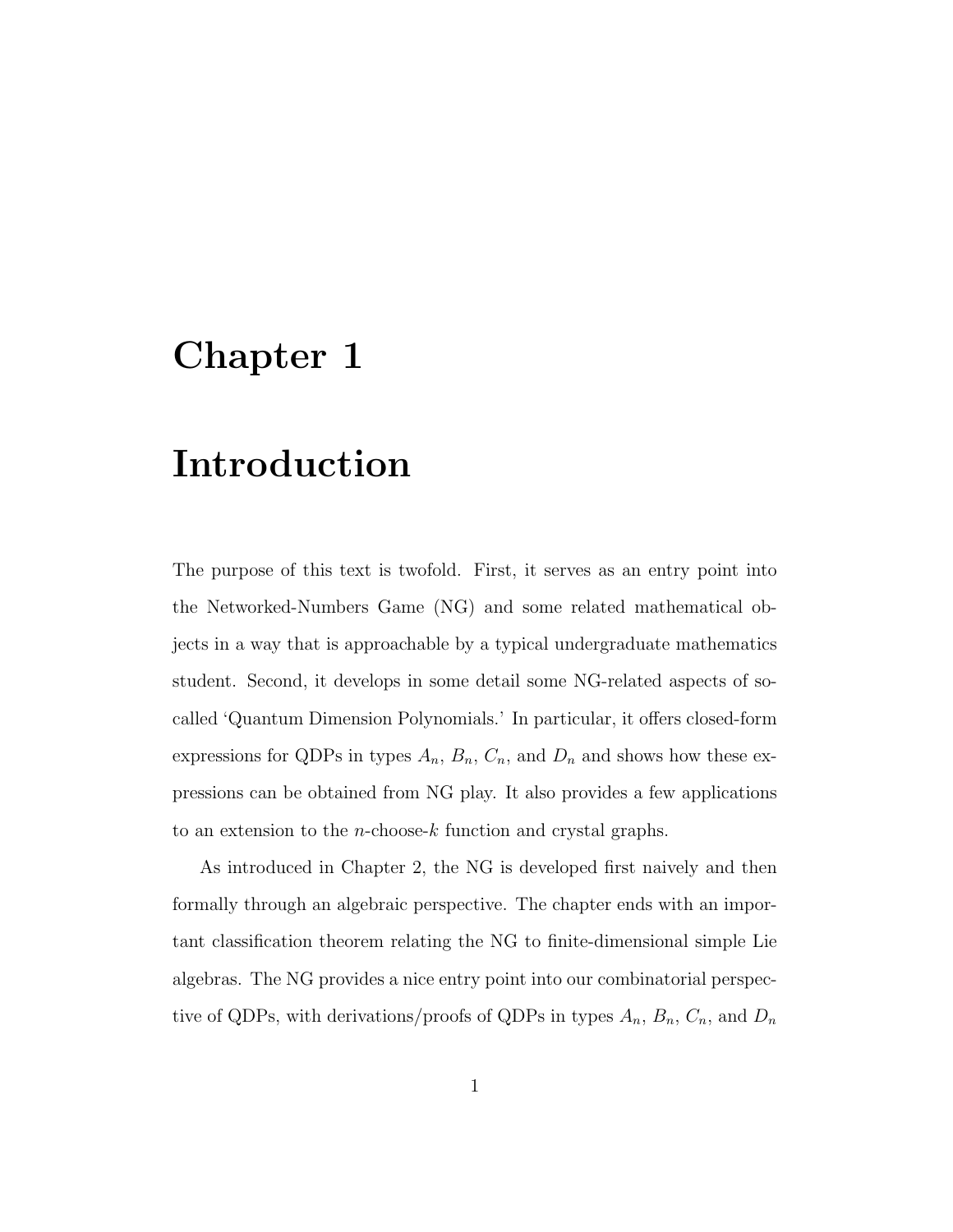# Chapter 1

# Introduction

The purpose of this text is twofold. First, it serves as an entry point into the Networked-Numbers Game (NG) and some related mathematical objects in a way that is approachable by a typical undergraduate mathematics student. Second, it develops in some detail some NG-related aspects of so-called 'Quantum Dimension Polynomials.' In particular, it offers closed-form expressions for QDPs in types $A_n$, $B_n$, $C_n$, and $D_n$ and shows how these expressions can be obtained from NG play. It also provides a few applications to an extension to the $n$-choose-$k$ function and crystal graphs.

As introduced in Chapter 2, the NG is developed first naively and then formally through an algebraic perspective. The chapter ends with an important classification theorem relating the NG to finite-dimensional simple Lie algebras. The NG provides a nice entry point into our combinatorial perspective of QDPs, with derivations/proofs of QDPs in types $A_n$, $B_n$, $C_n$, and $D_n$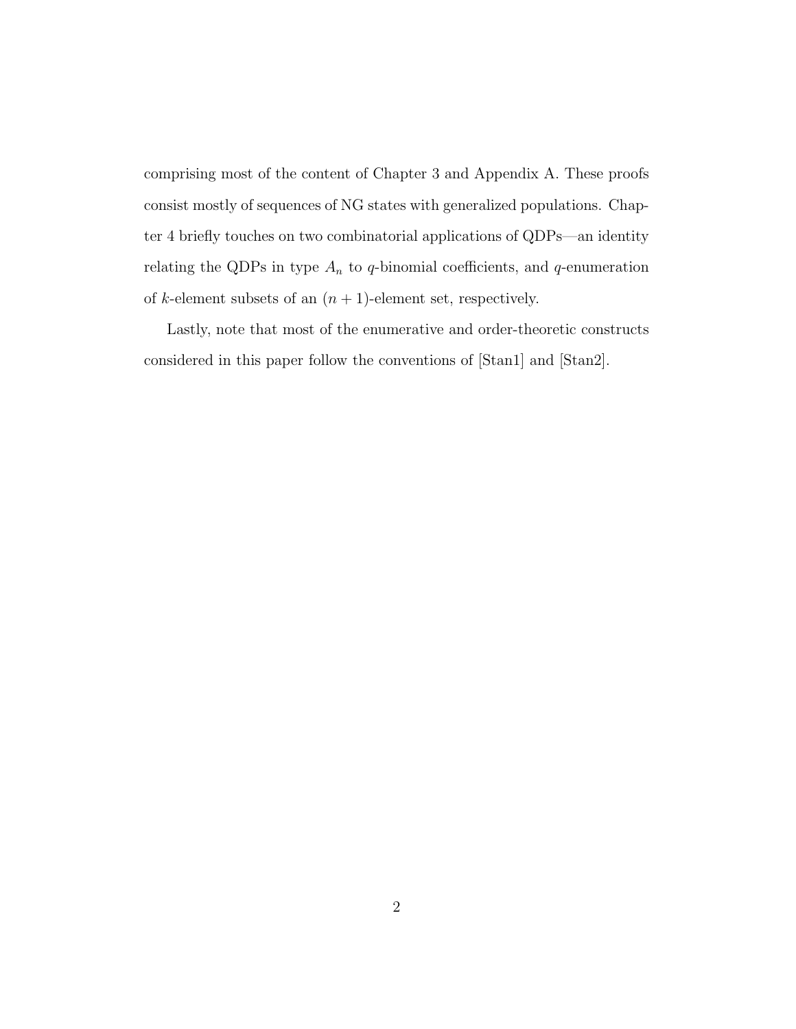comprising most of the content of Chapter 3 and Appendix A. These proofs consist mostly of sequences of NG states with generalized populations. Chapter 4 briefly touches on two combinatorial applications of QDPs—an identity relating the QDPs in type $A_n$ to $q$-binomial coefficients, and $q$-enumeration of $k$-element subsets of an $(n+1)$-element set, respectively.

Lastly, note that most of the enumerative and order-theoretic constructs considered in this paper follow the conventions of [Stan1] and [Stan2].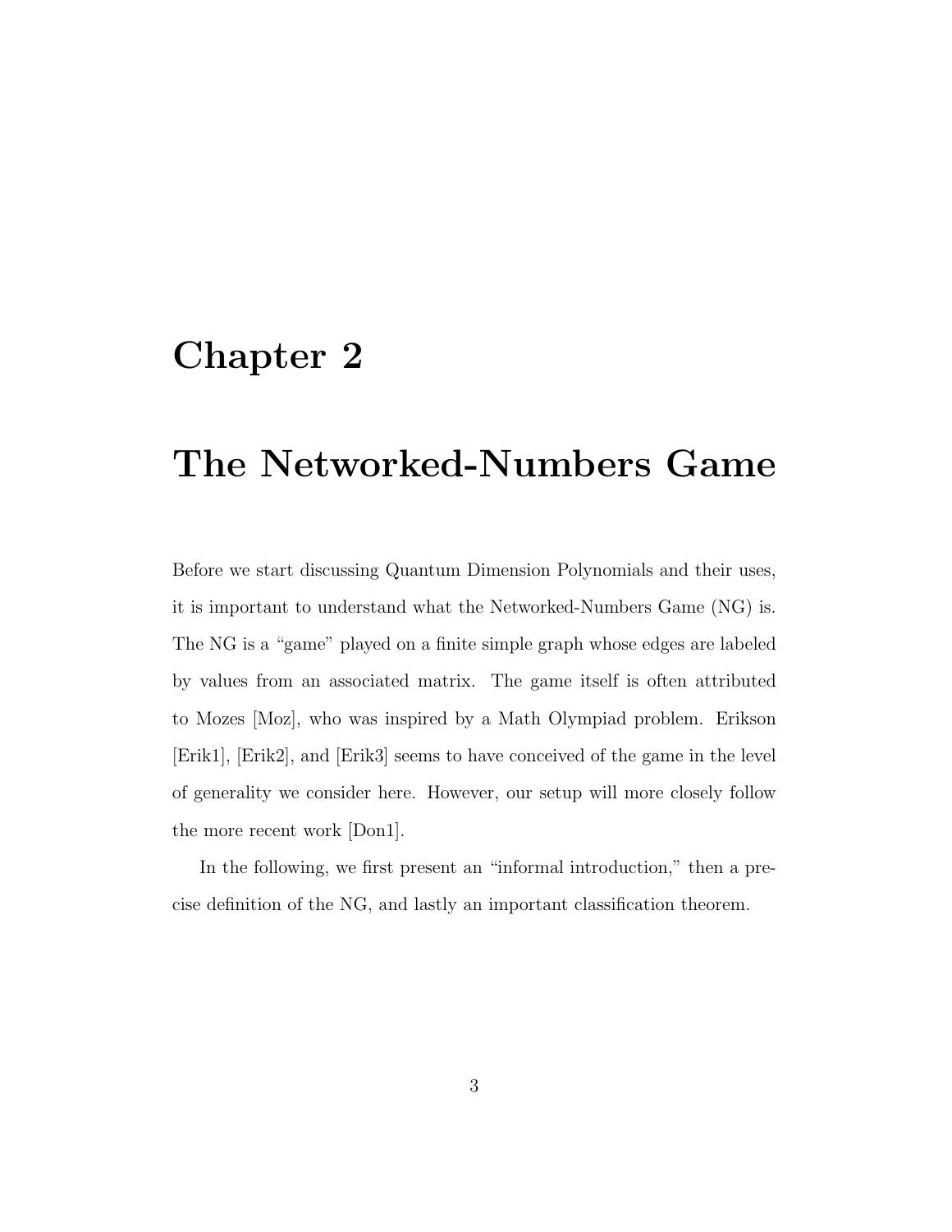# Chapter 2

# The Networked-Numbers Game

Before we start discussing Quantum Dimension Polynomials and their uses, it is important to understand what the Networked-Numbers Game (NG) is. The NG is a "game" played on a finite simple graph whose edges are labeled by values from an associated matrix. The game itself is often attributed to Mozes [Moz], who was inspired by a Math Olympiad problem. Erikson [Erik1], [Erik2], and [Erik3] seems to have conceived of the game in the level of generality we consider here. However, our setup will more closely follow the more recent work [Don1].

In the following, we first present an "informal introduction," then a precise definition of the NG, and lastly an important classification theorem.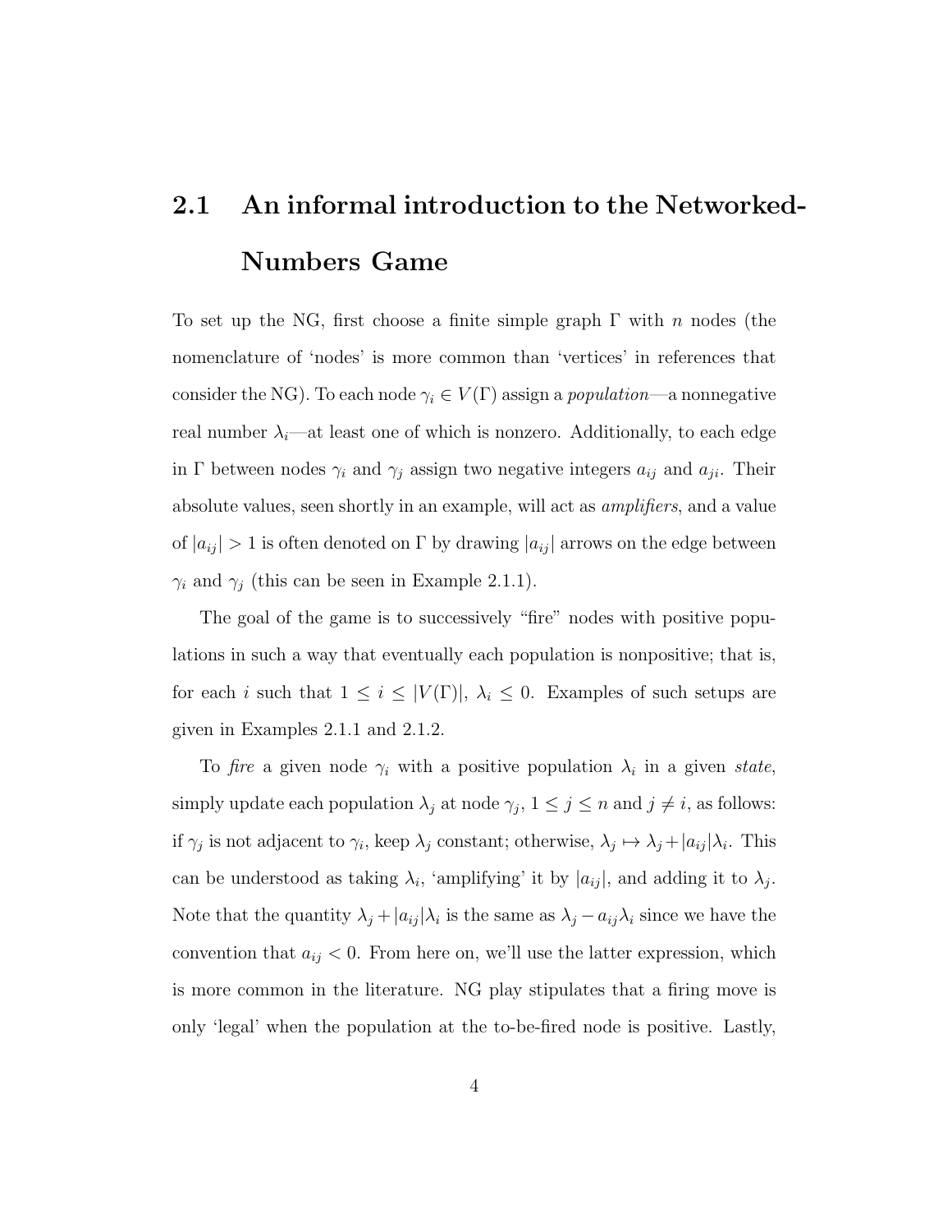## 2.1 An informal introduction to the Networked-Numbers Game

To set up the NG, first choose a finite simple graph $\Gamma$ with $n$ nodes (the nomenclature of 'nodes' is more common than 'vertices' in references that consider the NG). To each node $\gamma_i \in V(\Gamma)$ assign a *population*—a nonnegative real number $\lambda_i$—at least one of which is nonzero. Additionally, to each edge in $\Gamma$ between nodes $\gamma_i$ and $\gamma_j$ assign two negative integers $a_{ij}$ and $a_{ji}$. Their absolute values, seen shortly in an example, will act as *amplifiers*, and a value of $|a_{ij}| > 1$ is often denoted on $\Gamma$ by drawing $|a_{ij}|$ arrows on the edge between $\gamma_i$ and $\gamma_j$ (this can be seen in Example 2.1.1).

The goal of the game is to successively "fire" nodes with positive populations in such a way that eventually each population is nonpositive; that is, for each $i$ such that $1 \leq i \leq |V(\Gamma)|$, $\lambda_i \leq 0$. Examples of such setups are given in Examples 2.1.1 and 2.1.2.

To *fire* a given node $\gamma_i$ with a positive population $\lambda_i$ in a given *state*, simply update each population $\lambda_j$ at node $\gamma_j$, $1 \leq j \leq n$ and $j \neq i$, as follows: if $\gamma_j$ is not adjacent to $\gamma_i$, keep $\lambda_j$ constant; otherwise, $\lambda_j \mapsto \lambda_j + |a_{ij}|\lambda_i$. This can be understood as taking $\lambda_i$, 'amplifying' it by $|a_{ij}|$, and adding it to $\lambda_j$. Note that the quantity $\lambda_j + |a_{ij}|\lambda_i$ is the same as $\lambda_j - a_{ij}\lambda_i$ since we have the convention that $a_{ij} < 0$. From here on, we'll use the latter expression, which is more common in the literature. NG play stipulates that a firing move is only 'legal' when the population at the to-be-fired node is positive. Lastly,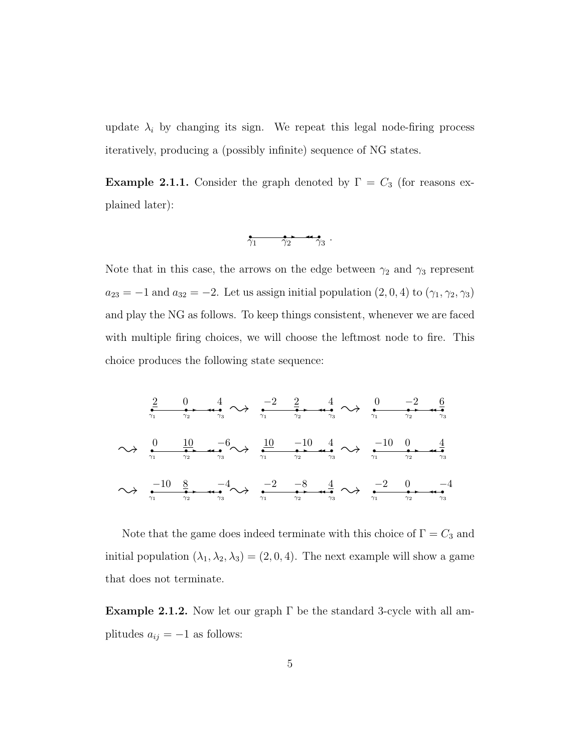update $\lambda_i$ by changing its sign. We repeat this legal node-firing process iteratively, producing a (possibly infinite) sequence of NG states.

**Example 2.1.1.** Consider the graph denoted by $\Gamma = C_3$ (for reasons explained later):

$$\gamma_1 \longrightarrow \gamma_2 \longrightarrow \gamma_3 \, .$$

Note that in this case, the arrows on the edge between $\gamma_2$ and $\gamma_3$ represent $a_{23} = -1$ and $a_{32} = -2$. Let us assign initial population $(2, 0, 4)$ to $(\gamma_1, \gamma_2, \gamma_3)$ and play the NG as follows. To keep things consistent, whenever we are faced with multiple firing choices, we will choose the leftmost node to fire. This choice produces the following state sequence:

$$(\underline{2}, 0, 4) \rightsquigarrow (-2, \underline{2}, 4) \rightsquigarrow (0, -2, \underline{6})$$

$$\rightsquigarrow (0, \underline{10}, -6) \rightsquigarrow (\underline{10}, -10, 4) \rightsquigarrow (-10, 0, \underline{4})$$

$$\rightsquigarrow (-10, \underline{8}, -4) \rightsquigarrow (-2, -8, \underline{4}) \rightsquigarrow (-2, 0, -4)$$

Note that the game does indeed terminate with this choice of $\Gamma = C_3$ and initial population $(\lambda_1, \lambda_2, \lambda_3) = (2, 0, 4)$. The next example will show a game that does not terminate.

**Example 2.1.2.** Now let our graph $\Gamma$ be the standard 3-cycle with all amplitudes $a_{ij} = -1$ as follows: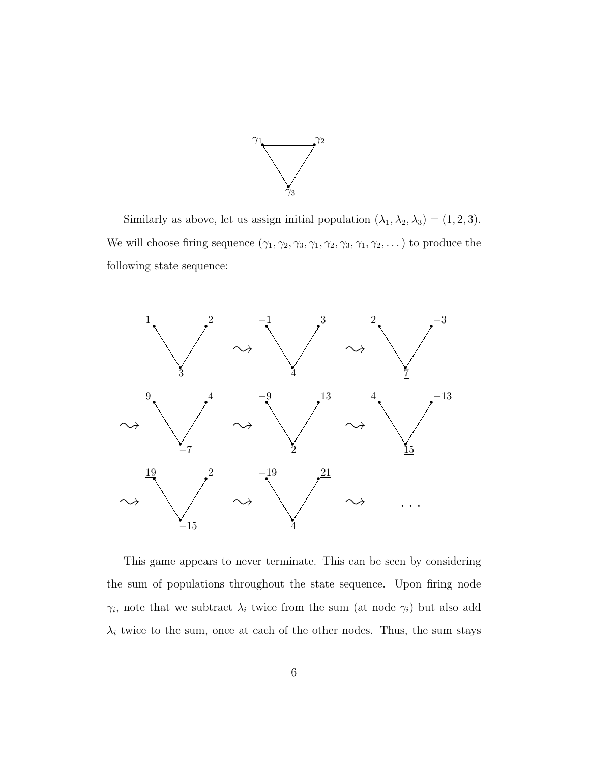Similarly as above, let us assign initial population $(\lambda_1, \lambda_2, \lambda_3) = (1, 2, 3)$. We will choose firing sequence $(\gamma_1, \gamma_2, \gamma_3, \gamma_1, \gamma_2, \gamma_3, \gamma_1, \gamma_2, \dots)$ to produce the following state sequence:

This game appears to never terminate. This can be seen by considering the sum of populations throughout the state sequence. Upon firing node $\gamma_i$, note that we subtract $\lambda_i$ twice from the sum (at node $\gamma_i$) but also add $\lambda_i$ twice to the sum, once at each of the other nodes. Thus, the sum stays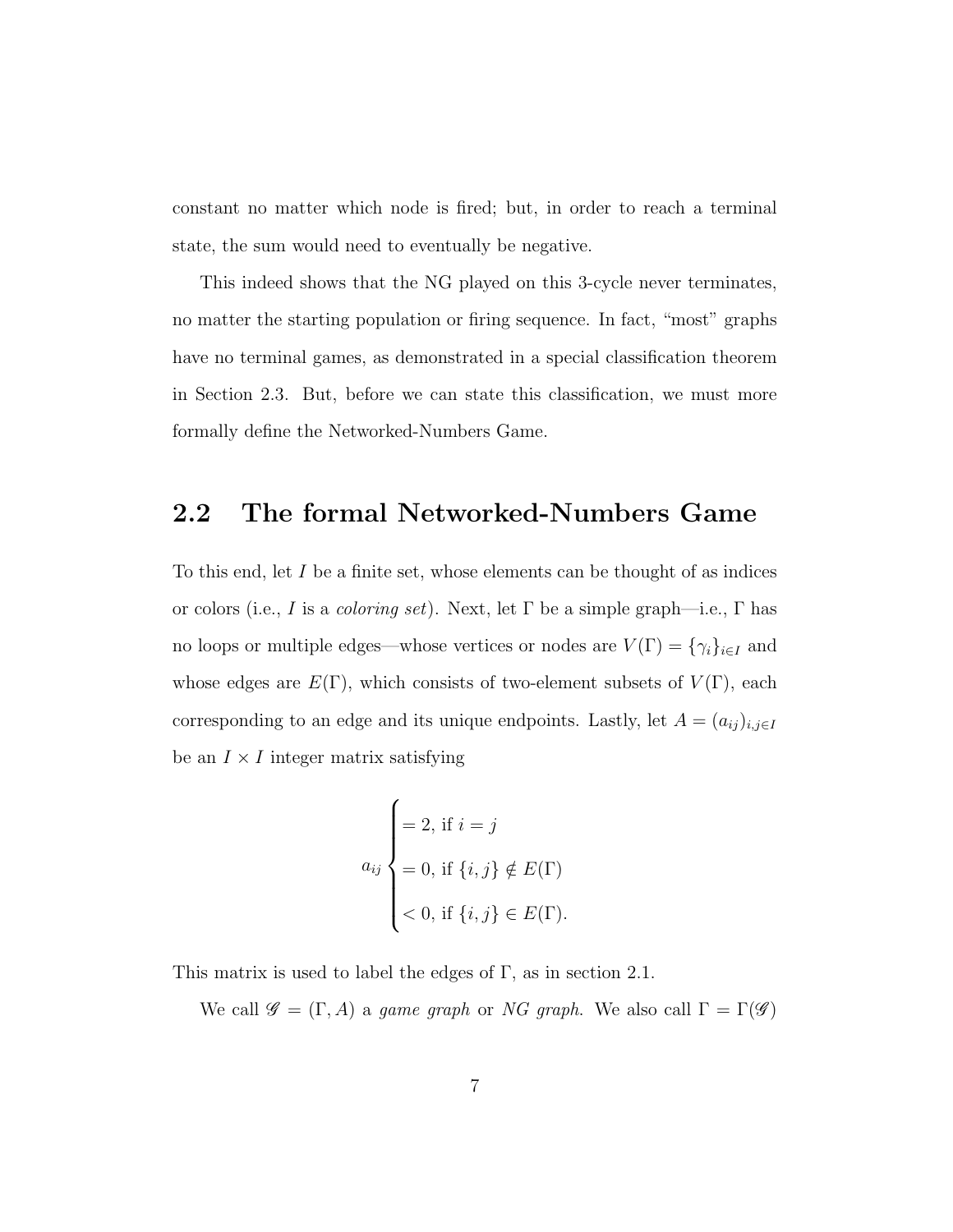constant no matter which node is fired; but, in order to reach a terminal state, the sum would need to eventually be negative.

This indeed shows that the NG played on this 3-cycle never terminates, no matter the starting population or firing sequence. In fact, "most" graphs have no terminal games, as demonstrated in a special classification theorem in Section 2.3. But, before we can state this classification, we must more formally define the Networked-Numbers Game.

## 2.2 The formal Networked-Numbers Game

To this end, let $I$ be a finite set, whose elements can be thought of as indices or colors (i.e., $I$ is a *coloring set*). Next, let $\Gamma$ be a simple graph—i.e., $\Gamma$ has no loops or multiple edges—whose vertices or nodes are $V(\Gamma) = \{\gamma_i\}_{i \in I}$ and whose edges are $E(\Gamma)$, which consists of two-element subsets of $V(\Gamma)$, each corresponding to an edge and its unique endpoints. Lastly, let $A = (a_{ij})_{i,j \in I}$ be an $I \times I$ integer matrix satisfying

$$a_{ij} \begin{cases} = 2, \text{ if } i = j \\ = 0, \text{ if } \{i,j\} \notin E(\Gamma) \\ < 0, \text{ if } \{i,j\} \in E(\Gamma). \end{cases}$$

This matrix is used to label the edges of $\Gamma$, as in section 2.1.

We call $\mathscr{G} = (\Gamma, A)$ a *game graph* or *NG graph*. We also call $\Gamma = \Gamma(\mathscr{G})$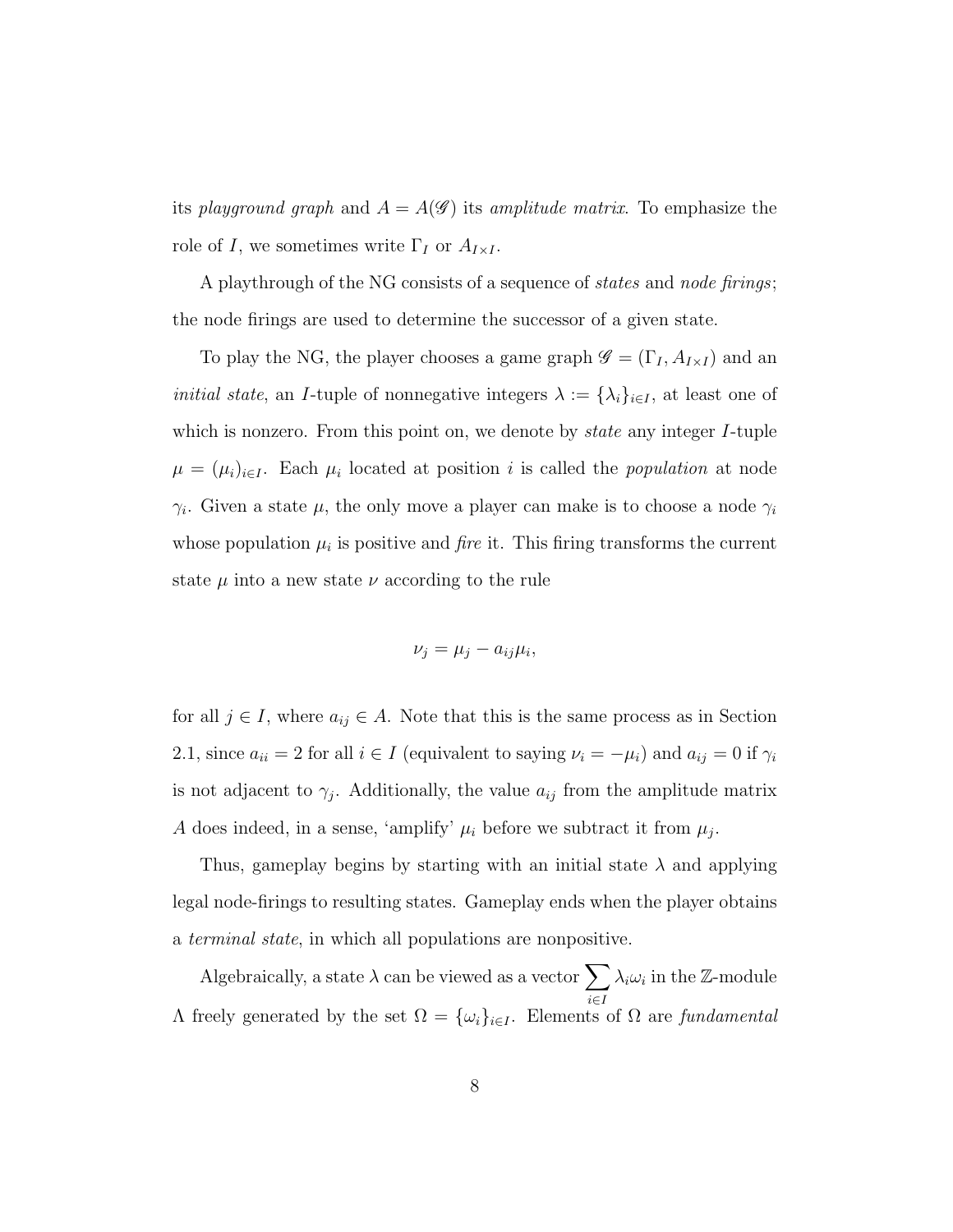its *playground graph* and $A = A(\mathscr{G})$ its *amplitude matrix*. To emphasize the role of $I$, we sometimes write $\Gamma_I$ or $A_{I\times I}$.

A playthrough of the NG consists of a sequence of *states* and *node firings*; the node firings are used to determine the successor of a given state.

To play the NG, the player chooses a game graph $\mathscr{G} = (\Gamma_I, A_{I\times I})$ and an *initial state*, an $I$-tuple of nonnegative integers $\lambda := \{\lambda_i\}_{i\in I}$, at least one of which is nonzero. From this point on, we denote by *state* any integer $I$-tuple $\mu = (\mu_i)_{i\in I}$. Each $\mu_i$ located at position $i$ is called the *population* at node $\gamma_i$. Given a state $\mu$, the only move a player can make is to choose a node $\gamma_i$ whose population $\mu_i$ is positive and *fire* it. This firing transforms the current state $\mu$ into a new state $\nu$ according to the rule

$$\nu_j = \mu_j - a_{ij}\mu_i,$$

for all $j \in I$, where $a_{ij} \in A$. Note that this is the same process as in Section 2.1, since $a_{ii} = 2$ for all $i \in I$ (equivalent to saying $\nu_i = -\mu_i$) and $a_{ij} = 0$ if $\gamma_i$ is not adjacent to $\gamma_j$. Additionally, the value $a_{ij}$ from the amplitude matrix $A$ does indeed, in a sense, 'amplify' $\mu_i$ before we subtract it from $\mu_j$.

Thus, gameplay begins by starting with an initial state $\lambda$ and applying legal node-firings to resulting states. Gameplay ends when the player obtains a *terminal state*, in which all populations are nonpositive.

Algebraically, a state $\lambda$ can be viewed as a vector $\sum_{i\in I} \lambda_i\omega_i$ in the $\mathbb{Z}$-module $\Lambda$ freely generated by the set $\Omega = \{\omega_i\}_{i\in I}$. Elements of $\Omega$ are *fundamental*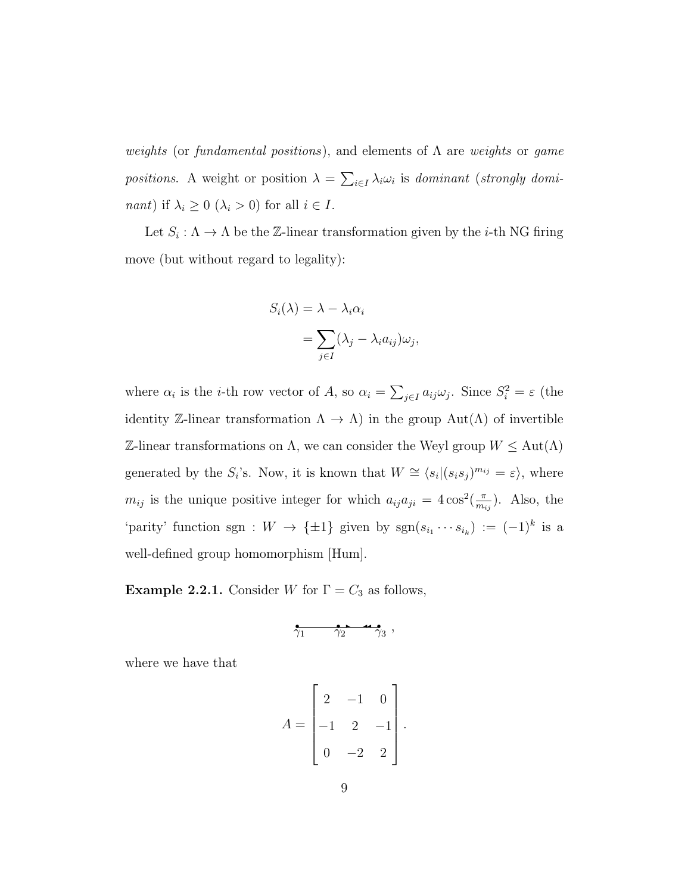*weights* (or *fundamental positions*), and elements of $\Lambda$ are *weights* or *game positions*. A weight or position $\lambda = \sum_{i \in I} \lambda_i \omega_i$ is *dominant* (*strongly dominant*) if $\lambda_i \geq 0$ ($\lambda_i > 0$) for all $i \in I$.

Let $S_i : \Lambda \to \Lambda$ be the $\mathbb{Z}$-linear transformation given by the $i$-th NG firing move (but without regard to legality):

$$
\begin{aligned}
S_i(\lambda) &= \lambda - \lambda_i \alpha_i \\
&= \sum_{j \in I} (\lambda_j - \lambda_i a_{ij}) \omega_j,
\end{aligned}
$$

where $\alpha_i$ is the $i$-th row vector of $A$, so $\alpha_i = \sum_{j \in I} a_{ij} \omega_j$. Since $S_i^2 = \varepsilon$ (the identity $\mathbb{Z}$-linear transformation $\Lambda \to \Lambda$) in the group $\mathrm{Aut}(\Lambda)$ of invertible $\mathbb{Z}$-linear transformations on $\Lambda$, we can consider the Weyl group $W \leq \mathrm{Aut}(\Lambda)$ generated by the $S_i$'s. Now, it is known that $W \cong \langle s_i | (s_i s_j)^{m_{ij}} = \varepsilon \rangle$, where $m_{ij}$ is the unique positive integer for which $a_{ij} a_{ji} = 4\cos^2(\frac{\pi}{m_{ij}})$. Also, the 'parity' function $\mathrm{sgn} : W \to \{\pm 1\}$ given by $\mathrm{sgn}(s_{i_1} \cdots s_{i_k}) := (-1)^k$ is a well-defined group homomorphism [Hum].

**Example 2.2.1.** Consider $W$ for $\Gamma = C_3$ as follows,

$$\gamma_1 \text{ --- } \gamma_2 \text{ ⇐ } \gamma_3 \; ,$$

where we have that

$$
A = \begin{bmatrix} 2 & -1 & 0 \\ -1 & 2 & -1 \\ 0 & -2 & 2 \end{bmatrix}.
$$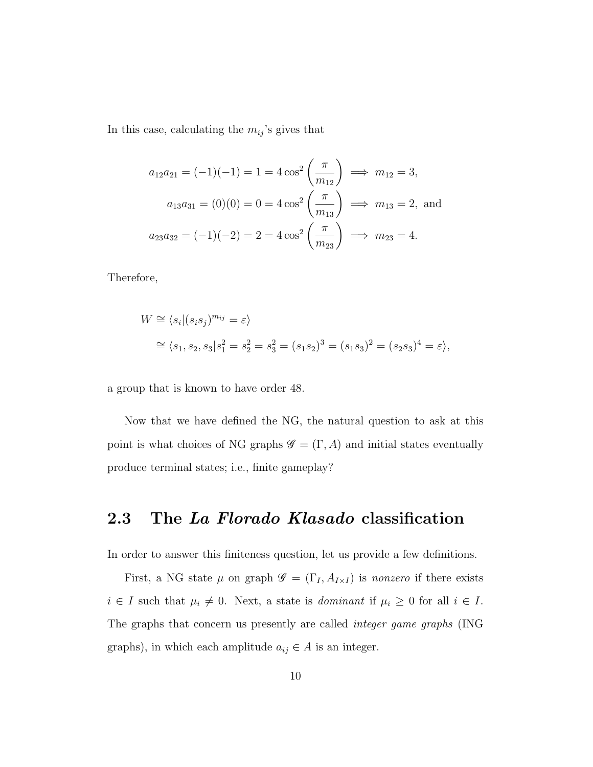In this case, calculating the $m_{ij}$'s gives that

$$
\begin{aligned}
a_{12}a_{21} = (-1)(-1) = 1 = 4\cos^2\left(\frac{\pi}{m_{12}}\right) &\implies m_{12} = 3, \\
a_{13}a_{31} = (0)(0) = 0 = 4\cos^2\left(\frac{\pi}{m_{13}}\right) &\implies m_{13} = 2, \text{ and} \\
a_{23}a_{32} = (-1)(-2) = 2 = 4\cos^2\left(\frac{\pi}{m_{23}}\right) &\implies m_{23} = 4.
\end{aligned}
$$

Therefore,

$$
\begin{aligned}
W &\cong \langle s_i | (s_i s_j)^{m_{ij}} = \varepsilon \rangle \\
&\cong \langle s_1, s_2, s_3 | s_1^2 = s_2^2 = s_3^2 = (s_1 s_2)^3 = (s_1 s_3)^2 = (s_2 s_3)^4 = \varepsilon \rangle,
\end{aligned}
$$

a group that is known to have order 48.

Now that we have defined the NG, the natural question to ask at this point is what choices of NG graphs $\mathscr{G} = (\Gamma, A)$ and initial states eventually produce terminal states; i.e., finite gameplay?

## 2.3 The *La Florado Klasado* classification

In order to answer this finiteness question, let us provide a few definitions.

First, a NG state $\mu$ on graph $\mathscr{G} = (\Gamma_I, A_{I\times I})$ is *nonzero* if there exists $i \in I$ such that $\mu_i \neq 0$. Next, a state is *dominant* if $\mu_i \geq 0$ for all $i \in I$. The graphs that concern us presently are called *integer game graphs* (ING graphs), in which each amplitude $a_{ij} \in A$ is an integer.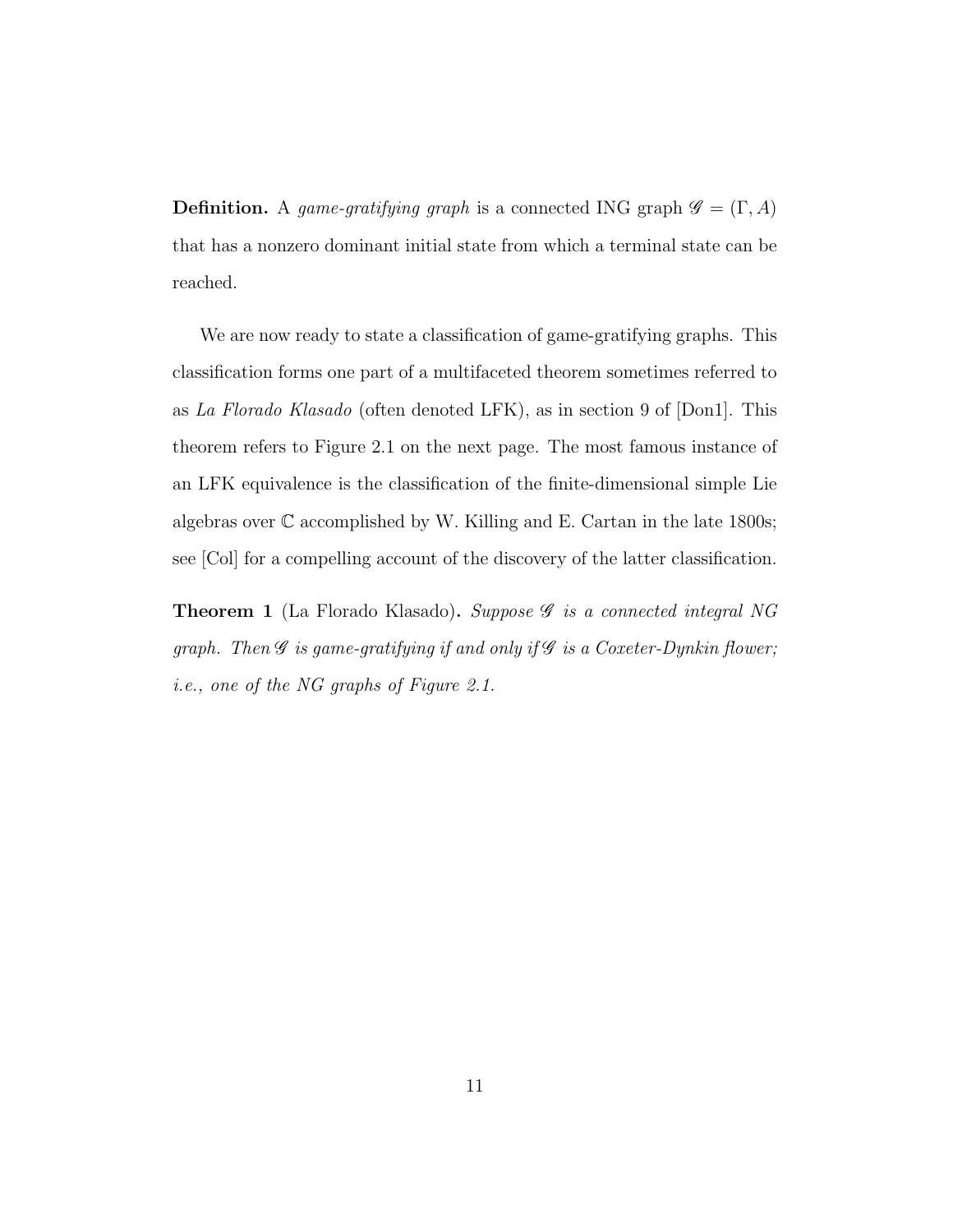**Definition.** A *game-gratifying graph* is a connected ING graph $\mathscr{G} = (\Gamma, A)$ that has a nonzero dominant initial state from which a terminal state can be reached.

We are now ready to state a classification of game-gratifying graphs. This classification forms one part of a multifaceted theorem sometimes referred to as *La Florado Klasado* (often denoted LFK), as in section 9 of [Don1]. This theorem refers to Figure 2.1 on the next page. The most famous instance of an LFK equivalence is the classification of the finite-dimensional simple Lie algebras over $\mathbb{C}$ accomplished by W. Killing and E. Cartan in the late 1800s; see [Col] for a compelling account of the discovery of the latter classification.

**Theorem 1** (La Florado Klasado)**.** *Suppose $\mathscr{G}$ is a connected integral NG graph. Then $\mathscr{G}$ is game-gratifying if and only if $\mathscr{G}$ is a Coxeter-Dynkin flower; i.e., one of the NG graphs of Figure 2.1.*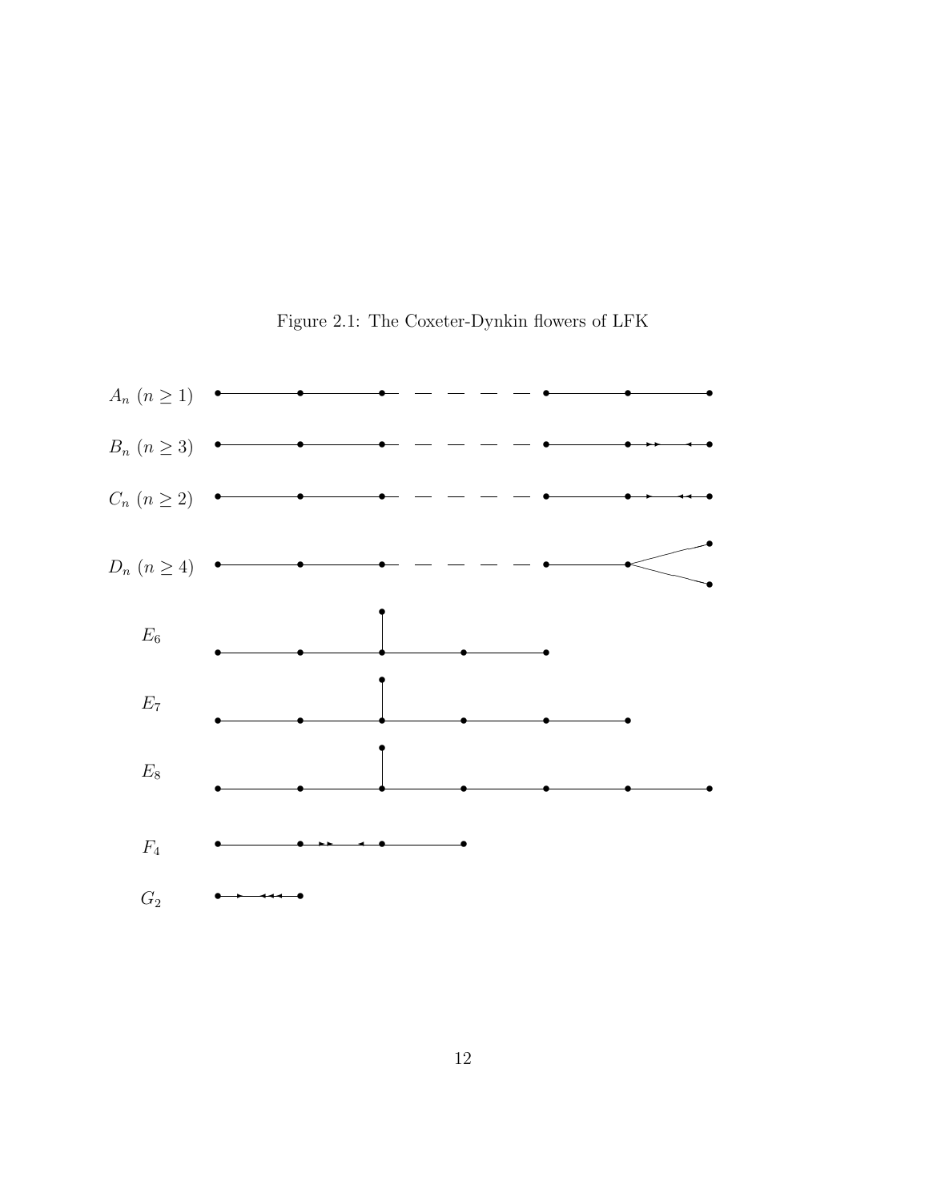Figure 2.1: The Coxeter-Dynkin flowers of LFK

$A_n$ $(n \geq 1)$

$B_n$ $(n \geq 3)$

$C_n$ $(n \geq 2)$

$D_n$ $(n \geq 4)$

$E_6$

$E_7$

$E_8$

$F_4$

$G_2$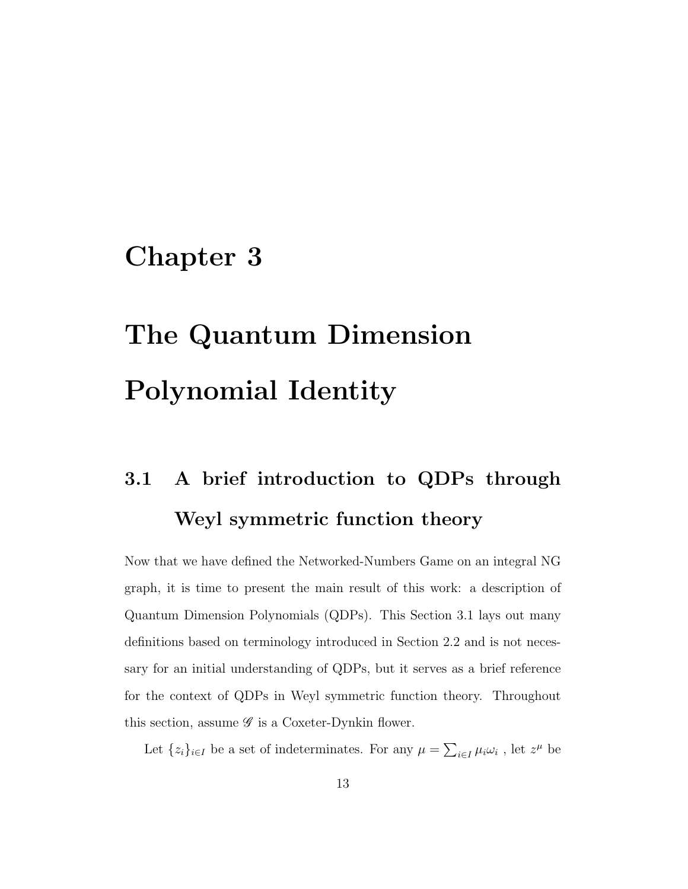# Chapter 3

# The Quantum Dimension Polynomial Identity

## 3.1 A brief introduction to QDPs through Weyl symmetric function theory

Now that we have defined the Networked-Numbers Game on an integral NG graph, it is time to present the main result of this work: a description of Quantum Dimension Polynomials (QDPs). This Section 3.1 lays out many definitions based on terminology introduced in Section 2.2 and is not necessary for an initial understanding of QDPs, but it serves as a brief reference for the context of QDPs in Weyl symmetric function theory. Throughout this section, assume $\mathscr{G}$ is a Coxeter-Dynkin flower.

Let $\{z_i\}_{i \in I}$ be a set of indeterminates. For any $\mu = \sum_{i \in I} \mu_i \omega_i$ , let $z^\mu$ be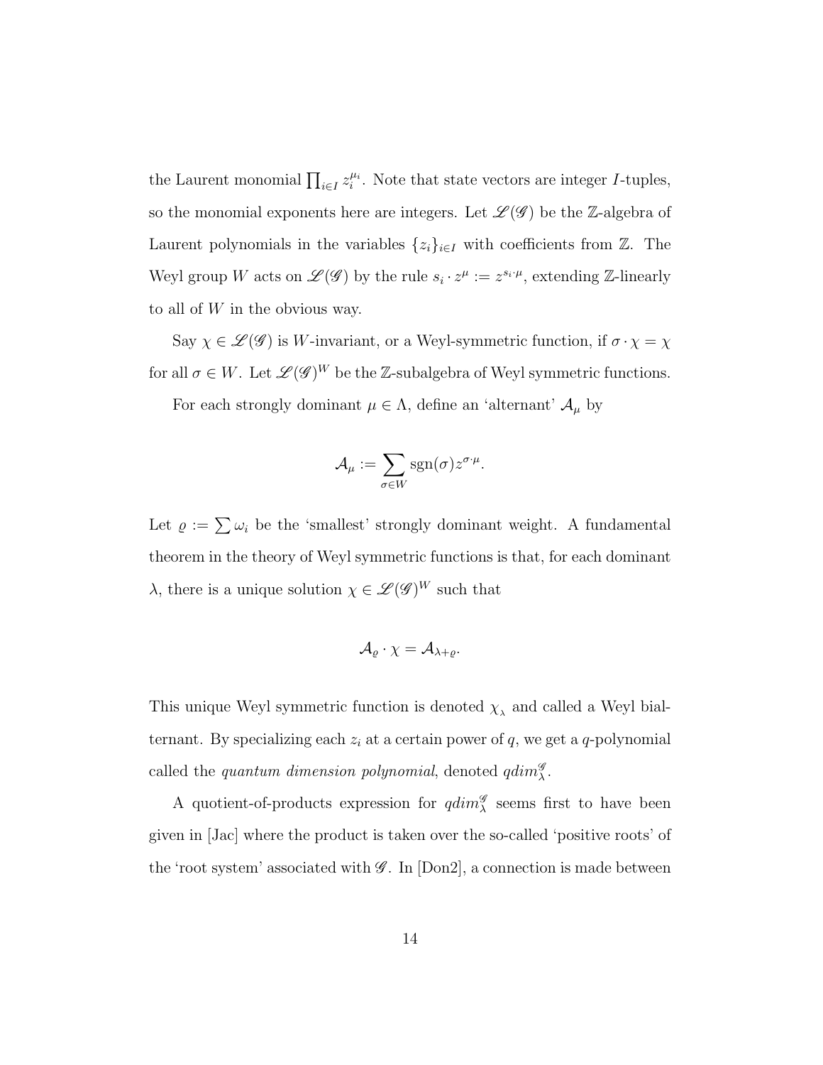the Laurent monomial $\prod_{i\in I} z_i^{\mu_i}$. Note that state vectors are integer $I$-tuples, so the monomial exponents here are integers. Let $\mathscr{L}(\mathscr{G})$ be the $\mathbb{Z}$-algebra of Laurent polynomials in the variables $\{z_i\}_{i\in I}$ with coefficients from $\mathbb{Z}$. The Weyl group $W$ acts on $\mathscr{L}(\mathscr{G})$ by the rule $s_i \cdot z^{\mu} := z^{s_i\cdot\mu}$, extending $\mathbb{Z}$-linearly to all of $W$ in the obvious way.

Say $\chi \in \mathscr{L}(\mathscr{G})$ is $W$-invariant, or a Weyl-symmetric function, if $\sigma \cdot \chi = \chi$ for all $\sigma \in W$. Let $\mathscr{L}(\mathscr{G})^W$ be the $\mathbb{Z}$-subalgebra of Weyl symmetric functions.

For each strongly dominant $\mu \in \Lambda$, define an 'alternant' $\mathcal{A}_\mu$ by

$$\mathcal{A}_\mu := \sum_{\sigma\in W} \mathrm{sgn}(\sigma) z^{\sigma\cdot\mu}.$$

Let $\varrho := \sum \omega_i$ be the 'smallest' strongly dominant weight. A fundamental theorem in the theory of Weyl symmetric functions is that, for each dominant $\lambda$, there is a unique solution $\chi \in \mathscr{L}(\mathscr{G})^W$ such that

$$\mathcal{A}_\varrho \cdot \chi = \mathcal{A}_{\lambda+\varrho}.$$

This unique Weyl symmetric function is denoted $\chi_{\lambda}$ and called a Weyl bialternant. By specializing each $z_i$ at a certain power of $q$, we get a $q$-polynomial called the *quantum dimension polynomial*, denoted $qdim_\lambda^{\mathscr{G}}$.

A quotient-of-products expression for $qdim_\lambda^{\mathscr{G}}$ seems first to have been given in [Jac] where the product is taken over the so-called 'positive roots' of the 'root system' associated with $\mathscr{G}$. In [Don2], a connection is made between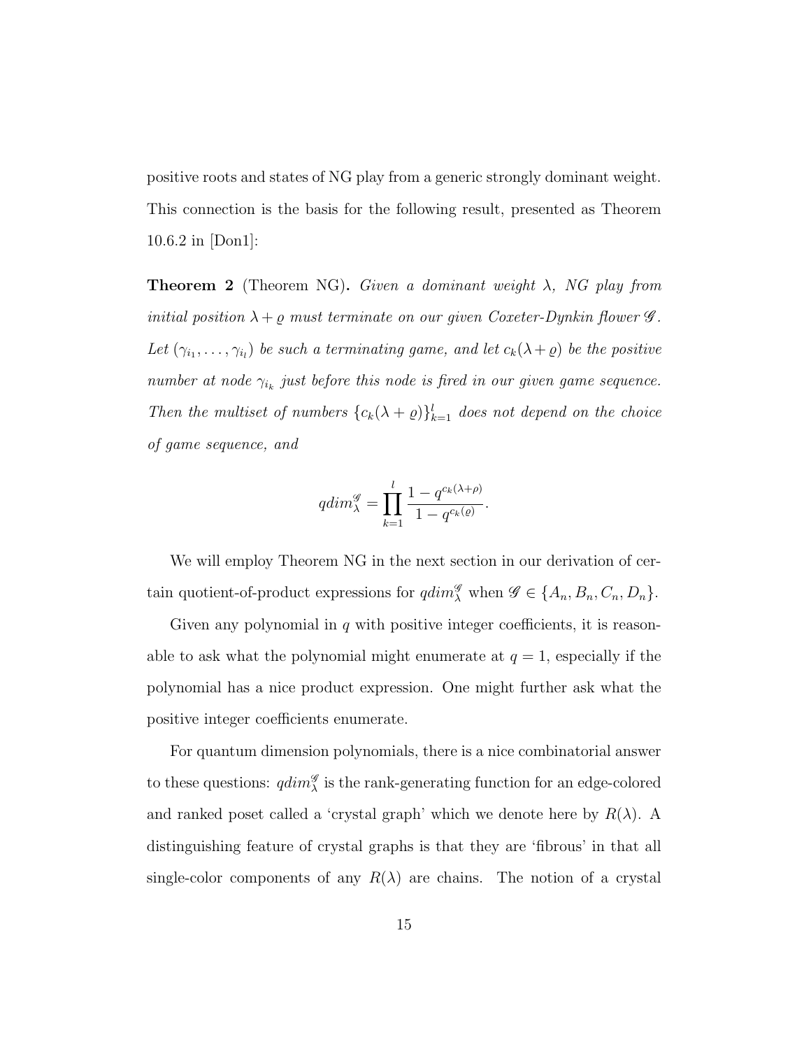positive roots and states of NG play from a generic strongly dominant weight. This connection is the basis for the following result, presented as Theorem 10.6.2 in [Don1]:

**Theorem 2** (Theorem NG)**.** *Given a dominant weight $\lambda$, NG play from initial position $\lambda + \varrho$ must terminate on our given Coxeter-Dynkin flower $\mathscr{G}$. Let $(\gamma_{i_1}, \ldots, \gamma_{i_l})$ be such a terminating game, and let $c_k(\lambda + \varrho)$ be the positive number at node $\gamma_{i_k}$ just before this node is fired in our given game sequence. Then the multiset of numbers $\{c_k(\lambda + \varrho)\}_{k=1}^{l}$ does not depend on the choice of game sequence, and*

$$qdim_{\lambda}^{\mathscr{G}} = \prod_{k=1}^{l} \frac{1 - q^{c_k(\lambda+\rho)}}{1 - q^{c_k(\varrho)}}.$$

We will employ Theorem NG in the next section in our derivation of certain quotient-of-product expressions for $qdim_{\lambda}^{\mathscr{G}}$ when $\mathscr{G} \in \{A_n, B_n, C_n, D_n\}$.

Given any polynomial in $q$ with positive integer coefficients, it is reasonable to ask what the polynomial might enumerate at $q = 1$, especially if the polynomial has a nice product expression. One might further ask what the positive integer coefficients enumerate.

For quantum dimension polynomials, there is a nice combinatorial answer to these questions: $qdim_{\lambda}^{\mathscr{G}}$ is the rank-generating function for an edge-colored and ranked poset called a 'crystal graph' which we denote here by $R(\lambda)$. A distinguishing feature of crystal graphs is that they are 'fibrous' in that all single-color components of any $R(\lambda)$ are chains. The notion of a crystal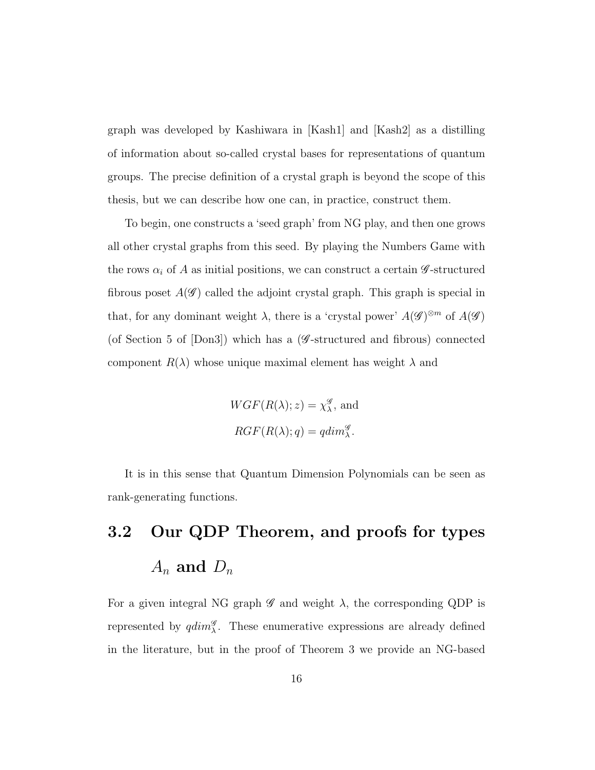graph was developed by Kashiwara in [Kash1] and [Kash2] as a distilling of information about so-called crystal bases for representations of quantum groups. The precise definition of a crystal graph is beyond the scope of this thesis, but we can describe how one can, in practice, construct them.

To begin, one constructs a 'seed graph' from NG play, and then one grows all other crystal graphs from this seed. By playing the Numbers Game with the rows $\alpha_i$ of $A$ as initial positions, we can construct a certain $\mathscr{G}$-structured fibrous poset $A(\mathscr{G})$ called the adjoint crystal graph. This graph is special in that, for any dominant weight $\lambda$, there is a 'crystal power' $A(\mathscr{G})^{\otimes m}$ of $A(\mathscr{G})$ (of Section 5 of [Don3]) which has a ($\mathscr{G}$-structured and fibrous) connected component $R(\lambda)$ whose unique maximal element has weight $\lambda$ and

$$WGF(R(\lambda); z) = \chi_\lambda^{\mathscr{G}}, \text{ and}$$
$$RGF(R(\lambda); q) = qdim_\lambda^{\mathscr{G}}.$$

It is in this sense that Quantum Dimension Polynomials can be seen as rank-generating functions.

## 3.2 Our QDP Theorem, and proofs for types $A_n$ and $D_n$

For a given integral NG graph $\mathscr{G}$ and weight $\lambda$, the corresponding QDP is represented by $qdim_\lambda^{\mathscr{G}}$. These enumerative expressions are already defined in the literature, but in the proof of Theorem 3 we provide an NG-based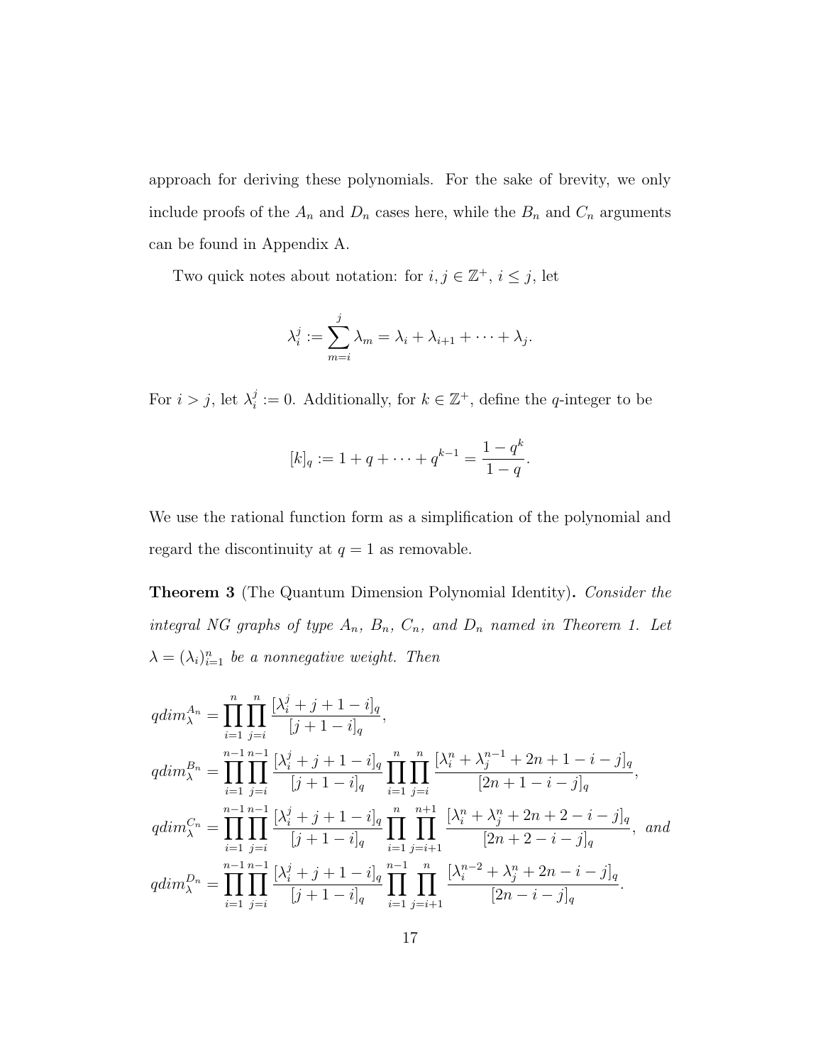approach for deriving these polynomials. For the sake of brevity, we only include proofs of the $A_n$ and $D_n$ cases here, while the $B_n$ and $C_n$ arguments can be found in Appendix A.

Two quick notes about notation: for $i, j \in \mathbb{Z}^+$, $i \leq j$, let

$$\lambda_i^j := \sum_{m=i}^{j} \lambda_m = \lambda_i + \lambda_{i+1} + \cdots + \lambda_j.$$

For $i > j$, let $\lambda_i^j := 0$. Additionally, for $k \in \mathbb{Z}^+$, define the $q$-integer to be

$$[k]_q := 1 + q + \cdots + q^{k-1} = \frac{1 - q^k}{1 - q}.$$

We use the rational function form as a simplification of the polynomial and regard the discontinuity at $q = 1$ as removable.

**Theorem 3** (The Quantum Dimension Polynomial Identity)**.** *Consider the integral NG graphs of type $A_n$, $B_n$, $C_n$, and $D_n$ named in Theorem 1. Let $\lambda = (\lambda_i)_{i=1}^n$ be a nonnegative weight. Then*

$$qdim_\lambda^{A_n} = \prod_{i=1}^{n} \prod_{j=i}^{n} \frac{[\lambda_i^j + j + 1 - i]_q}{[j + 1 - i]_q},$$

$$qdim_\lambda^{B_n} = \prod_{i=1}^{n-1} \prod_{j=i}^{n-1} \frac{[\lambda_i^j + j + 1 - i]_q}{[j + 1 - i]_q} \prod_{i=1}^{n} \prod_{j=i}^{n} \frac{[\lambda_i^n + \lambda_j^{n-1} + 2n + 1 - i - j]_q}{[2n + 1 - i - j]_q},$$

$$qdim_\lambda^{C_n} = \prod_{i=1}^{n-1} \prod_{j=i}^{n-1} \frac{[\lambda_i^j + j + 1 - i]_q}{[j + 1 - i]_q} \prod_{i=1}^{n} \prod_{j=i+1}^{n+1} \frac{[\lambda_i^n + \lambda_j^n + 2n + 2 - i - j]_q}{[2n + 2 - i - j]_q}, \text{ and}$$

$$qdim_\lambda^{D_n} = \prod_{i=1}^{n-1} \prod_{j=i}^{n-1} \frac{[\lambda_i^j + j + 1 - i]_q}{[j + 1 - i]_q} \prod_{i=1}^{n-1} \prod_{j=i+1}^{n} \frac{[\lambda_i^{n-2} + \lambda_j^n + 2n - i - j]_q}{[2n - i - j]_q}.$$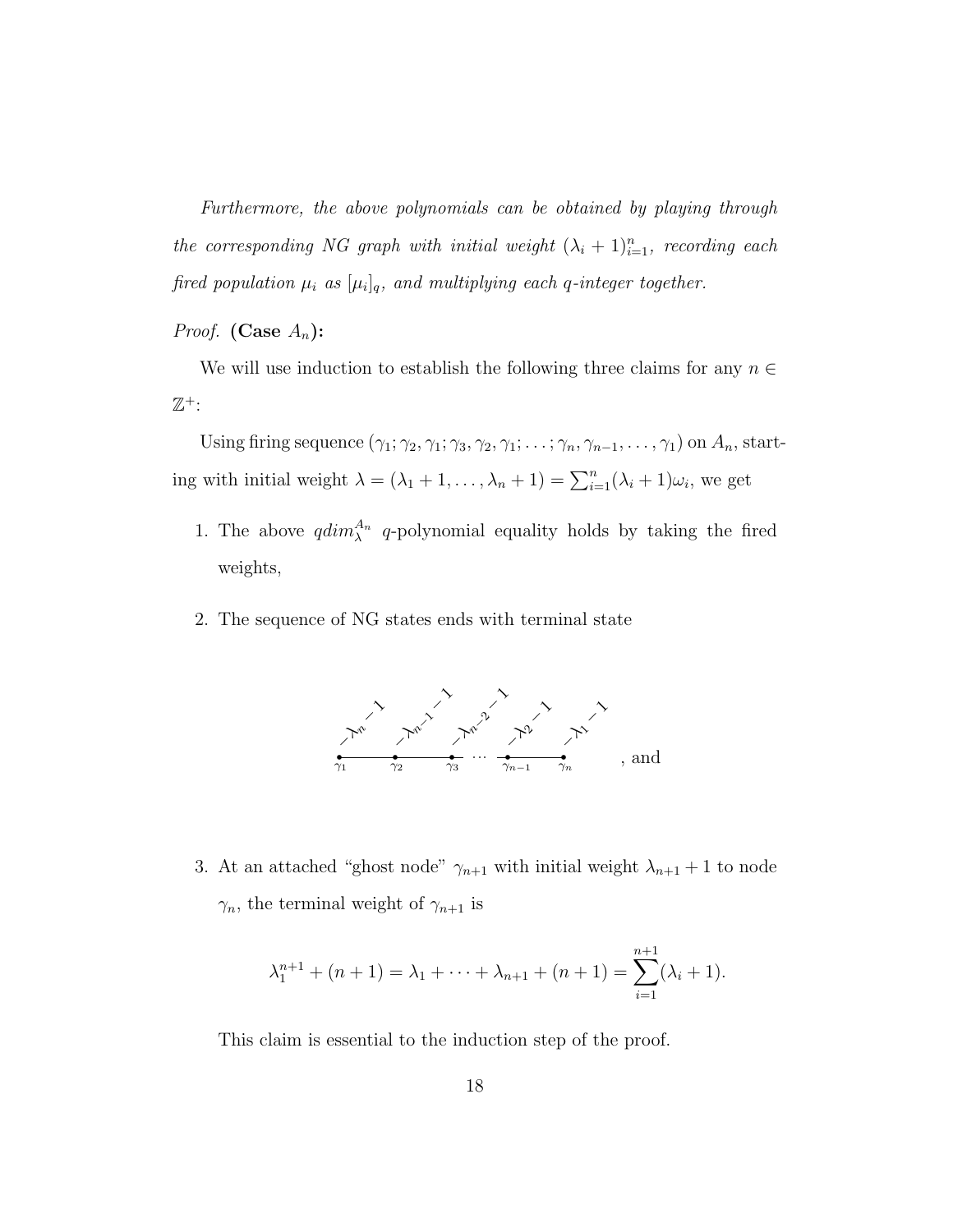*Furthermore, the above polynomials can be obtained by playing through the corresponding NG graph with initial weight $(\lambda_i + 1)_{i=1}^n$, recording each fired population $\mu_i$ as $[\mu_i]_q$, and multiplying each q-integer together.*

*Proof.* **(Case $A_n$):**

We will use induction to establish the following three claims for any $n \in \mathbb{Z}^+$:

Using firing sequence $(\gamma_1; \gamma_2, \gamma_1; \gamma_3, \gamma_2, \gamma_1; \ldots; \gamma_n, \gamma_{n-1}, \ldots, \gamma_1)$ on $A_n$, starting with initial weight $\lambda = (\lambda_1 + 1, \ldots, \lambda_n + 1) = \sum_{i=1}^n (\lambda_i + 1)\omega_i$, we get

1. The above $qdim_\lambda^{A_n}$ $q$-polynomial equality holds by taking the fired weights,

2. The sequence of NG states ends with terminal state

   $$\underset{\gamma_1}{-\lambda_n - 1} \;—\; \underset{\gamma_2}{-\lambda_{n-1} - 1} \;—\; \underset{\gamma_3}{-\lambda_{n-2} - 1} \;\cdots\; \underset{\gamma_{n-1}}{-\lambda_2 - 1} \;—\; \underset{\gamma_n}{-\lambda_1 - 1}$$

   , and

3. At an attached "ghost node" $\gamma_{n+1}$ with initial weight $\lambda_{n+1} + 1$ to node $\gamma_n$, the terminal weight of $\gamma_{n+1}$ is

   $$\lambda_1^{n+1} + (n + 1) = \lambda_1 + \cdots + \lambda_{n+1} + (n + 1) = \sum_{i=1}^{n+1} (\lambda_i + 1).$$

   This claim is essential to the induction step of the proof.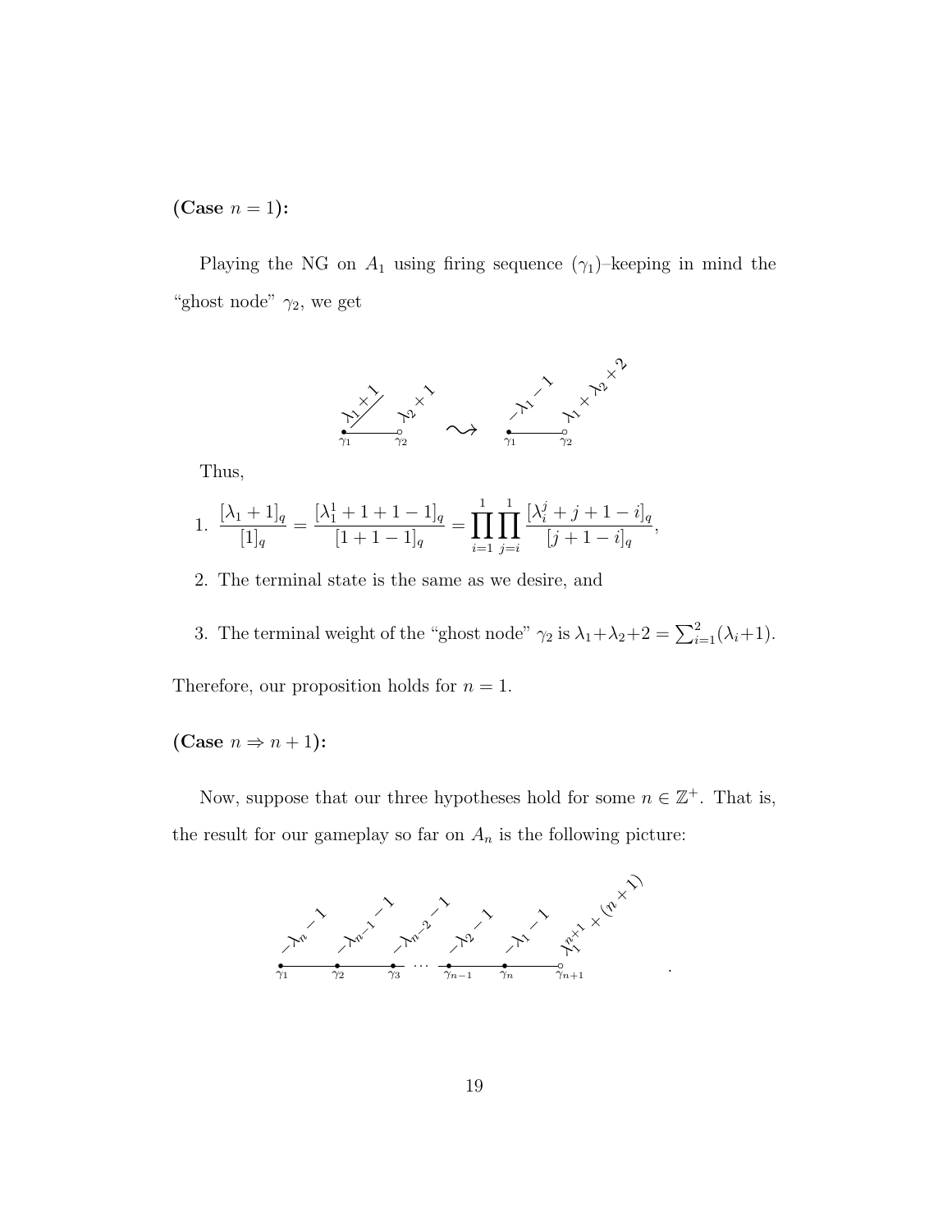**(Case $n = 1$):**

Playing the NG on $A_1$ using firing sequence $(\gamma_1)$–keeping in mind the "ghost node" $\gamma_2$, we get

Thus,

1. $\dfrac{[\lambda_1 + 1]_q}{[1]_q} = \dfrac{[\lambda_1^1 + 1 + 1 - 1]_q}{[1 + 1 - 1]_q} = \displaystyle\prod_{i=1}^{1} \prod_{j=i}^{1} \dfrac{[\lambda_i^j + j + 1 - i]_q}{[j + 1 - i]_q}$,

2. The terminal state is the same as we desire, and

3. The terminal weight of the "ghost node" $\gamma_2$ is $\lambda_1 + \lambda_2 + 2 = \sum_{i=1}^{2}(\lambda_i + 1)$.

Therefore, our proposition holds for $n = 1$.

**(Case $n \Rightarrow n + 1$):**

Now, suppose that our three hypotheses hold for some $n \in \mathbb{Z}^+$. That is, the result for our gameplay so far on $A_n$ is the following picture:

.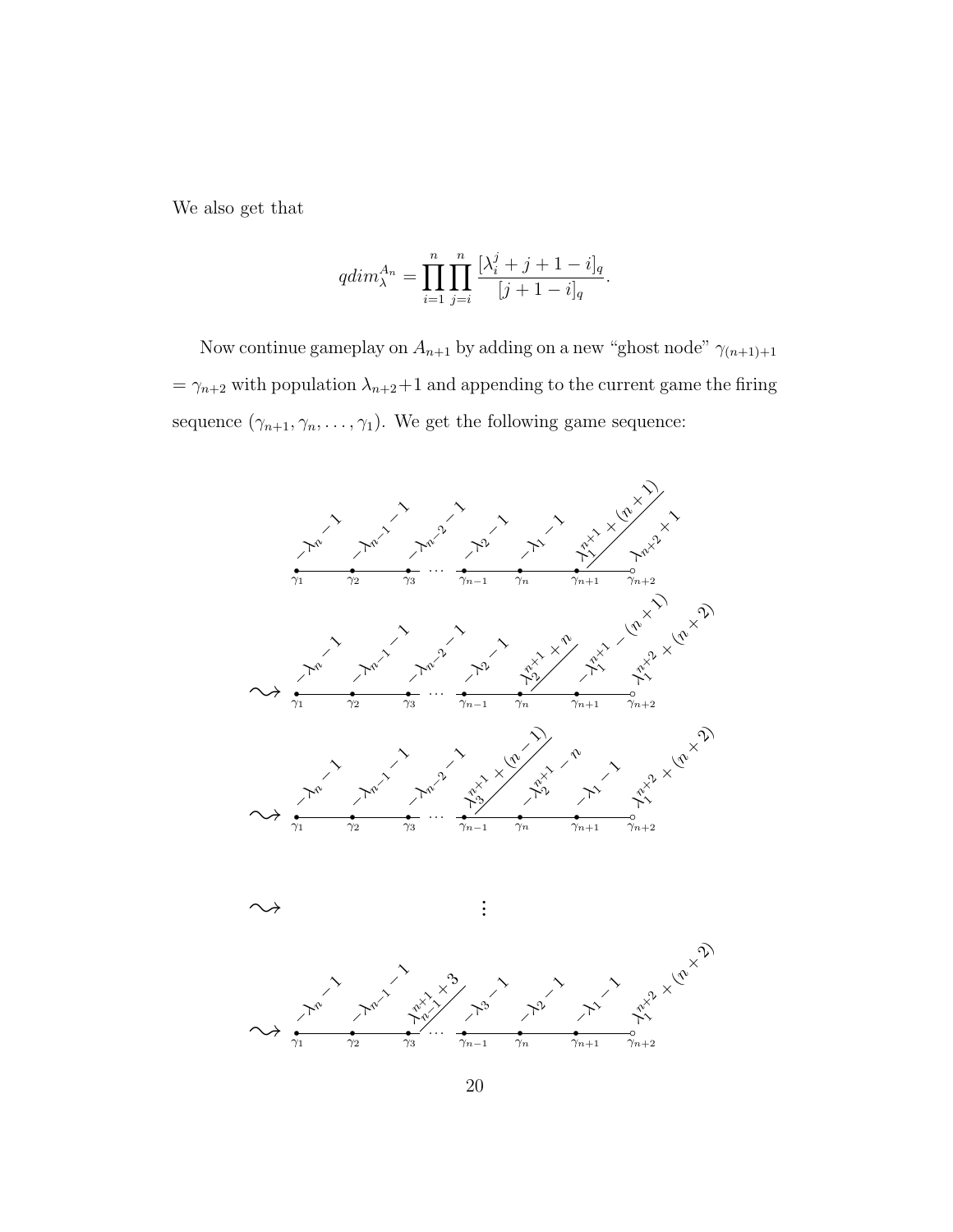We also get that

$$qdim_{\lambda}^{A_n} = \prod_{i=1}^{n} \prod_{j=i}^{n} \frac{[\lambda_i^j + j + 1 - i]_q}{[j + 1 - i]_q}.$$

Now continue gameplay on $A_{n+1}$ by adding on a new "ghost node" $\gamma_{(n+1)+1}$ $= \gamma_{n+2}$ with population $\lambda_{n+2}+1$ and appending to the current game the firing sequence $(\gamma_{n+1}, \gamma_n, \ldots, \gamma_1)$. We get the following game sequence:

$\gamma_1$: $-\lambda_n - 1$, $\gamma_2$: $-\lambda_{n-1} - 1$, $\gamma_3$: $-\lambda_{n-2} - 1$, $\cdots$, $\gamma_{n-1}$: $-\lambda_2 - 1$, $\gamma_n$: $-\lambda_1 - 1$, $\gamma_{n+1}$: $\lambda_1^{n+1} + (n+1)$, $\gamma_{n+2}$: $\lambda_{n+2} + 1$

$\rightsquigarrow$ $\gamma_1$: $-\lambda_n - 1$, $\gamma_2$: $-\lambda_{n-1} - 1$, $\gamma_3$: $-\lambda_{n-2} - 1$, $\cdots$, $\gamma_{n-1}$: $-\lambda_2 - 1$, $\gamma_n$: $\lambda_2^{n+1} + n$, $\gamma_{n+1}$: $-\lambda_1^{n+1} - (n+1)$, $\gamma_{n+2}$: $\lambda_1^{n+2} + (n+2)$

$\rightsquigarrow$ $\gamma_1$: $-\lambda_n - 1$, $\gamma_2$: $-\lambda_{n-1} - 1$, $\gamma_3$: $-\lambda_{n-2} - 1$, $\cdots$, $\gamma_{n-1}$: $\lambda_3^{n+1} + (n-1)$, $\gamma_n$: $-\lambda_2^{n+1} - n$, $\gamma_{n+1}$: $-\lambda_1 - 1$, $\gamma_{n+2}$: $\lambda_1^{n+2} + (n+2)$

$\rightsquigarrow$ $\vdots$

$\rightsquigarrow$ $\gamma_1$: $-\lambda_n - 1$, $\gamma_2$: $-\lambda_{n-1} - 1$, $\gamma_3$: $\lambda_{n-1}^{n+1} + 3$, $\cdots$, $\gamma_{n-1}$: $-\lambda_3 - 1$, $\gamma_n$: $-\lambda_2 - 1$, $\gamma_{n+1}$: $-\lambda_1 - 1$, $\gamma_{n+2}$: $\lambda_1^{n+2} + (n+2)$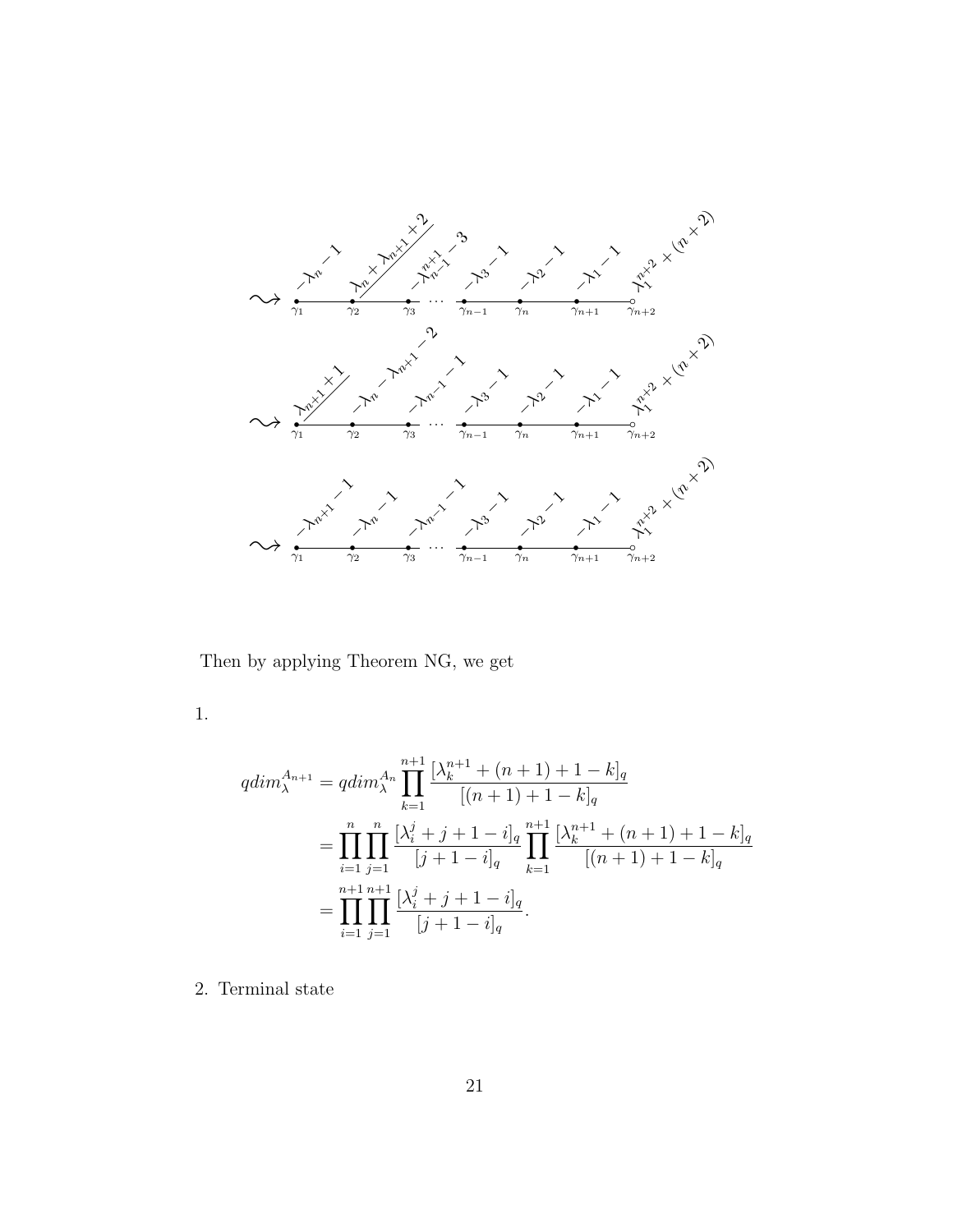$$\rightsquigarrow \quad \overset{-\lambda_n - 1}{\underset{\gamma_1}{\bullet}} — \overset{\lambda_n + \lambda_{n+1} + 2}{\underset{\gamma_2}{\bullet}} — \overset{-\lambda_{n-1}^{n+1} - 3}{\underset{\gamma_3}{\bullet}} \cdots \overset{-\lambda_3 - 1}{\underset{\gamma_{n-1}}{\bullet}} — \overset{-\lambda_2 - 1}{\underset{\gamma_n}{\bullet}} — \overset{-\lambda_1 - 1}{\underset{\gamma_{n+1}}{\bullet}} — \overset{\lambda_1^{n+2} + (n+2)}{\underset{\gamma_{n+2}}{\circ}}$$

$$\rightsquigarrow \quad \overset{\lambda_{n+1} + 1}{\underset{\gamma_1}{\bullet}} — \overset{-\lambda_n - \lambda_{n+1} - 2}{\underset{\gamma_2}{\bullet}} — \overset{-\lambda_{n-1} - 1}{\underset{\gamma_3}{\bullet}} \cdots \overset{-\lambda_3 - 1}{\underset{\gamma_{n-1}}{\bullet}} — \overset{-\lambda_2 - 1}{\underset{\gamma_n}{\bullet}} — \overset{-\lambda_1 - 1}{\underset{\gamma_{n+1}}{\bullet}} — \overset{\lambda_1^{n+2} + (n+2)}{\underset{\gamma_{n+2}}{\circ}}$$

$$\rightsquigarrow \quad \overset{-\lambda_{n+1} - 1}{\underset{\gamma_1}{\bullet}} — \overset{-\lambda_n - 1}{\underset{\gamma_2}{\bullet}} — \overset{-\lambda_{n-1} - 1}{\underset{\gamma_3}{\bullet}} \cdots \overset{-\lambda_3 - 1}{\underset{\gamma_{n-1}}{\bullet}} — \overset{-\lambda_2 - 1}{\underset{\gamma_n}{\bullet}} — \overset{-\lambda_1 - 1}{\underset{\gamma_{n+1}}{\bullet}} — \overset{\lambda_1^{n+2} + (n+2)}{\underset{\gamma_{n+2}}{\circ}}$$

Then by applying Theorem NG, we get

1.

$$\begin{aligned}
qdim_{\lambda}^{A_{n+1}} &= qdim_{\lambda}^{A_n} \prod_{k=1}^{n+1} \frac{[\lambda_k^{n+1} + (n+1) + 1 - k]_q}{[(n+1) + 1 - k]_q} \\
&= \prod_{i=1}^{n} \prod_{j=1}^{n} \frac{[\lambda_i^j + j + 1 - i]_q}{[j + 1 - i]_q} \prod_{k=1}^{n+1} \frac{[\lambda_k^{n+1} + (n+1) + 1 - k]_q}{[(n+1) + 1 - k]_q} \\
&= \prod_{i=1}^{n+1} \prod_{j=1}^{n+1} \frac{[\lambda_i^j + j + 1 - i]_q}{[j + 1 - i]_q}.
\end{aligned}$$

2. Terminal state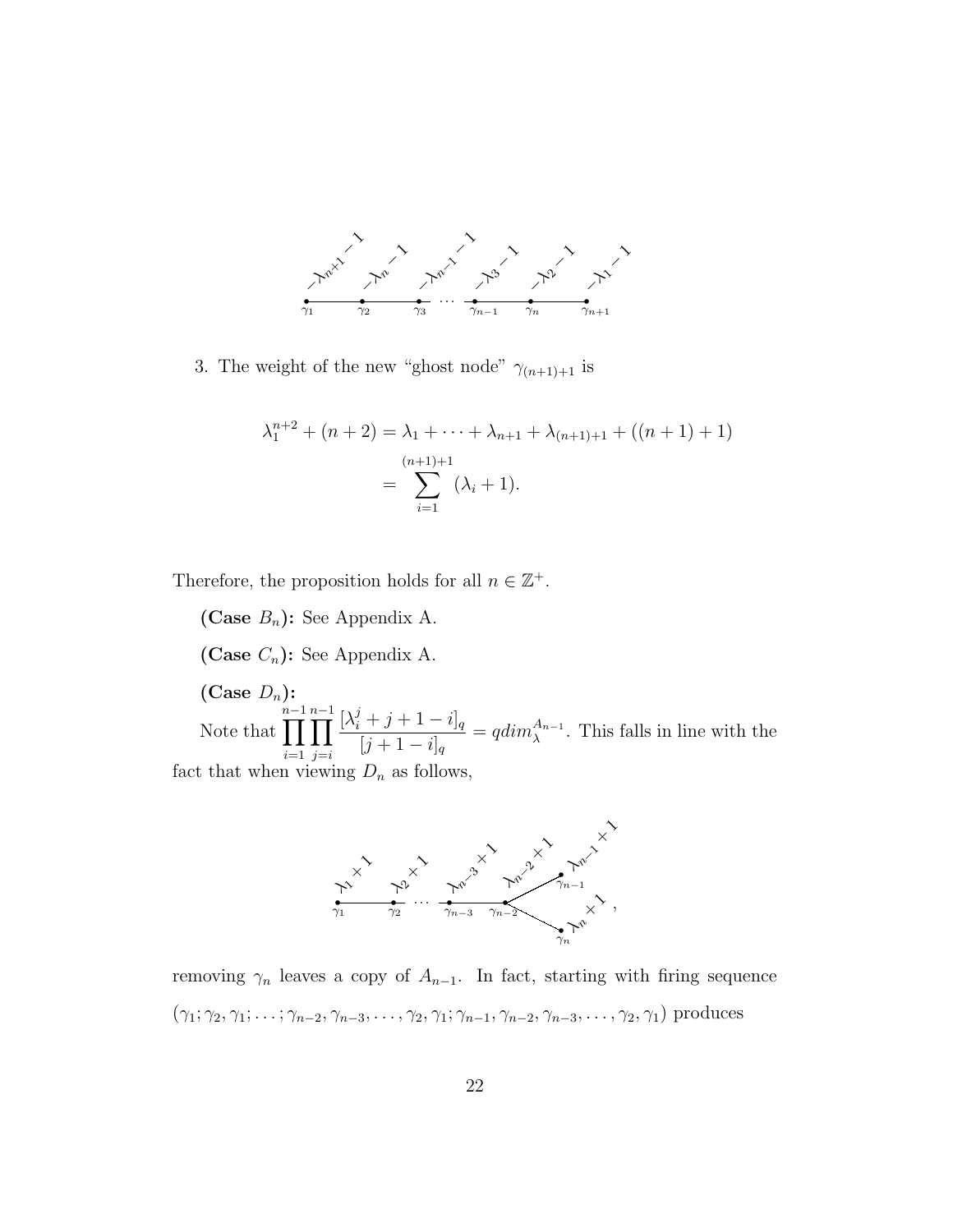$-\lambda_{n+1}-1 \quad -\lambda_n-1 \quad -\lambda_{n-1}-1 \quad -\lambda_3-1 \quad -\lambda_2-1 \quad -\lambda_1-1$

$\gamma_1 \quad \gamma_2 \quad \gamma_3 \cdots \gamma_{n-1} \quad \gamma_n \quad \gamma_{n+1}$

3. The weight of the new "ghost node" $\gamma_{(n+1)+1}$ is

$$\begin{aligned}\lambda_1^{n+2} + (n+2) &= \lambda_1 + \cdots + \lambda_{n+1} + \lambda_{(n+1)+1} + ((n+1)+1) \\ &= \sum_{i=1}^{(n+1)+1} (\lambda_i + 1).\end{aligned}$$

Therefore, the proposition holds for all $n \in \mathbb{Z}^+$.

**(Case $B_n$):** See Appendix A.

**(Case $C_n$):** See Appendix A.

**(Case $D_n$):**

Note that $\displaystyle\prod_{i=1}^{n-1}\prod_{j=i}^{n-1} \frac{[\lambda_i^j + j + 1 - i]_q}{[j+1-i]_q} = qdim_\lambda^{A_{n-1}}$. This falls in line with the fact that when viewing $D_n$ as follows,

$\lambda_1+1 \quad \lambda_2+1 \quad \lambda_{n-3}+1 \quad \lambda_{n-2}+1 \quad \lambda_{n-1}+1 \quad \lambda_n+1$

$\gamma_1 \quad \gamma_2 \cdots \gamma_{n-3} \quad \gamma_{n-2} \quad \gamma_{n-1} \quad \gamma_n$ ,

removing $\gamma_n$ leaves a copy of $A_{n-1}$. In fact, starting with firing sequence $(\gamma_1; \gamma_2, \gamma_1; \ldots; \gamma_{n-2}, \gamma_{n-3}, \ldots, \gamma_2, \gamma_1; \gamma_{n-1}, \gamma_{n-2}, \gamma_{n-3}, \ldots, \gamma_2, \gamma_1)$ produces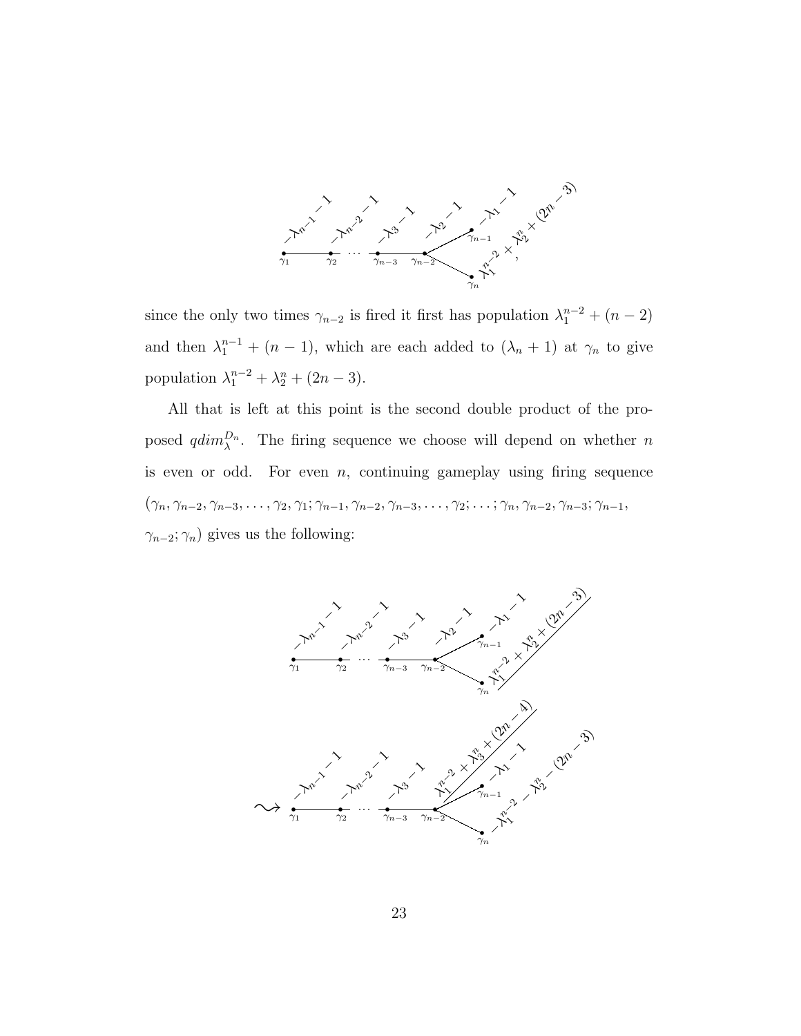since the only two times $\gamma_{n-2}$ is fired it first has population $\lambda_1^{n-2} + (n-2)$ and then $\lambda_1^{n-1} + (n-1)$, which are each added to $(\lambda_n + 1)$ at $\gamma_n$ to give population $\lambda_1^{n-2} + \lambda_2^{n} + (2n-3)$.

All that is left at this point is the second double product of the proposed $qdim_\lambda^{D_n}$. The firing sequence we choose will depend on whether $n$ is even or odd. For even $n$, continuing gameplay using firing sequence $(\gamma_n, \gamma_{n-2}, \gamma_{n-3}, \ldots, \gamma_2, \gamma_1; \gamma_{n-1}, \gamma_{n-2}, \gamma_{n-3}, \ldots, \gamma_2; \ldots; \gamma_n, \gamma_{n-2}, \gamma_{n-3}; \gamma_{n-1}, \gamma_{n-2}; \gamma_n)$ gives us the following: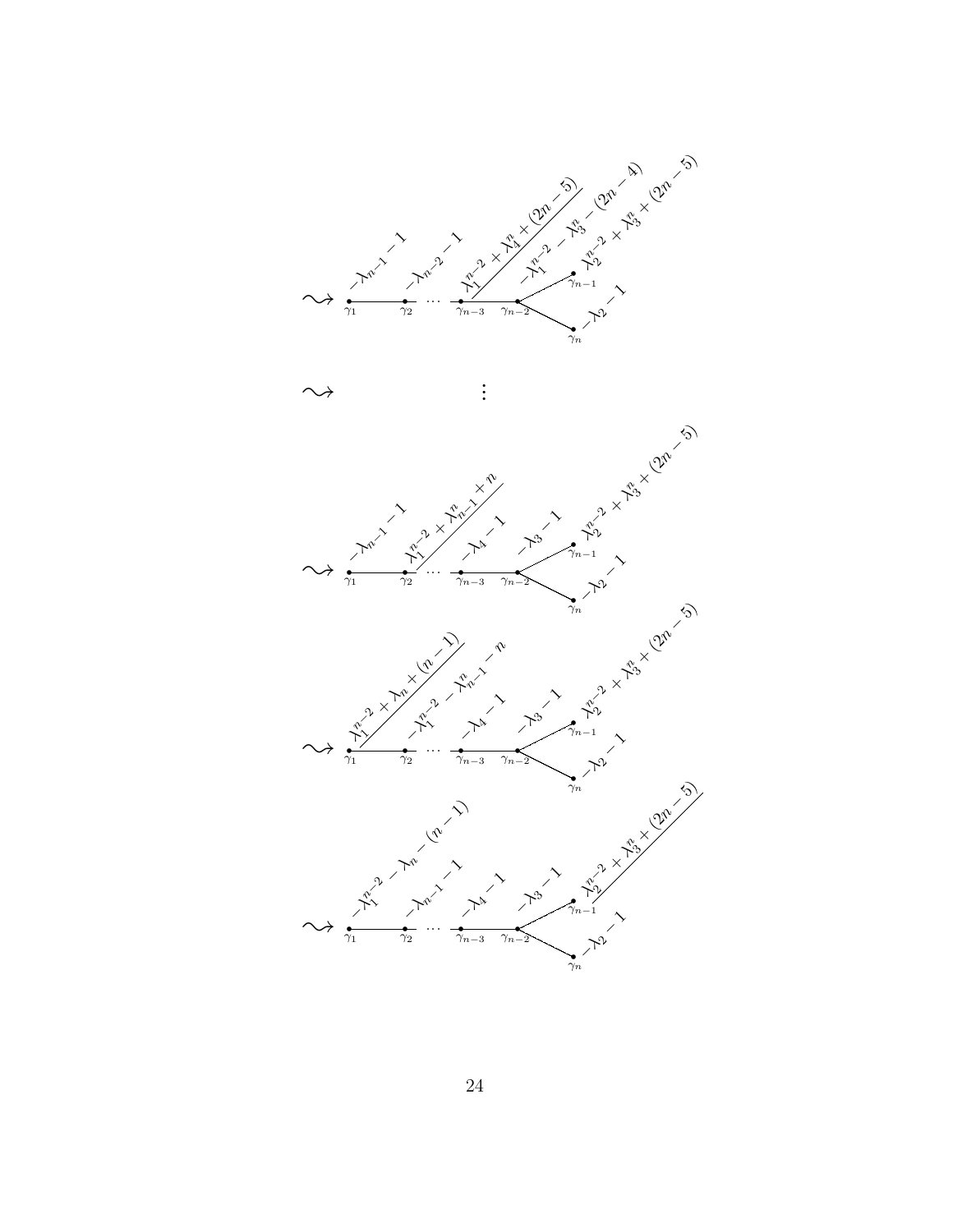$$\rightsquigarrow \quad \gamma_1 \overset{-\lambda_{n-1}-1}{\bullet} \text{---} \gamma_2 \overset{-\lambda_{n-2}-1}{\bullet} \cdots \gamma_{n-3} \overset{\lambda_1^{n-2}+\lambda_4^n+(2n-5)}{\bullet} \text{---} \gamma_{n-2} \overset{-\lambda_1^{n-2}-\lambda_3^n-(2n-4)}{\bullet} \begin{cases} \gamma_{n-1} \overset{\lambda_2^{n-2}+\lambda_3^n+(2n-5)}{\bullet} \\ \gamma_n \overset{-\lambda_2-1}{\bullet} \end{cases}$$

$$\rightsquigarrow \qquad \vdots$$

$$\rightsquigarrow \quad \gamma_1 \overset{-\lambda_{n-1}-1}{\bullet} \text{---} \gamma_2 \overset{\lambda_1^{n-2}+\lambda_{n-1}^n+n}{\bullet} \cdots \gamma_{n-3} \overset{-\lambda_4-1}{\bullet} \text{---} \gamma_{n-2} \overset{-\lambda_3-1}{\bullet} \begin{cases} \gamma_{n-1} \overset{\lambda_2^{n-2}+\lambda_3^n+(2n-5)}{\bullet} \\ \gamma_n \overset{-\lambda_2-1}{\bullet} \end{cases}$$

$$\rightsquigarrow \quad \gamma_1 \overset{\lambda_1^{n-2}+\lambda_n+(n-1)}{\bullet} \text{---} \gamma_2 \overset{-\lambda_1^{n-2}-\lambda_{n-1}^n-n}{\bullet} \cdots \gamma_{n-3} \overset{-\lambda_4-1}{\bullet} \text{---} \gamma_{n-2} \overset{-\lambda_3-1}{\bullet} \begin{cases} \gamma_{n-1} \overset{\lambda_2^{n-2}+\lambda_3^n+(2n-5)}{\bullet} \\ \gamma_n \overset{-\lambda_2-1}{\bullet} \end{cases}$$

$$\rightsquigarrow \quad \gamma_1 \overset{-\lambda_1^{n-2}-\lambda_n-(n-1)}{\bullet} \text{---} \gamma_2 \overset{-\lambda_{n-1}-1}{\bullet} \cdots \gamma_{n-3} \overset{-\lambda_4-1}{\bullet} \text{---} \gamma_{n-2} \overset{-\lambda_3-1}{\bullet} \begin{cases} \gamma_{n-1} \overset{\lambda_2^{n-2}+\lambda_3^n+(2n-5)}{\bullet} \\ \gamma_n \overset{-\lambda_2-1}{\bullet} \end{cases}$$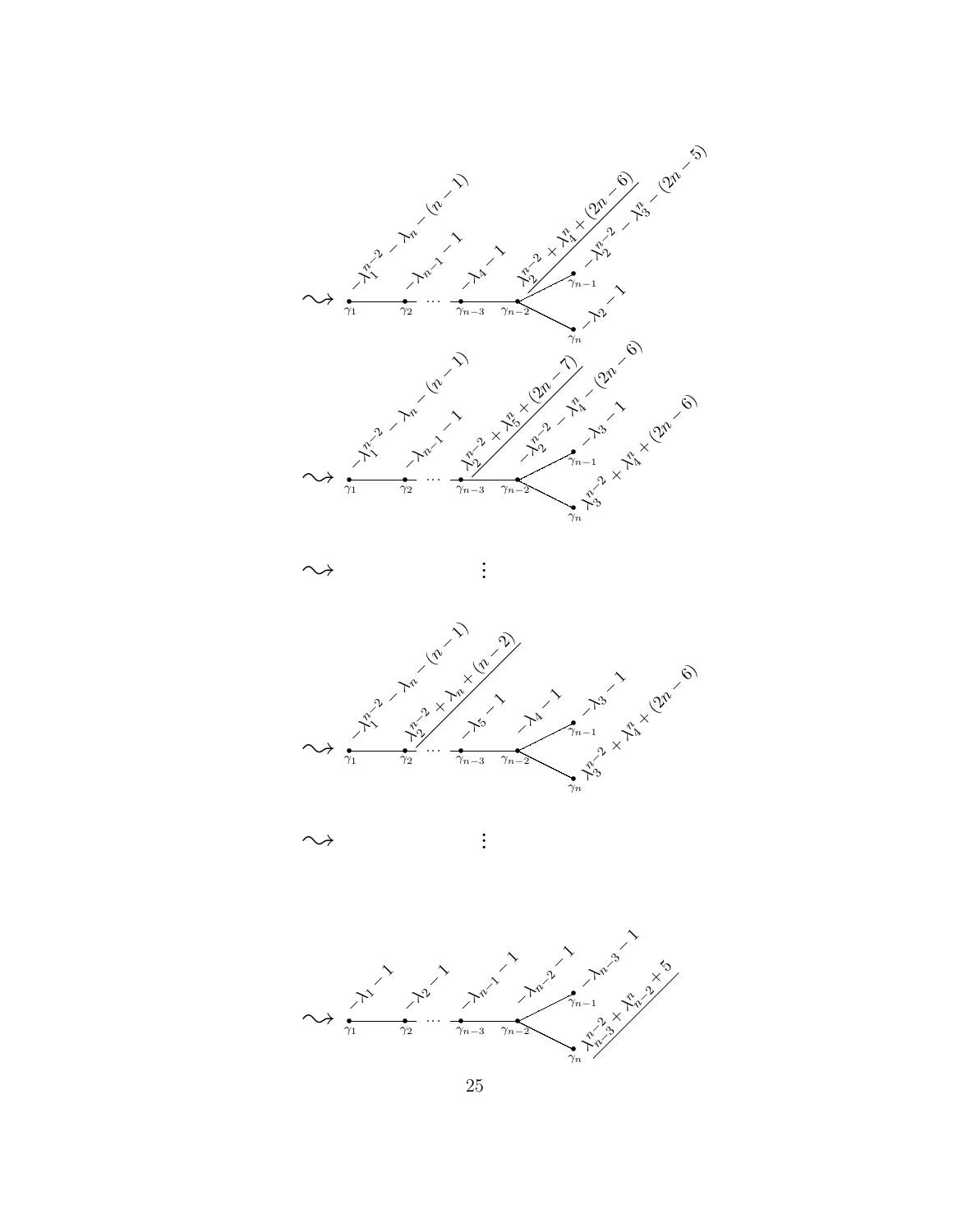$$\rightsquigarrow \quad \underset{\gamma_1}{-\lambda_1^{n-2}-\lambda_n-(n-1)} \;-\; \underset{\gamma_2}{-\lambda_{n-1}-1} \;-\; \cdots \;-\; \underset{\gamma_{n-3}}{-\lambda_4-1} \;-\; \underset{\gamma_{n-2}}{\underline{\lambda_2^{n-2}+\lambda_4^n+(2n-6)}} \;<\; \begin{array}{l} \underset{\gamma_{n-1}}{-\lambda_2^{n-2}-\lambda_3^n-(2n-5)} \\ \underset{\gamma_n}{-\lambda_2-1} \end{array}$$

$$\rightsquigarrow \quad \underset{\gamma_1}{-\lambda_1^{n-2}-\lambda_n-(n-1)} \;-\; \underset{\gamma_2}{-\lambda_{n-1}-1} \;-\; \cdots \;-\; \underset{\gamma_{n-3}}{\underline{\lambda_2^{n-2}+\lambda_5^n+(2n-7)}} \;-\; \underset{\gamma_{n-2}}{-\lambda_2^{n-2}-\lambda_4^n-(2n-6)} \;<\; \begin{array}{l} \underset{\gamma_{n-1}}{-\lambda_3-1} \\ \underset{\gamma_n}{\lambda_3^{n-2}+\lambda_4^n+(2n-6)} \end{array}$$

$$\rightsquigarrow \qquad \vdots$$

$$\rightsquigarrow \quad \underset{\gamma_1}{-\lambda_1^{n-2}-\lambda_n-(n-1)} \;-\; \underset{\gamma_2}{\underline{\lambda_2^{n-2}+\lambda_n+(n-2)}} \;-\; \cdots \;-\; \underset{\gamma_{n-3}}{-\lambda_5-1} \;-\; \underset{\gamma_{n-2}}{-\lambda_4-1} \;<\; \begin{array}{l} \underset{\gamma_{n-1}}{-\lambda_3-1} \\ \underset{\gamma_n}{\lambda_3^{n-2}+\lambda_4^n+(2n-6)} \end{array}$$

$$\rightsquigarrow \qquad \vdots$$

$$\rightsquigarrow \quad \underset{\gamma_1}{-\lambda_1-1} \;-\; \underset{\gamma_2}{-\lambda_2-1} \;-\; \cdots \;-\; \underset{\gamma_{n-3}}{-\lambda_{n-1}-1} \;-\; \underset{\gamma_{n-2}}{-\lambda_{n-2}-1} \;<\; \begin{array}{l} \underset{\gamma_{n-1}}{-\lambda_{n-3}-1} \\ \underset{\gamma_n}{\underline{\lambda_{n-3}^{n-2}+\lambda_{n-2}^n+5}} \end{array}$$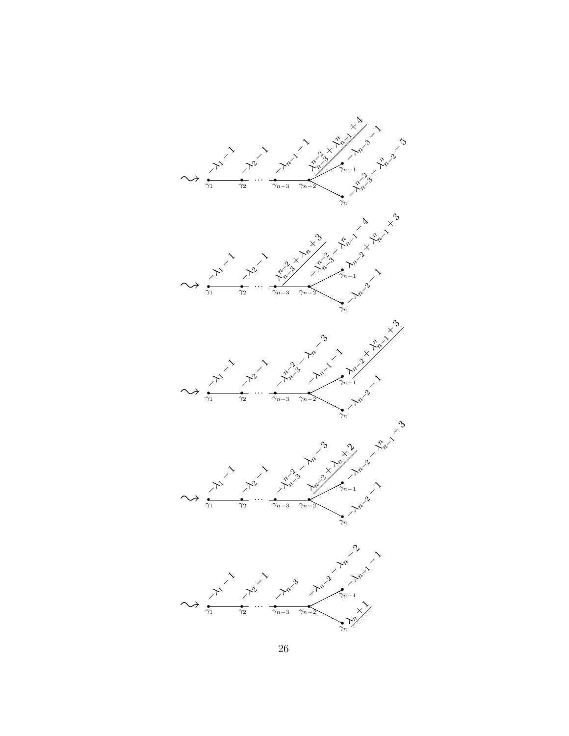$\rightsquigarrow$ $\gamma_1$: $-\lambda_1 - 1$, $\gamma_2$: $-\lambda_2 - 1$, $\cdots$, $\gamma_{n-3}$: $-\lambda_{n-1} - 1$, $\gamma_{n-2}$: $\underline{\lambda_{n-3}^{n-2} + \lambda_{n-1}^{n} + 4}$, $\gamma_{n-1}$: $-\lambda_{n-3} - 1$, $\gamma_n$: $-\lambda_{n-3}^{n-2} - \lambda_{n-2}^{n} - 5$

$\rightsquigarrow$ $\gamma_1$: $-\lambda_1 - 1$, $\gamma_2$: $-\lambda_2 - 1$, $\cdots$, $\gamma_{n-3}$: $\underline{\lambda_{n-3}^{n-2} + \lambda_n + 3}$, $\gamma_{n-2}$: $-\lambda_{n-3}^{n-2} - \lambda_{n-1}^{n} - 4$, $\gamma_{n-1}$: $\lambda_{n-2} + \lambda_{n-1}^{n} + 3$, $\gamma_n$: $-\lambda_{n-2} - 1$

$\rightsquigarrow$ $\gamma_1$: $-\lambda_1 - 1$, $\gamma_2$: $-\lambda_2 - 1$, $\cdots$, $\gamma_{n-3}$: $-\lambda_{n-3}^{n-2} - \lambda_n - 3$, $\gamma_{n-2}$: $-\lambda_{n-1} - 1$, $\gamma_{n-1}$: $\underline{\lambda_{n-2} + \lambda_{n-1}^{n} + 3}$, $\gamma_n$: $-\lambda_{n-2} - 1$

$\rightsquigarrow$ $\gamma_1$: $-\lambda_1 - 1$, $\gamma_2$: $-\lambda_2 - 1$, $\cdots$, $\gamma_{n-3}$: $-\lambda_{n-3}^{n-2} - \lambda_n - 3$, $\gamma_{n-2}$: $\underline{\lambda_{n-2} + \lambda_n + 2}$, $\gamma_{n-1}$: $-\lambda_{n-2} - \lambda_{n-1}^{n} - 3$, $\gamma_n$: $-\lambda_{n-2} - 1$

$\rightsquigarrow$ $\gamma_1$: $-\lambda_1 - 1$, $\gamma_2$: $-\lambda_2 - 1$, $\cdots$, $\gamma_{n-3}$: $-\lambda_{n-3}$, $\gamma_{n-2}$: $-\lambda_{n-2} - \lambda_n - 2$, $\gamma_{n-1}$: $-\lambda_{n-1} - 1$, $\gamma_n$: $\underline{\lambda_n + 1}$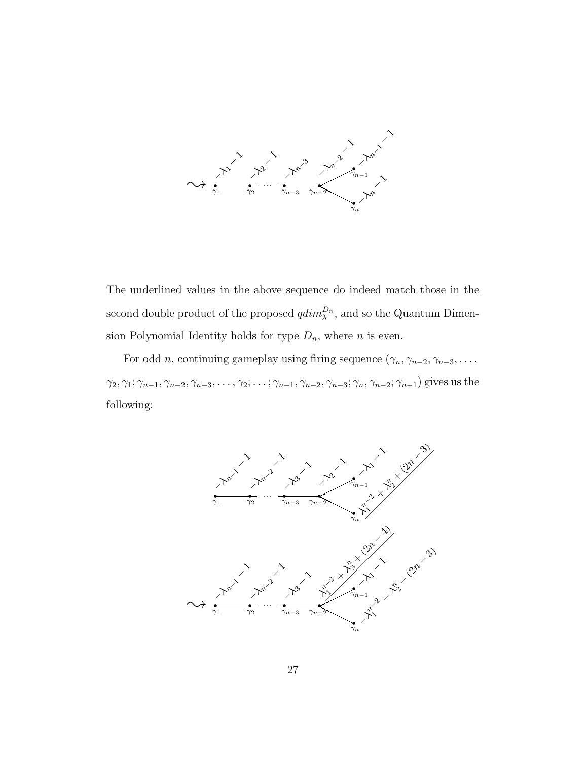$\rightsquigarrow$ $\gamma_1$: $-\lambda_1 - 1$, $\gamma_2$: $-\lambda_2 - 1$, $\cdots$, $\gamma_{n-3}$: $-\lambda_{n-3}$, $\gamma_{n-2}$: $-\lambda_{n-2} - 1$, $\gamma_{n-1}$: $-\lambda_{n-1} - 1$, $\gamma_n$: $-\lambda_n - 1$

The underlined values in the above sequence do indeed match those in the second double product of the proposed $qdim_\lambda^{D_n}$, and so the Quantum Dimension Polynomial Identity holds for type $D_n$, where $n$ is even.

For odd $n$, continuing gameplay using firing sequence $(\gamma_n, \gamma_{n-2}, \gamma_{n-3}, \ldots, \gamma_2, \gamma_1; \gamma_{n-1}, \gamma_{n-2}, \gamma_{n-3}, \ldots, \gamma_2; \ldots; \gamma_{n-1}, \gamma_{n-2}, \gamma_{n-3}; \gamma_n, \gamma_{n-2}; \gamma_{n-1})$ gives us the following:

$\gamma_1$: $-\lambda_{n-1} - 1$, $\gamma_2$: $-\lambda_{n-2} - 1$, $\cdots$, $\gamma_{n-3}$: $-\lambda_3 - 1$, $\gamma_{n-2}$: $-\lambda_2 - 1$, $\gamma_{n-1}$: $-\lambda_1 - 1$, $\gamma_n$: $\underline{\lambda_1^{n-2} + \lambda_2^n + (2n-3)}$

$\rightsquigarrow$ $\gamma_1$: $-\lambda_{n-1} - 1$, $\gamma_2$: $-\lambda_{n-2} - 1$, $\cdots$, $\gamma_{n-3}$: $-\lambda_3 - 1$, $\gamma_{n-2}$: $\underline{\lambda_1^{n-2} + \lambda_3^n + (2n-4)}$, $\gamma_{n-1}$: $-\lambda_1 - 1$, $\gamma_n$: $-\lambda_1^{n-2} - \lambda_2^n - (2n-3)$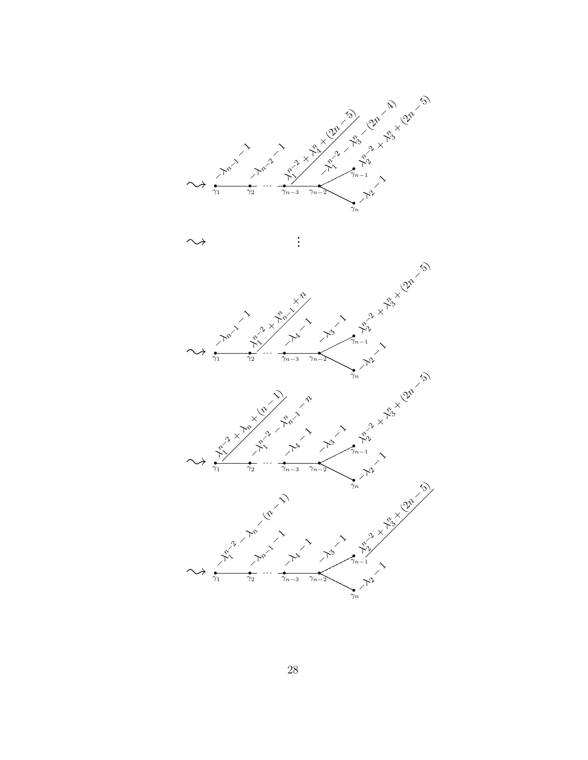$\rightsquigarrow$ Dynkin diagram $\gamma_1 - \gamma_2 - \cdots - \gamma_{n-3} - \gamma_{n-2}$, with $\gamma_{n-2}$ joined to $\gamma_{n-1}$ and $\gamma_n$. Labels: $\gamma_1$: $-\lambda_{n-1}-1$; $\gamma_2$: $-\lambda_{n-2}-1$; $\gamma_{n-3}$: $\lambda_1^{n-2}+\lambda_4^n+(2n-5)$; $\gamma_{n-2}$: $-\lambda_1^{n-2}-\lambda_3^n-(2n-4)$; $\gamma_{n-1}$: $\lambda_2^{n-2}+\lambda_3^n+(2n-5)$; $\gamma_n$: $-\lambda_2-1$

$\rightsquigarrow$ $\vdots$

$\rightsquigarrow$ Same diagram. Labels: $\gamma_1$: $-\lambda_{n-1}-1$; $\gamma_2$: $\lambda_1^{n-2}+\lambda_{n-1}^n+n$; $\gamma_{n-3}$: $-\lambda_4-1$; $\gamma_{n-2}$: $-\lambda_3-1$; $\gamma_{n-1}$: $\lambda_2^{n-2}+\lambda_3^n+(2n-5)$; $\gamma_n$: $-\lambda_2-1$

$\rightsquigarrow$ Same diagram. Labels: $\gamma_1$: $\lambda_1^{n-2}+\lambda_n+(n-1)$; $\gamma_2$: $-\lambda_1^{n-2}-\lambda_{n-1}^n-n$; $\gamma_{n-3}$: $-\lambda_4-1$; $\gamma_{n-2}$: $-\lambda_3-1$; $\gamma_{n-1}$: $\lambda_2^{n-2}+\lambda_3^n+(2n-5)$; $\gamma_n$: $-\lambda_2-1$

$\rightsquigarrow$ Same diagram. Labels: $\gamma_1$: $-\lambda_1^{n-2}-\lambda_n-(n-1)$; $\gamma_2$: $-\lambda_{n-1}-1$; $\gamma_{n-3}$: $-\lambda_4-1$; $\gamma_{n-2}$: $-\lambda_3-1$; $\gamma_{n-1}$: $\lambda_2^{n-2}+\lambda_3^n+(2n-5)$; $\gamma_n$: $-\lambda_2-1$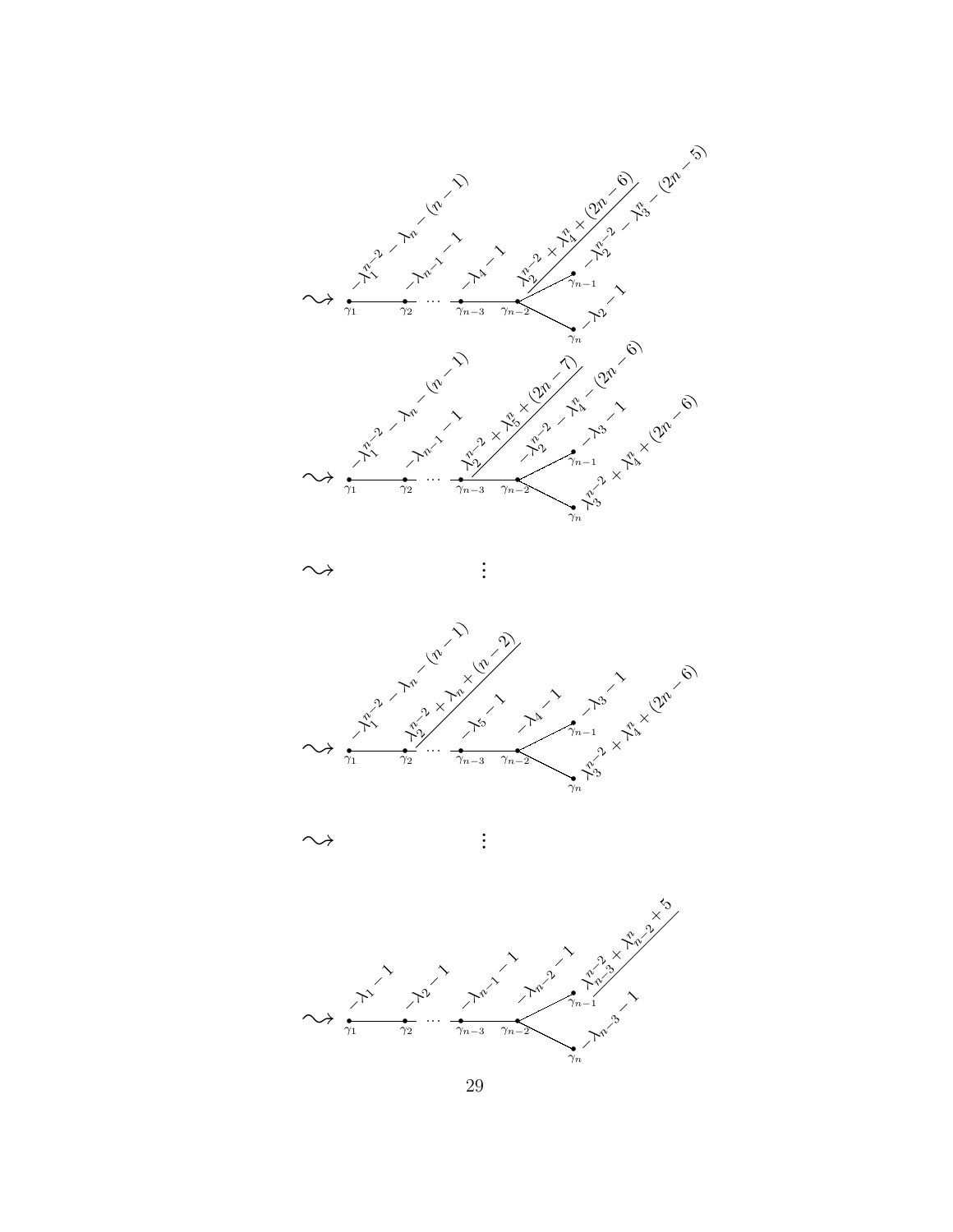$\rightsquigarrow$ $\gamma_1$: $-\lambda_1^{n-2}-\lambda_n-(n-1)$, $\gamma_2$: $-\lambda_{n-1}-1$, $\cdots$, $\gamma_{n-3}$: $-\lambda_4-1$, $\gamma_{n-2}$: $\lambda_2^{n-2}+\lambda_4^n+(2n-6)$, $\gamma_{n-1}$: $-\lambda_2^{n-2}-\lambda_3^n-(2n-5)$, $\gamma_n$: $-\lambda_2-1$

$\rightsquigarrow$ $\gamma_1$: $-\lambda_1^{n-2}-\lambda_n-(n-1)$, $\gamma_2$: $-\lambda_{n-1}-1$, $\cdots$, $\gamma_{n-3}$: $\lambda_2^{n-2}+\lambda_5^n+(2n-7)$, $\gamma_{n-2}$: $-\lambda_2^{n-2}-\lambda_4^n-(2n-6)$, $\gamma_{n-1}$: $-\lambda_3-1$, $\gamma_n$: $\lambda_3^{n-2}+\lambda_4^n+(2n-6)$

$\rightsquigarrow$ $\vdots$

$\rightsquigarrow$ $\gamma_1$: $-\lambda_1^{n-2}-\lambda_n-(n-1)$, $\gamma_2$: $\lambda_2^{n-2}+\lambda_n+(n-2)$, $\cdots$, $\gamma_{n-3}$: $-\lambda_5-1$, $\gamma_{n-2}$: $-\lambda_4-1$, $\gamma_{n-1}$: $-\lambda_3-1$, $\gamma_n$: $\lambda_3^{n-2}+\lambda_4^n+(2n-6)$

$\rightsquigarrow$ $\vdots$

$\rightsquigarrow$ $\gamma_1$: $-\lambda_1-1$, $\gamma_2$: $-\lambda_2-1$, $\cdots$, $\gamma_{n-3}$: $-\lambda_{n-1}-1$, $\gamma_{n-2}$: $-\lambda_{n-2}-1$, $\gamma_{n-1}$: $\lambda_{n-3}^{n-2}+\lambda_{n-2}^n+5$, $\gamma_n$: $-\lambda_{n-3}-1$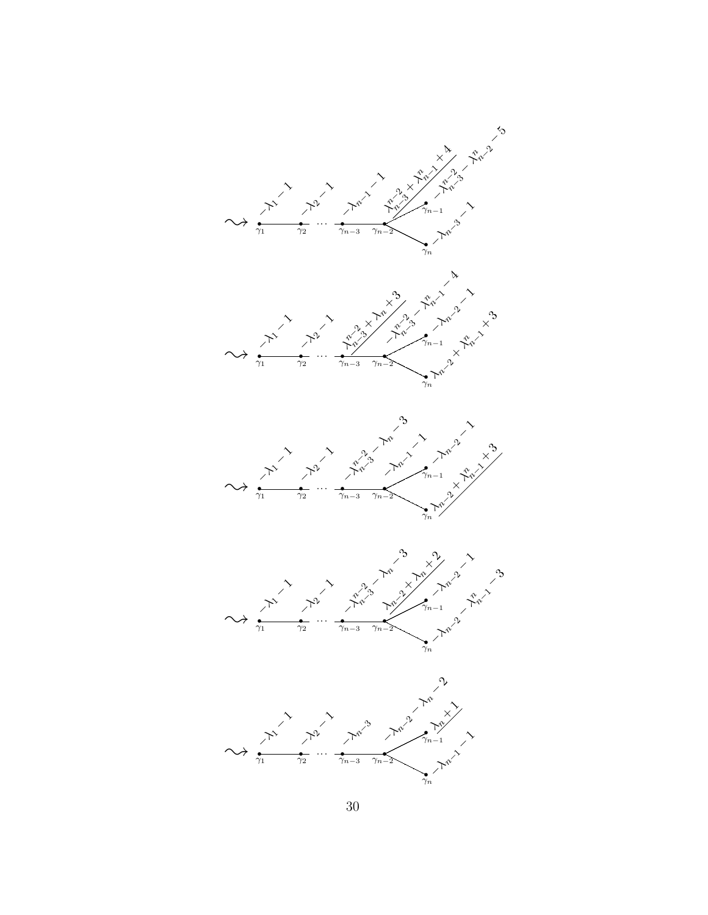$\rightsquigarrow$

- $\gamma_1$: $-\lambda_1 - 1$
- $\gamma_2$: $-\lambda_2 - 1$
- $\cdots$
- $\gamma_{n-3}$: $-\lambda_{n-1} - 1$
- $\gamma_{n-2}$: $\underline{\lambda^{n-2}_{n-3} + \lambda^{n}_{n-1} + 4}$
- $\gamma_{n-1}$: $-\lambda^{n-2}_{n-3} - \lambda^{n}_{n-2} - 5$
- $\gamma_n$: $-\lambda_{n-3} - 1$

$\rightsquigarrow$

- $\gamma_1$: $-\lambda_1 - 1$
- $\gamma_2$: $-\lambda_2 - 1$
- $\cdots$
- $\gamma_{n-3}$: $\underline{\lambda^{n-2}_{n-3} + \lambda_n + 3}$
- $\gamma_{n-2}$: $-\lambda^{n-2}_{n-3} - \lambda^{n}_{n-1} - 4$
- $\gamma_{n-1}$: $-\lambda_{n-2} - 1$
- $\gamma_n$: $\lambda_{n-2} + \lambda^{n}_{n-1} + 3$

$\rightsquigarrow$

- $\gamma_1$: $-\lambda_1 - 1$
- $\gamma_2$: $-\lambda_2 - 1$
- $\cdots$
- $\gamma_{n-3}$: $-\lambda^{n-2}_{n-3} - \lambda_n - 3$
- $\gamma_{n-2}$: $-\lambda_{n-1} - 1$
- $\gamma_{n-1}$: $-\lambda_{n-2} - 1$
- $\gamma_n$: $\underline{\lambda_{n-2} + \lambda^{n}_{n-1} + 3}$

$\rightsquigarrow$

- $\gamma_1$: $-\lambda_1 - 1$
- $\gamma_2$: $-\lambda_2 - 1$
- $\cdots$
- $\gamma_{n-3}$: $-\lambda^{n-2}_{n-3} - \lambda_n - 3$
- $\gamma_{n-2}$: $\underline{\lambda_{n-2} + \lambda_n + 2}$
- $\gamma_{n-1}$: $-\lambda_{n-2} - 1$
- $\gamma_n$: $-\lambda_{n-2} - \lambda^{n}_{n-1} - 3$

$\rightsquigarrow$

- $\gamma_1$: $-\lambda_1 - 1$
- $\gamma_2$: $-\lambda_2 - 1$
- $\cdots$
- $\gamma_{n-3}$: $-\lambda_{n-3}$
- $\gamma_{n-2}$: $-\lambda_{n-2} - \lambda_n - 2$
- $\gamma_{n-1}$: $\underline{\lambda_n + 1}$
- $\gamma_n$: $-\lambda_{n-1} - 1$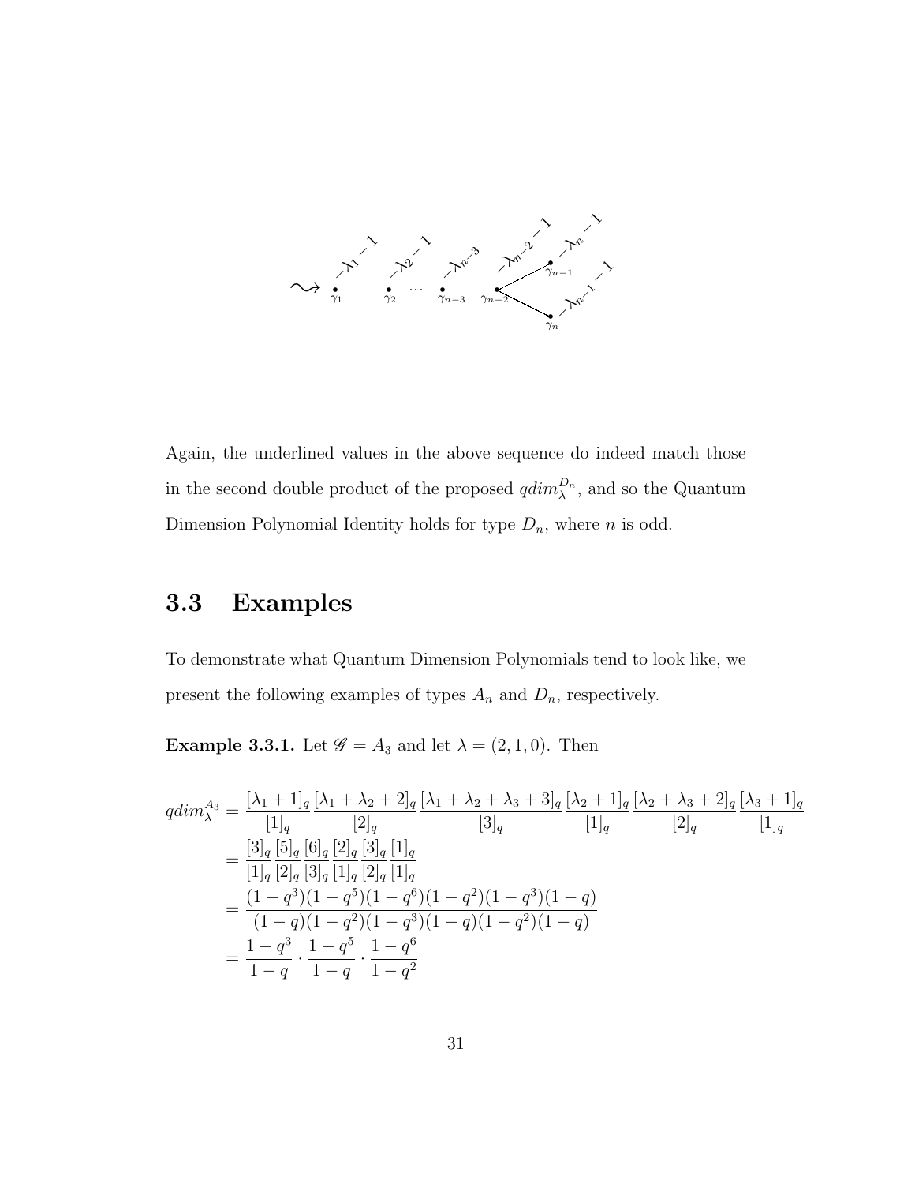Again, the underlined values in the above sequence do indeed match those in the second double product of the proposed $qdim_\lambda^{D_n}$, and so the Quantum Dimension Polynomial Identity holds for type $D_n$, where $n$ is odd. $\square$

## 3.3 Examples

To demonstrate what Quantum Dimension Polynomials tend to look like, we present the following examples of types $A_n$ and $D_n$, respectively.

**Example 3.3.1.** Let $\mathscr{G} = A_3$ and let $\lambda = (2, 1, 0)$. Then

$$
\begin{aligned}
qdim_\lambda^{A_3} &= \frac{[\lambda_1+1]_q}{[1]_q}\frac{[\lambda_1+\lambda_2+2]_q}{[2]_q}\frac{[\lambda_1+\lambda_2+\lambda_3+3]_q}{[3]_q}\frac{[\lambda_2+1]_q}{[1]_q}\frac{[\lambda_2+\lambda_3+2]_q}{[2]_q}\frac{[\lambda_3+1]_q}{[1]_q} \\
&= \frac{[3]_q}{[1]_q}\frac{[5]_q}{[2]_q}\frac{[6]_q}{[3]_q}\frac{[2]_q}{[1]_q}\frac{[3]_q}{[2]_q}\frac{[1]_q}{[1]_q} \\
&= \frac{(1-q^3)(1-q^5)(1-q^6)(1-q^2)(1-q^3)(1-q)}{(1-q)(1-q^2)(1-q^3)(1-q)(1-q^2)(1-q)} \\
&= \frac{1-q^3}{1-q}\cdot\frac{1-q^5}{1-q}\cdot\frac{1-q^6}{1-q^2}
\end{aligned}
$$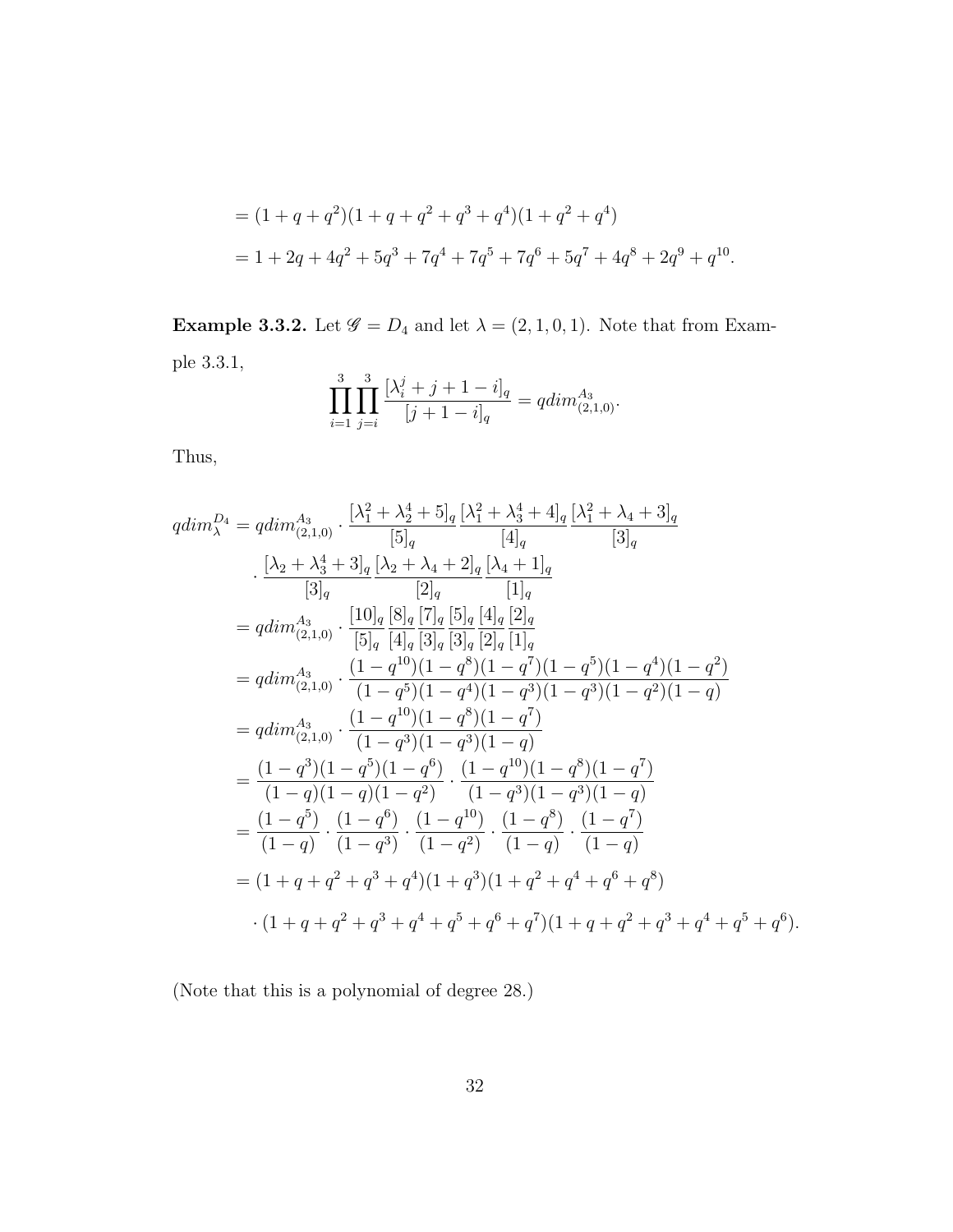$$= (1 + q + q^2)(1 + q + q^2 + q^3 + q^4)(1 + q^2 + q^4)$$

$$= 1 + 2q + 4q^2 + 5q^3 + 7q^4 + 7q^5 + 7q^6 + 5q^7 + 4q^8 + 2q^9 + q^{10}.$$

**Example 3.3.2.** Let $\mathscr{G} = D_4$ and let $\lambda = (2, 1, 0, 1)$. Note that from Example 3.3.1,

$$\prod_{i=1}^{3} \prod_{j=i}^{3} \frac{[\lambda_i^j + j + 1 - i]_q}{[j + 1 - i]_q} = qdim^{A_3}_{(2,1,0)}.$$

Thus,

$$\begin{aligned}
qdim^{D_4}_{\lambda} &= qdim^{A_3}_{(2,1,0)} \cdot \frac{[\lambda_1^2 + \lambda_2^4 + 5]_q}{[5]_q} \frac{[\lambda_1^2 + \lambda_3^4 + 4]_q}{[4]_q} \frac{[\lambda_1^2 + \lambda_4 + 3]_q}{[3]_q} \\
&\quad \cdot \frac{[\lambda_2 + \lambda_3^4 + 3]_q}{[3]_q} \frac{[\lambda_2 + \lambda_4 + 2]_q}{[2]_q} \frac{[\lambda_4 + 1]_q}{[1]_q} \\
&= qdim^{A_3}_{(2,1,0)} \cdot \frac{[10]_q}{[5]_q} \frac{[8]_q}{[4]_q} \frac{[7]_q}{[3]_q} \frac{[5]_q}{[3]_q} \frac{[4]_q}{[2]_q} \frac{[2]_q}{[1]_q} \\
&= qdim^{A_3}_{(2,1,0)} \cdot \frac{(1 - q^{10})(1 - q^8)(1 - q^7)(1 - q^5)(1 - q^4)(1 - q^2)}{(1 - q^5)(1 - q^4)(1 - q^3)(1 - q^3)(1 - q^2)(1 - q)} \\
&= qdim^{A_3}_{(2,1,0)} \cdot \frac{(1 - q^{10})(1 - q^8)(1 - q^7)}{(1 - q^3)(1 - q^3)(1 - q)} \\
&= \frac{(1 - q^3)(1 - q^5)(1 - q^6)}{(1 - q)(1 - q)(1 - q^2)} \cdot \frac{(1 - q^{10})(1 - q^8)(1 - q^7)}{(1 - q^3)(1 - q^3)(1 - q)} \\
&= \frac{(1 - q^5)}{(1 - q)} \cdot \frac{(1 - q^6)}{(1 - q^3)} \cdot \frac{(1 - q^{10})}{(1 - q^2)} \cdot \frac{(1 - q^8)}{(1 - q)} \cdot \frac{(1 - q^7)}{(1 - q)} \\
&= (1 + q + q^2 + q^3 + q^4)(1 + q^3)(1 + q^2 + q^4 + q^6 + q^8) \\
&\quad \cdot (1 + q + q^2 + q^3 + q^4 + q^5 + q^6 + q^7)(1 + q + q^2 + q^3 + q^4 + q^5 + q^6).
\end{aligned}$$

(Note that this is a polynomial of degree 28.)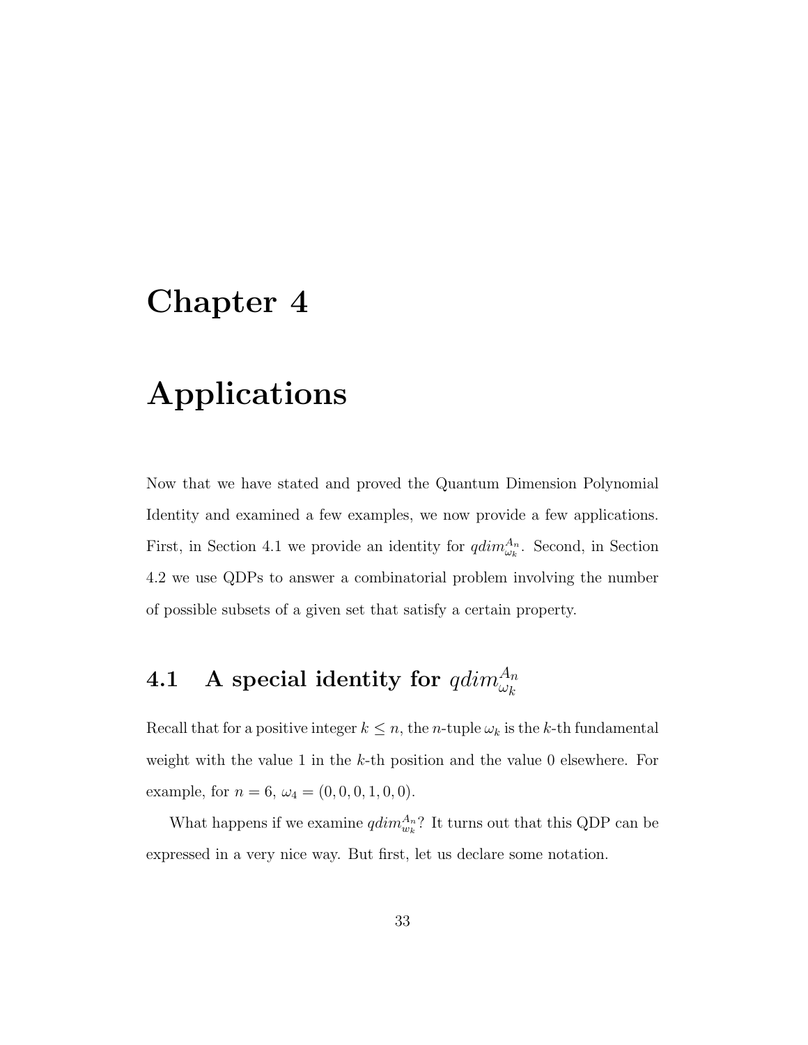# Chapter 4

# Applications

Now that we have stated and proved the Quantum Dimension Polynomial Identity and examined a few examples, we now provide a few applications. First, in Section 4.1 we provide an identity for $qdim^{A_n}_{\omega_k}$. Second, in Section 4.2 we use QDPs to answer a combinatorial problem involving the number of possible subsets of a given set that satisfy a certain property.

## 4.1 A special identity for $qdim^{A_n}_{\omega_k}$

Recall that for a positive integer $k \leq n$, the $n$-tuple $\omega_k$ is the $k$-th fundamental weight with the value 1 in the $k$-th position and the value 0 elsewhere. For example, for $n = 6$, $\omega_4 = (0, 0, 0, 1, 0, 0)$.

What happens if we examine $qdim^{A_n}_{w_k}$? It turns out that this QDP can be expressed in a very nice way. But first, let us declare some notation.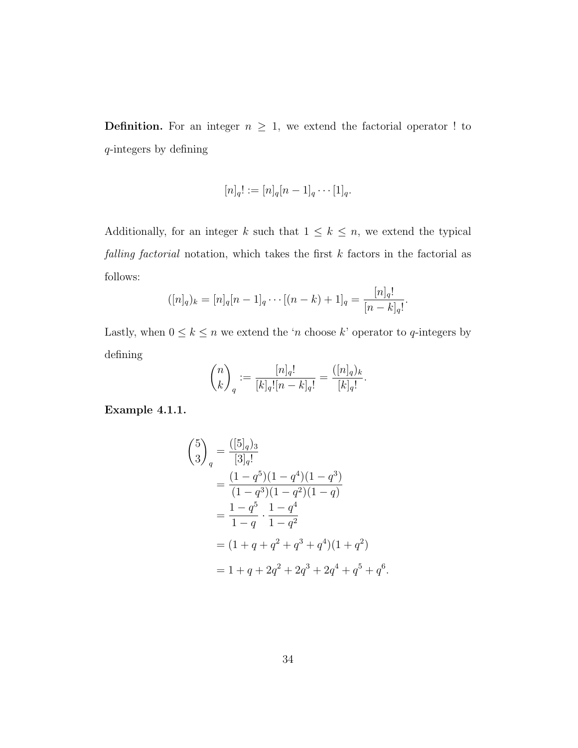**Definition.** For an integer $n \geq 1$, we extend the factorial operator ! to $q$-integers by defining

$$[n]_q! := [n]_q[n-1]_q \cdots [1]_q.$$

Additionally, for an integer $k$ such that $1 \leq k \leq n$, we extend the typical *falling factorial* notation, which takes the first $k$ factors in the factorial as follows:

$$([n]_q)_k = [n]_q[n-1]_q \cdots [(n-k)+1]_q = \frac{[n]_q!}{[n-k]_q!}.$$

Lastly, when $0 \leq k \leq n$ we extend the '$n$ choose $k$' operator to $q$-integers by defining

$$\binom{n}{k}_q := \frac{[n]_q!}{[k]_q![n-k]_q!} = \frac{([n]_q)_k}{[k]_q!}.$$

**Example 4.1.1.**

$$\begin{aligned}
\binom{5}{3}_q &= \frac{([5]_q)_3}{[3]_q!} \\
&= \frac{(1-q^5)(1-q^4)(1-q^3)}{(1-q^3)(1-q^2)(1-q)} \\
&= \frac{1-q^5}{1-q} \cdot \frac{1-q^4}{1-q^2} \\
&= (1+q+q^2+q^3+q^4)(1+q^2) \\
&= 1+q+2q^2+2q^3+2q^4+q^5+q^6.
\end{aligned}$$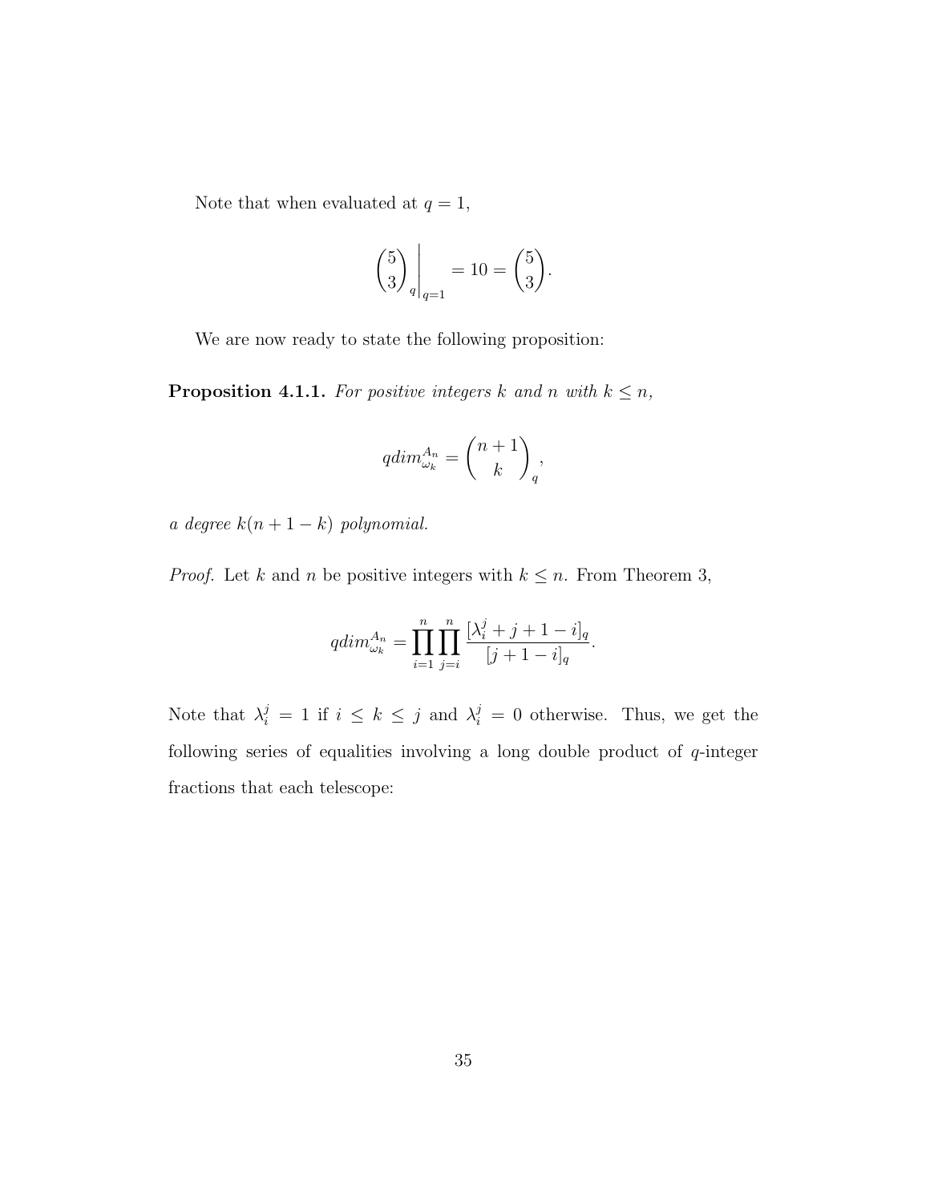Note that when evaluated at $q = 1$,

$$\binom{5}{3}_q \Bigg|_{q=1} = 10 = \binom{5}{3}.$$

We are now ready to state the following proposition:

**Proposition 4.1.1.** *For positive integers $k$ and $n$ with $k \leq n$,*

$$qdim_{\omega_k}^{A_n} = \binom{n+1}{k}_q,$$

*a degree $k(n+1-k)$ polynomial.*

*Proof.* Let $k$ and $n$ be positive integers with $k \leq n$. From Theorem 3,

$$qdim_{\omega_k}^{A_n} = \prod_{i=1}^{n} \prod_{j=i}^{n} \frac{[\lambda_i^j + j + 1 - i]_q}{[j+1-i]_q}.$$

Note that $\lambda_i^j = 1$ if $i \leq k \leq j$ and $\lambda_i^j = 0$ otherwise. Thus, we get the following series of equalities involving a long double product of $q$-integer fractions that each telescope: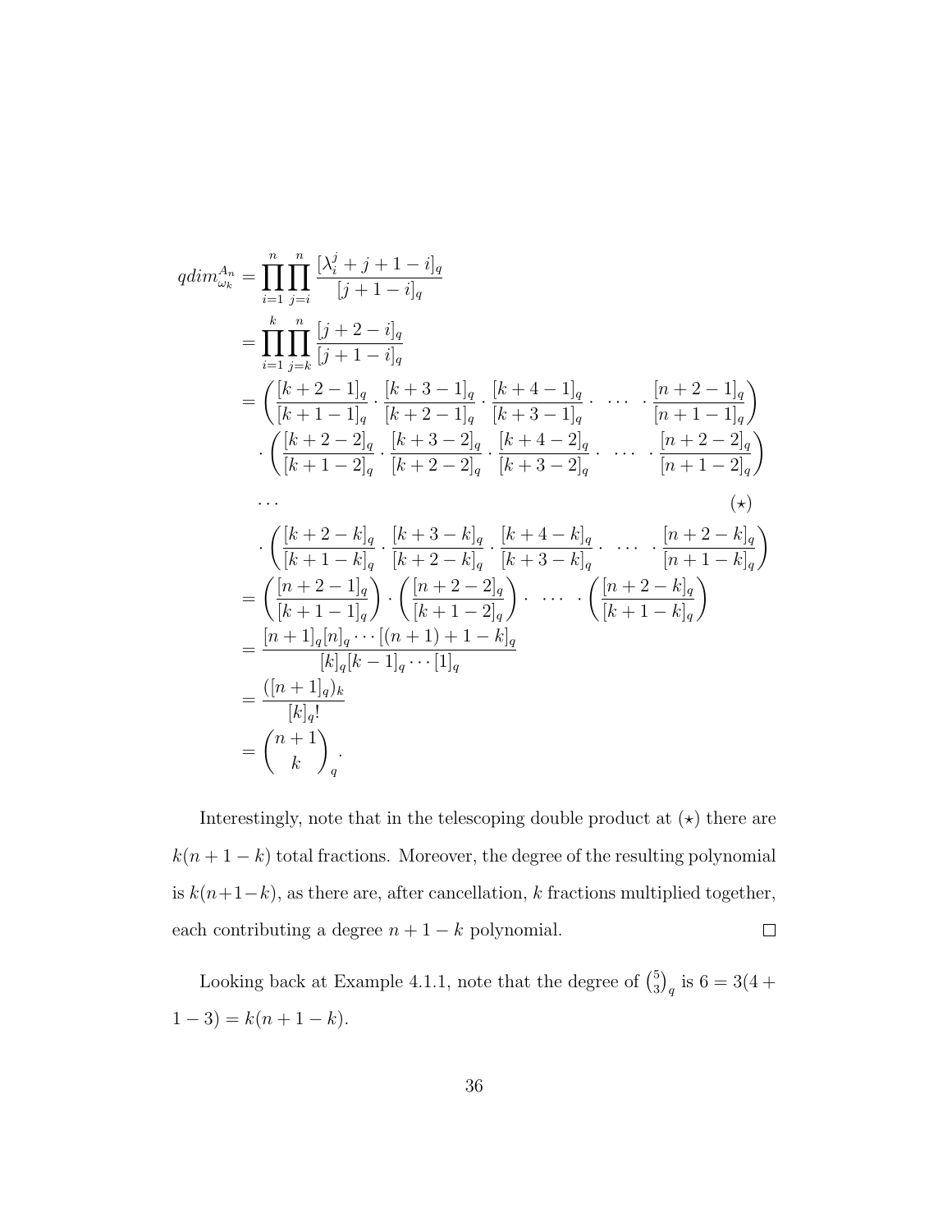$$
\begin{aligned}
qdim^{A_n}_{\omega_k} &= \prod_{i=1}^{n}\prod_{j=i}^{n} \frac{[\lambda_i^j + j + 1 - i]_q}{[j+1-i]_q} \\
&= \prod_{i=1}^{k}\prod_{j=k}^{n} \frac{[j+2-i]_q}{[j+1-i]_q} \\
&= \left( \frac{[k+2-1]_q}{[k+1-1]_q} \cdot \frac{[k+3-1]_q}{[k+2-1]_q} \cdot \frac{[k+4-1]_q}{[k+3-1]_q} \cdot \ \cdots \ \cdot \frac{[n+2-1]_q}{[n+1-1]_q} \right) \\
&\quad \cdot \left( \frac{[k+2-2]_q}{[k+1-2]_q} \cdot \frac{[k+3-2]_q}{[k+2-2]_q} \cdot \frac{[k+4-2]_q}{[k+3-2]_q} \cdot \ \cdots \ \cdot \frac{[n+2-2]_q}{[n+1-2]_q} \right) \\
&\quad \cdots \qquad\qquad\qquad\qquad\qquad\qquad\qquad\qquad\qquad\qquad\qquad\qquad (\star) \\
&\quad \cdot \left( \frac{[k+2-k]_q}{[k+1-k]_q} \cdot \frac{[k+3-k]_q}{[k+2-k]_q} \cdot \frac{[k+4-k]_q}{[k+3-k]_q} \cdot \ \cdots \ \cdot \frac{[n+2-k]_q}{[n+1-k]_q} \right) \\
&= \left( \frac{[n+2-1]_q}{[k+1-1]_q} \right) \cdot \left( \frac{[n+2-2]_q}{[k+1-2]_q} \right) \cdot \ \cdots \ \cdot \left( \frac{[n+2-k]_q}{[k+1-k]_q} \right) \\
&= \frac{[n+1]_q [n]_q \cdots [(n+1)+1-k]_q}{[k]_q [k-1]_q \cdots [1]_q} \\
&= \frac{([n+1]_q)_k}{[k]_q!} \\
&= \binom{n+1}{k}_q .
\end{aligned}
$$

Interestingly, note that in the telescoping double product at $(\star)$ there are $k(n+1-k)$ total fractions. Moreover, the degree of the resulting polynomial is $k(n+1-k)$, as there are, after cancellation, $k$ fractions multiplied together, each contributing a degree $n+1-k$ polynomial. $\square$

Looking back at Example 4.1.1, note that the degree of $\binom{5}{3}_q$ is $6 = 3(4+1-3) = k(n+1-k)$.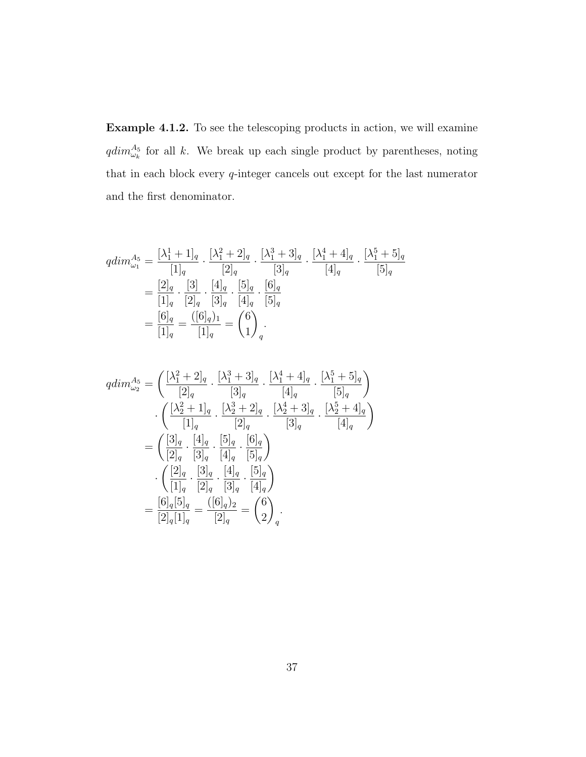**Example 4.1.2.** To see the telescoping products in action, we will examine $qdim^{A_5}_{\omega_k}$ for all $k$. We break up each single product by parentheses, noting that in each block every $q$-integer cancels out except for the last numerator and the first denominator.

$$
\begin{aligned}
qdim^{A_5}_{\omega_1} &= \frac{[\lambda_1^1+1]_q}{[1]_q}\cdot\frac{[\lambda_1^2+2]_q}{[2]_q}\cdot\frac{[\lambda_1^3+3]_q}{[3]_q}\cdot\frac{[\lambda_1^4+4]_q}{[4]_q}\cdot\frac{[\lambda_1^5+5]_q}{[5]_q}\\
&= \frac{[2]_q}{[1]_q}\cdot\frac{[3]}{[2]_q}\cdot\frac{[4]_q}{[3]_q}\cdot\frac{[5]_q}{[4]_q}\cdot\frac{[6]_q}{[5]_q}\\
&= \frac{[6]_q}{[1]_q} = \frac{([6]_q)_1}{[1]_q} = \binom{6}{1}_q.
\end{aligned}
$$

$$
\begin{aligned}
qdim^{A_5}_{\omega_2} &= \left(\frac{[\lambda_1^2+2]_q}{[2]_q}\cdot\frac{[\lambda_1^3+3]_q}{[3]_q}\cdot\frac{[\lambda_1^4+4]_q}{[4]_q}\cdot\frac{[\lambda_1^5+5]_q}{[5]_q}\right)\\
&\quad\cdot\left(\frac{[\lambda_2^2+1]_q}{[1]_q}\cdot\frac{[\lambda_2^3+2]_q}{[2]_q}\cdot\frac{[\lambda_2^4+3]_q}{[3]_q}\cdot\frac{[\lambda_2^5+4]_q}{[4]_q}\right)\\
&= \left(\frac{[3]_q}{[2]_q}\cdot\frac{[4]_q}{[3]_q}\cdot\frac{[5]_q}{[4]_q}\cdot\frac{[6]_q}{[5]_q}\right)\\
&\quad\cdot\left(\frac{[2]_q}{[1]_q}\cdot\frac{[3]_q}{[2]_q}\cdot\frac{[4]_q}{[3]_q}\cdot\frac{[5]_q}{[4]_q}\right)\\
&= \frac{[6]_q[5]_q}{[2]_q[1]_q} = \frac{([6]_q)_2}{[2]_q} = \binom{6}{2}_q.
\end{aligned}
$$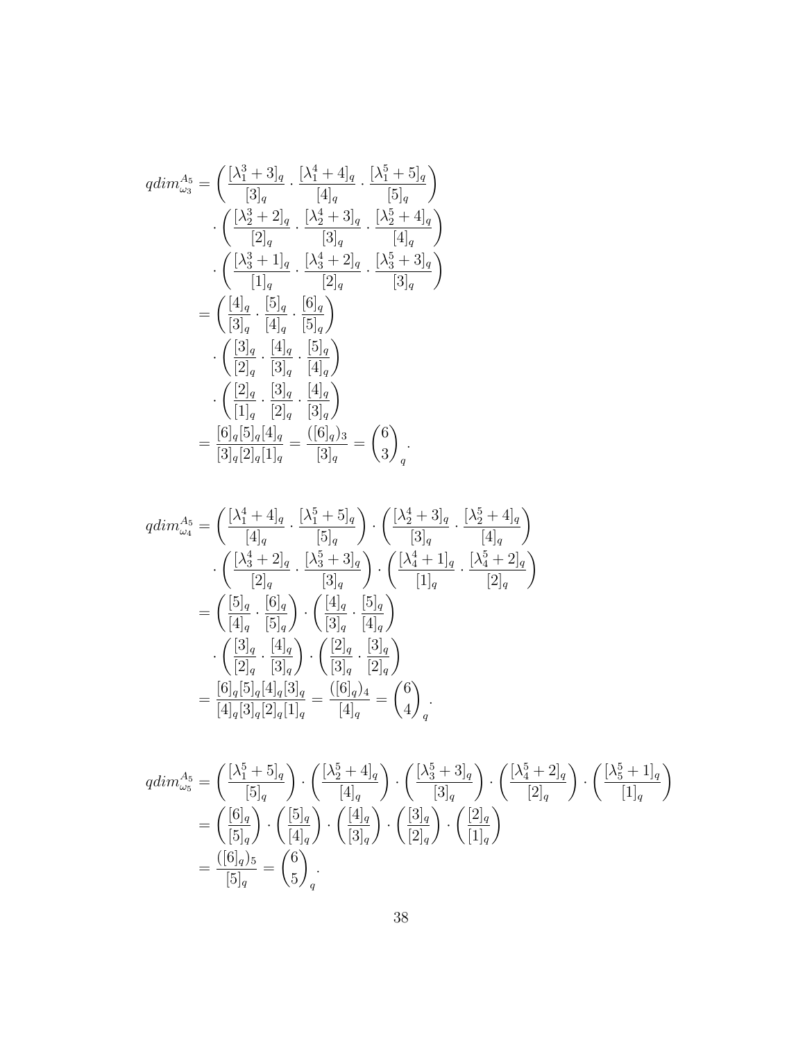$$
\begin{aligned}
qdim^{A_5}_{\omega_3} &= \left(\frac{[\lambda^3_1+3]_q}{[3]_q}\cdot\frac{[\lambda^4_1+4]_q}{[4]_q}\cdot\frac{[\lambda^5_1+5]_q}{[5]_q}\right)\\
&\cdot\left(\frac{[\lambda^3_2+2]_q}{[2]_q}\cdot\frac{[\lambda^4_2+3]_q}{[3]_q}\cdot\frac{[\lambda^5_2+4]_q}{[4]_q}\right)\\
&\cdot\left(\frac{[\lambda^3_3+1]_q}{[1]_q}\cdot\frac{[\lambda^4_3+2]_q}{[2]_q}\cdot\frac{[\lambda^5_3+3]_q}{[3]_q}\right)\\
&= \left(\frac{[4]_q}{[3]_q}\cdot\frac{[5]_q}{[4]_q}\cdot\frac{[6]_q}{[5]_q}\right)\\
&\cdot\left(\frac{[3]_q}{[2]_q}\cdot\frac{[4]_q}{[3]_q}\cdot\frac{[5]_q}{[4]_q}\right)\\
&\cdot\left(\frac{[2]_q}{[1]_q}\cdot\frac{[3]_q}{[2]_q}\cdot\frac{[4]_q}{[3]_q}\right)\\
&= \frac{[6]_q[5]_q[4]_q}{[3]_q[2]_q[1]_q} = \frac{([6]_q)_3}{[3]_q} = \binom{6}{3}_q.
\end{aligned}
$$

$$
\begin{aligned}
qdim^{A_5}_{\omega_4} &= \left(\frac{[\lambda^4_1+4]_q}{[4]_q}\cdot\frac{[\lambda^5_1+5]_q}{[5]_q}\right)\cdot\left(\frac{[\lambda^4_2+3]_q}{[3]_q}\cdot\frac{[\lambda^5_2+4]_q}{[4]_q}\right)\\
&\cdot\left(\frac{[\lambda^4_3+2]_q}{[2]_q}\cdot\frac{[\lambda^5_3+3]_q}{[3]_q}\right)\cdot\left(\frac{[\lambda^4_4+1]_q}{[1]_q}\cdot\frac{[\lambda^5_4+2]_q}{[2]_q}\right)\\
&= \left(\frac{[5]_q}{[4]_q}\cdot\frac{[6]_q}{[5]_q}\right)\cdot\left(\frac{[4]_q}{[3]_q}\cdot\frac{[5]_q}{[4]_q}\right)\\
&\cdot\left(\frac{[3]_q}{[2]_q}\cdot\frac{[4]_q}{[3]_q}\right)\cdot\left(\frac{[2]_q}{[3]_q}\cdot\frac{[3]_q}{[2]_q}\right)\\
&= \frac{[6]_q[5]_q[4]_q[3]_q}{[4]_q[3]_q[2]_q[1]_q} = \frac{([6]_q)_4}{[4]_q} = \binom{6}{4}_q.
\end{aligned}
$$

$$
\begin{aligned}
qdim^{A_5}_{\omega_5} &= \left(\frac{[\lambda^5_1+5]_q}{[5]_q}\right)\cdot\left(\frac{[\lambda^5_2+4]_q}{[4]_q}\right)\cdot\left(\frac{[\lambda^5_3+3]_q}{[3]_q}\right)\cdot\left(\frac{[\lambda^5_4+2]_q}{[2]_q}\right)\cdot\left(\frac{[\lambda^5_5+1]_q}{[1]_q}\right)\\
&= \left(\frac{[6]_q}{[5]_q}\right)\cdot\left(\frac{[5]_q}{[4]_q}\right)\cdot\left(\frac{[4]_q}{[3]_q}\right)\cdot\left(\frac{[3]_q}{[2]_q}\right)\cdot\left(\frac{[2]_q}{[1]_q}\right)\\
&= \frac{([6]_q)_5}{[5]_q} = \binom{6}{5}_q.
\end{aligned}
$$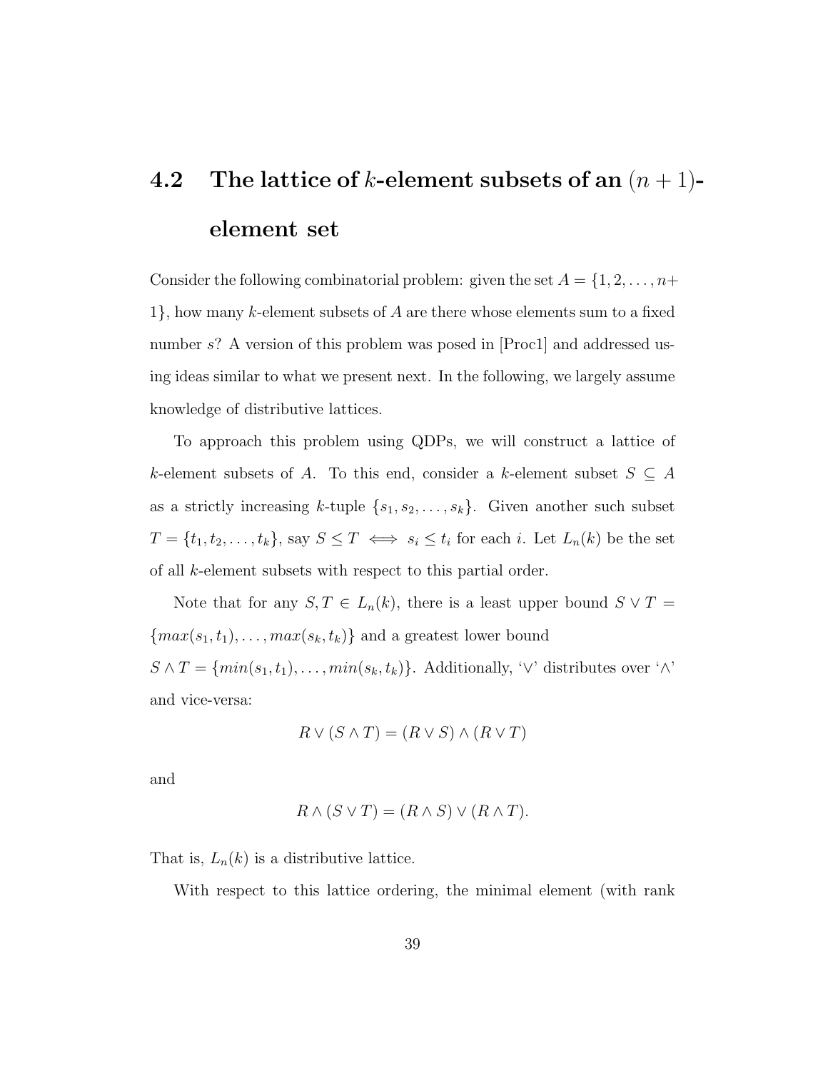## 4.2 The lattice of $k$-element subsets of an $(n+1)$-element set

Consider the following combinatorial problem: given the set $A = \{1, 2, \ldots, n+1\}$, how many $k$-element subsets of $A$ are there whose elements sum to a fixed number $s$? A version of this problem was posed in [Proc1] and addressed using ideas similar to what we present next. In the following, we largely assume knowledge of distributive lattices.

To approach this problem using QDPs, we will construct a lattice of $k$-element subsets of $A$. To this end, consider a $k$-element subset $S \subseteq A$ as a strictly increasing $k$-tuple $\{s_1, s_2, \ldots, s_k\}$. Given another such subset $T = \{t_1, t_2, \ldots, t_k\}$, say $S \leq T \iff s_i \leq t_i$ for each $i$. Let $L_n(k)$ be the set of all $k$-element subsets with respect to this partial order.

Note that for any $S, T \in L_n(k)$, there is a least upper bound $S \vee T = \{max(s_1, t_1), \ldots, max(s_k, t_k)\}$ and a greatest lower bound $S \wedge T = \{min(s_1, t_1), \ldots, min(s_k, t_k)\}$. Additionally, '$\vee$' distributes over '$\wedge$' and vice-versa:

$$R \vee (S \wedge T) = (R \vee S) \wedge (R \vee T)$$

and

$$R \wedge (S \vee T) = (R \wedge S) \vee (R \wedge T).$$

That is, $L_n(k)$ is a distributive lattice.

With respect to this lattice ordering, the minimal element (with rank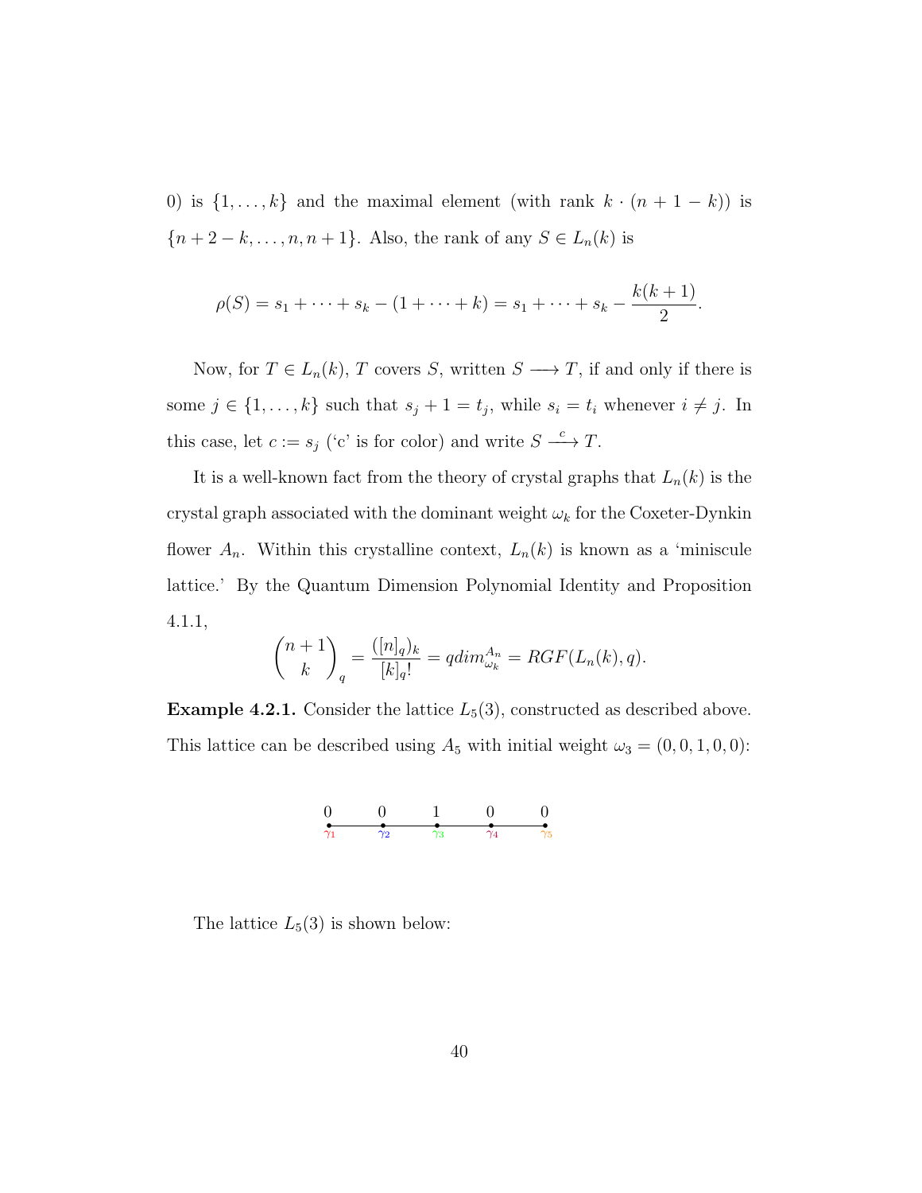0) is $\{1, \ldots, k\}$ and the maximal element (with rank $k \cdot (n + 1 - k)$) is $\{n + 2 - k, \ldots, n, n + 1\}$. Also, the rank of any $S \in L_n(k)$ is

$$\rho(S) = s_1 + \cdots + s_k - (1 + \cdots + k) = s_1 + \cdots + s_k - \frac{k(k+1)}{2}.$$

Now, for $T \in L_n(k)$, $T$ covers $S$, written $S \longrightarrow T$, if and only if there is some $j \in \{1, \ldots, k\}$ such that $s_j + 1 = t_j$, while $s_i = t_i$ whenever $i \neq j$. In this case, let $c := s_j$ ('c' is for color) and write $S \stackrel{c}{\longrightarrow} T$.

It is a well-known fact from the theory of crystal graphs that $L_n(k)$ is the crystal graph associated with the dominant weight $\omega_k$ for the Coxeter-Dynkin flower $A_n$. Within this crystalline context, $L_n(k)$ is known as a 'miniscule lattice.' By the Quantum Dimension Polynomial Identity and Proposition 4.1.1,

$$\binom{n+1}{k}_q = \frac{([n]_q)_k}{[k]_q!} = qdim_{\omega_k}^{A_n} = RGF(L_n(k), q).$$

**Example 4.2.1.** Consider the lattice $L_5(3)$, constructed as described above. This lattice can be described using $A_5$ with initial weight $\omega_3 = (0, 0, 1, 0, 0)$:

$$\begin{array}{ccccc} 0 & 0 & 1 & 0 & 0 \\ \gamma_1 & \gamma_2 & \gamma_3 & \gamma_4 & \gamma_5 \end{array}$$

The lattice $L_5(3)$ is shown below: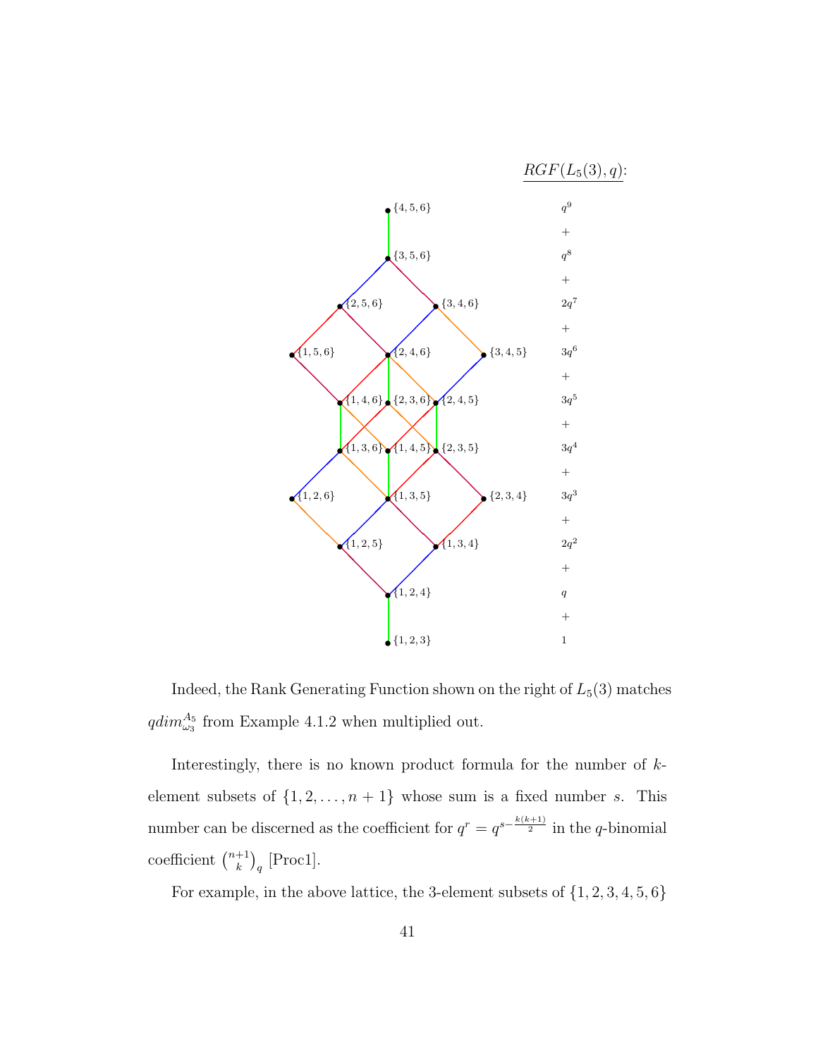$\underline{RGF(L_5(3), q)}$:

$q^9 + q^8 + 2q^7 + 3q^6 + 3q^5 + 3q^4 + 3q^3 + 2q^2 + q + 1$

Indeed, the Rank Generating Function shown on the right of $L_5(3)$ matches $qdim^{A_5}_{\omega_3}$ from Example 4.1.2 when multiplied out.

Interestingly, there is no known product formula for the number of $k$-element subsets of $\{1, 2, \ldots, n+1\}$ whose sum is a fixed number $s$. This number can be discerned as the coefficient for $q^r = q^{s - \frac{k(k+1)}{2}}$ in the $q$-binomial coefficient $\binom{n+1}{k}_q$ [Proc1].

For example, in the above lattice, the 3-element subsets of $\{1, 2, 3, 4, 5, 6\}$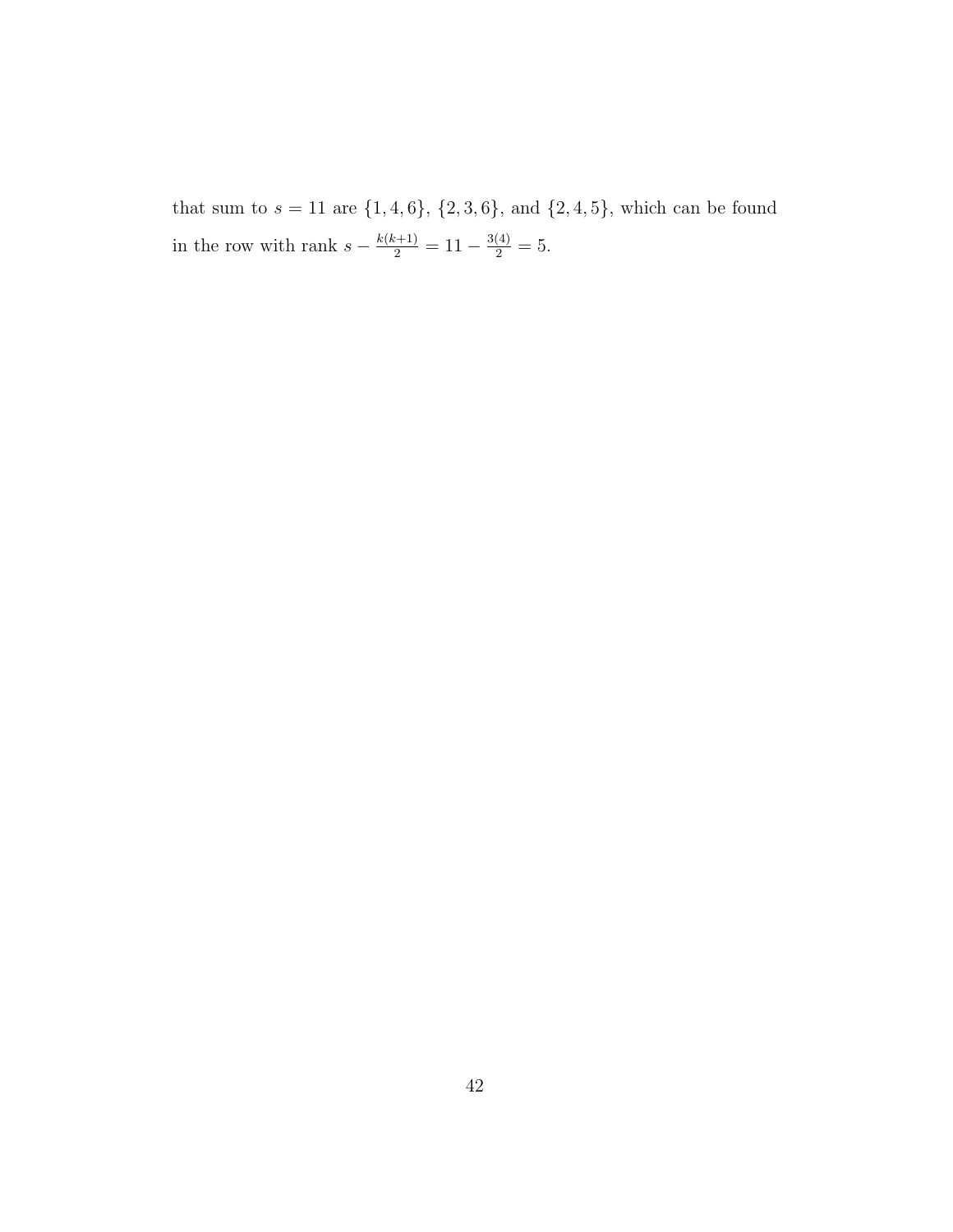that sum to $s = 11$ are $\{1, 4, 6\}$, $\{2, 3, 6\}$, and $\{2, 4, 5\}$, which can be found in the row with rank $s - \frac{k(k+1)}{2} = 11 - \frac{3(4)}{2} = 5$.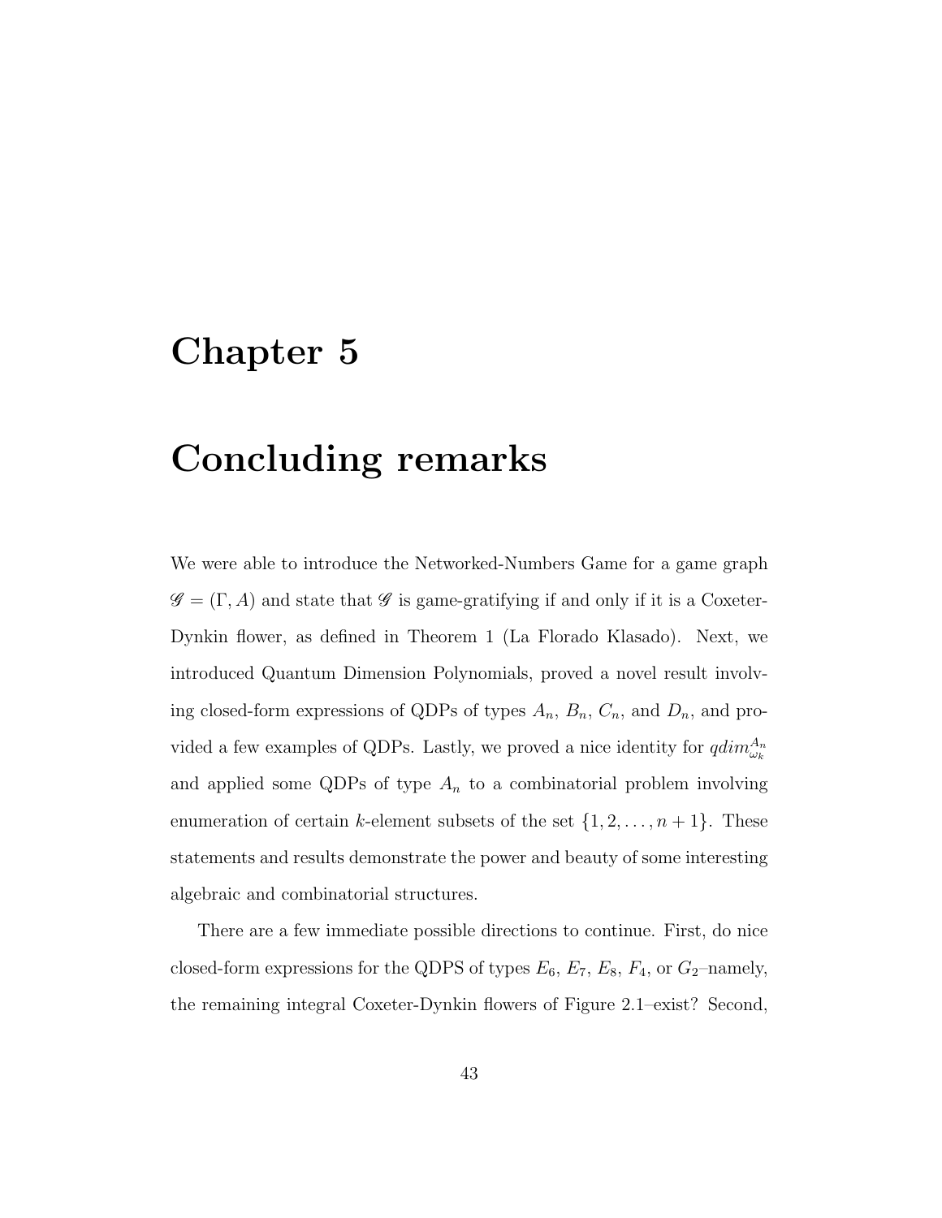# Chapter 5

# Concluding remarks

We were able to introduce the Networked-Numbers Game for a game graph $\mathscr{G} = (\Gamma, A)$ and state that $\mathscr{G}$ is game-gratifying if and only if it is a Coxeter-Dynkin flower, as defined in Theorem 1 (La Florado Klasado). Next, we introduced Quantum Dimension Polynomials, proved a novel result involving closed-form expressions of QDPs of types $A_n$, $B_n$, $C_n$, and $D_n$, and provided a few examples of QDPs. Lastly, we proved a nice identity for $qdim^{A_n}_{\omega_k}$ and applied some QDPs of type $A_n$ to a combinatorial problem involving enumeration of certain $k$-element subsets of the set $\{1, 2, \ldots, n+1\}$. These statements and results demonstrate the power and beauty of some interesting algebraic and combinatorial structures.

There are a few immediate possible directions to continue. First, do nice closed-form expressions for the QDPS of types $E_6$, $E_7$, $E_8$, $F_4$, or $G_2$–namely, the remaining integral Coxeter-Dynkin flowers of Figure 2.1–exist? Second,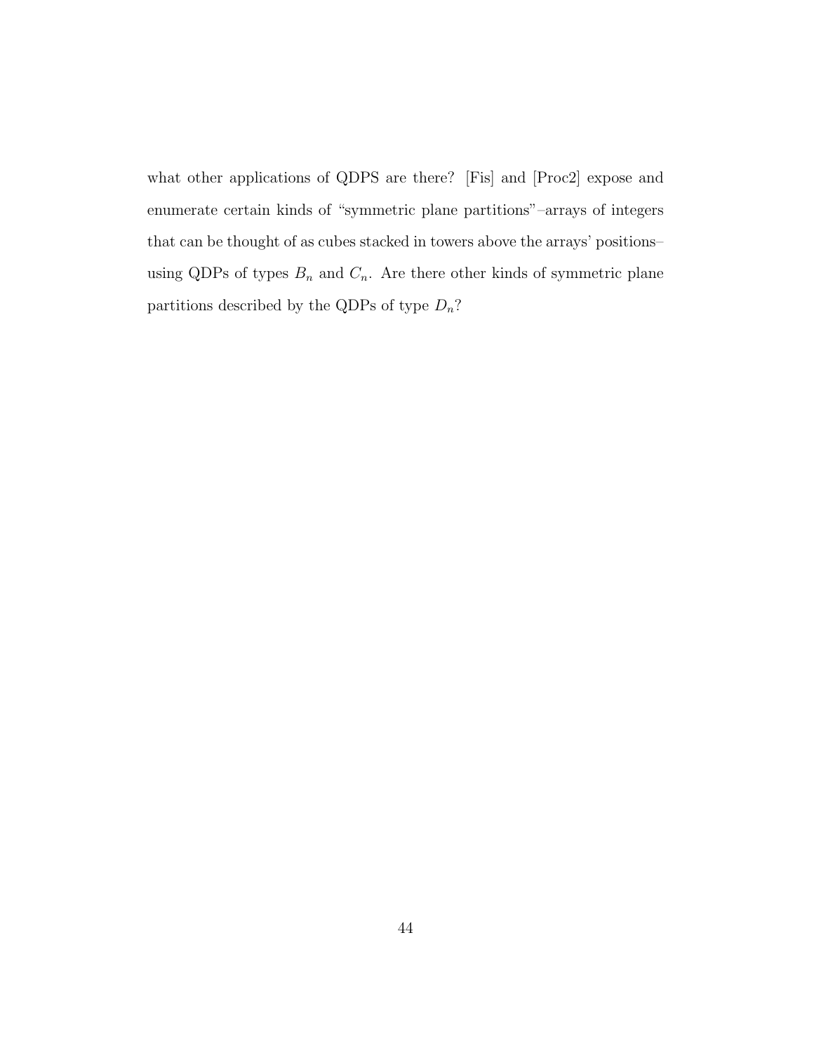what other applications of QDPS are there? [Fis] and [Proc2] expose and enumerate certain kinds of "symmetric plane partitions"–arrays of integers that can be thought of as cubes stacked in towers above the arrays' positions–using QDPs of types $B_n$ and $C_n$. Are there other kinds of symmetric plane partitions described by the QDPs of type $D_n$?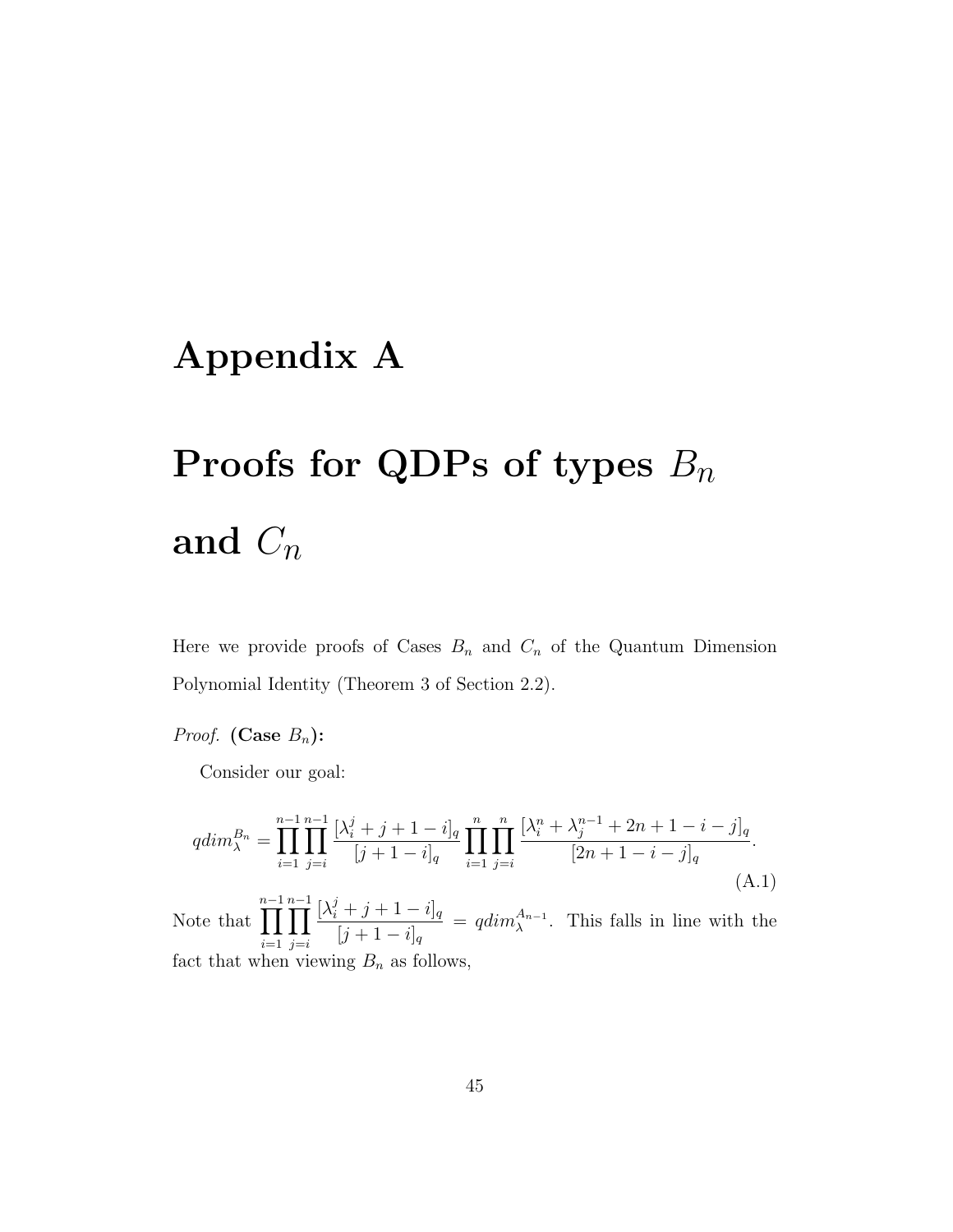# Appendix A

# Proofs for QDPs of types $B_n$ and $C_n$

Here we provide proofs of Cases $B_n$ and $C_n$ of the Quantum Dimension Polynomial Identity (Theorem 3 of Section 2.2).

*Proof.* **(Case $B_n$):**

Consider our goal:

$$qdim_{\lambda}^{B_n} = \prod_{i=1}^{n-1}\prod_{j=i}^{n-1}\frac{[\lambda_i^j + j + 1 - i]_q}{[j+1-i]_q}\prod_{i=1}^{n}\prod_{j=i}^{n}\frac{[\lambda_i^n + \lambda_j^{n-1} + 2n + 1 - i - j]_q}{[2n+1-i-j]_q}. \tag{A.1}$$

Note that $\displaystyle\prod_{i=1}^{n-1}\prod_{j=i}^{n-1}\frac{[\lambda_i^j + j + 1 - i]_q}{[j+1-i]_q} = qdim_{\lambda}^{A_{n-1}}$. This falls in line with the fact that when viewing $B_n$ as follows,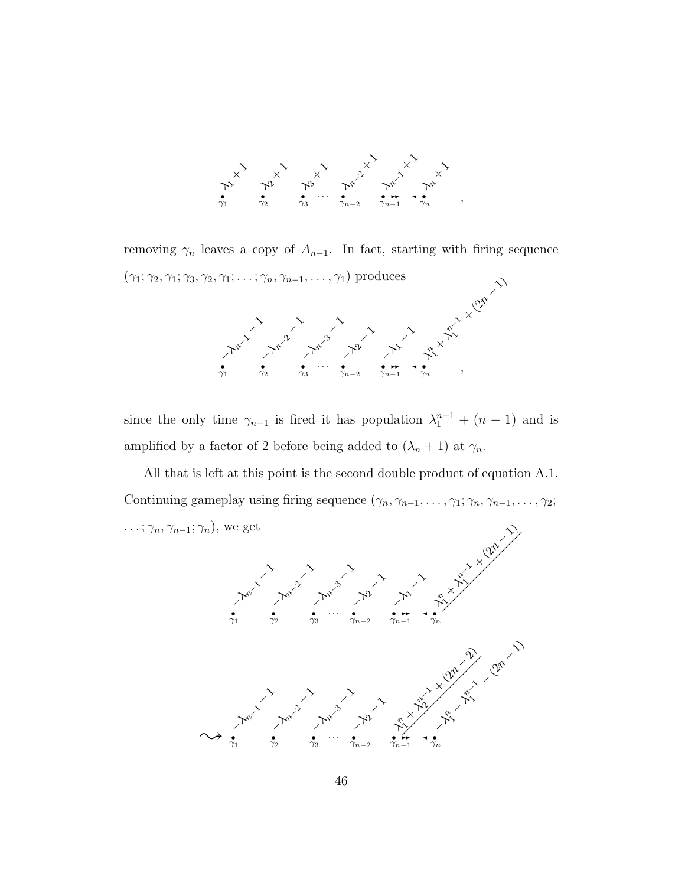$$\gamma_1 \; (\lambda_1+1) \quad \gamma_2 \; (\lambda_2+1) \quad \gamma_3 \; (\lambda_3+1) \; \cdots \; \gamma_{n-2} \; (\lambda_{n-2}+1) \quad \gamma_{n-1} \; (\lambda_{n-1}+1) \quad \gamma_n \; (\lambda_n+1),$$

removing $\gamma_n$ leaves a copy of $A_{n-1}$. In fact, starting with firing sequence $(\gamma_1; \gamma_2, \gamma_1; \gamma_3, \gamma_2, \gamma_1; \ldots; \gamma_n, \gamma_{n-1}, \ldots, \gamma_1)$ produces

$$\gamma_1 \; (-\lambda_{n-1}-1) \quad \gamma_2 \; (-\lambda_{n-2}-1) \quad \gamma_3 \; (-\lambda_{n-3}-1) \; \cdots \; \gamma_{n-2} \; (-\lambda_2-1) \quad \gamma_{n-1} \; (-\lambda_1-1) \quad \gamma_n \; (\lambda_1^n+\lambda_1^{n-1}+(2n-1)),$$

since the only time $\gamma_{n-1}$ is fired it has population $\lambda_1^{n-1}+(n-1)$ and is amplified by a factor of 2 before being added to $(\lambda_n+1)$ at $\gamma_n$.

All that is left at this point is the second double product of equation A.1. Continuing gameplay using firing sequence $(\gamma_n, \gamma_{n-1}, \ldots, \gamma_1; \gamma_n, \gamma_{n-1}, \ldots, \gamma_2; \ldots; \gamma_n, \gamma_{n-1}; \gamma_n)$, we get

$$\gamma_1 \; (-\lambda_{n-1}-1) \quad \gamma_2 \; (-\lambda_{n-2}-1) \quad \gamma_3 \; (-\lambda_{n-3}-1) \; \cdots \; \gamma_{n-2} \; (-\lambda_2-1) \quad \gamma_{n-1} \; (-\lambda_1-1) \quad \gamma_n \; (\lambda_1^n+\lambda_1^{n-1}+(2n-1))$$

$$\rightsquigarrow \; \gamma_1 \; (-\lambda_{n-1}-1) \quad \gamma_2 \; (-\lambda_{n-2}-1) \quad \gamma_3 \; (-\lambda_{n-3}-1) \; \cdots \; \gamma_{n-2} \; (-\lambda_2-1) \quad \gamma_{n-1} \; (\lambda_1^n+\lambda_2^{n-1}+(2n-2)) \quad \gamma_n \; (-\lambda_1^n-\lambda_1^{n-1}-(2n-1))$$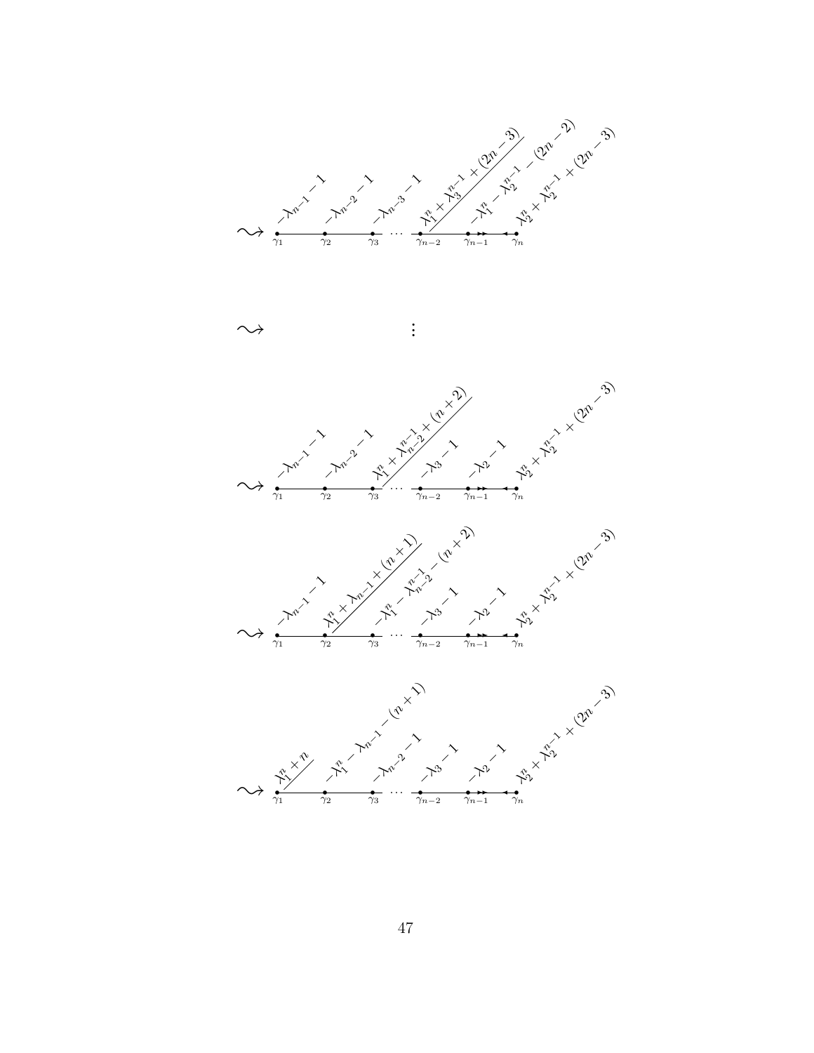$\rightsquigarrow$ $\gamma_1$: $-\lambda_{n-1}-1$, $\gamma_2$: $-\lambda_{n-2}-1$, $\gamma_3$: $-\lambda_{n-3}-1$, $\cdots$, $\gamma_{n-2}$: $\lambda_1^n+\lambda_3^{n-1}+(2n-3)$, $\gamma_{n-1}$: $-\lambda_1^n-\lambda_2^{n-1}-(2n-2)$, $\gamma_n$: $\lambda_2^n+\lambda_2^{n-1}+(2n-3)$

$\rightsquigarrow$ $\vdots$

$\rightsquigarrow$ $\gamma_1$: $-\lambda_{n-1}-1$, $\gamma_2$: $-\lambda_{n-2}-1$, $\gamma_3$: $\lambda_1^n+\lambda_{n-2}^{n-1}+(n+2)$, $\cdots$, $\gamma_{n-2}$: $-\lambda_3-1$, $\gamma_{n-1}$: $-\lambda_2-1$, $\gamma_n$: $\lambda_2^n+\lambda_2^{n-1}+(2n-3)$

$\rightsquigarrow$ $\gamma_1$: $-\lambda_{n-1}-1$, $\gamma_2$: $\lambda_1^n+\lambda_{n-1}+(n+1)$, $\gamma_3$: $-\lambda_1^n-\lambda_{n-2}^{n-1}-(n+2)$, $\cdots$, $\gamma_{n-2}$: $-\lambda_3-1$, $\gamma_{n-1}$: $-\lambda_2-1$, $\gamma_n$: $\lambda_2^n+\lambda_2^{n-1}+(2n-3)$

$\rightsquigarrow$ $\gamma_1$: $\lambda_1^n+n$, $\gamma_2$: $-\lambda_1^n-\lambda_{n-1}-(n+1)$, $\gamma_3$: $-\lambda_{n-2}-1$, $\cdots$, $\gamma_{n-2}$: $-\lambda_3-1$, $\gamma_{n-1}$: $-\lambda_2-1$, $\gamma_n$: $\lambda_2^n+\lambda_2^{n-1}+(2n-3)$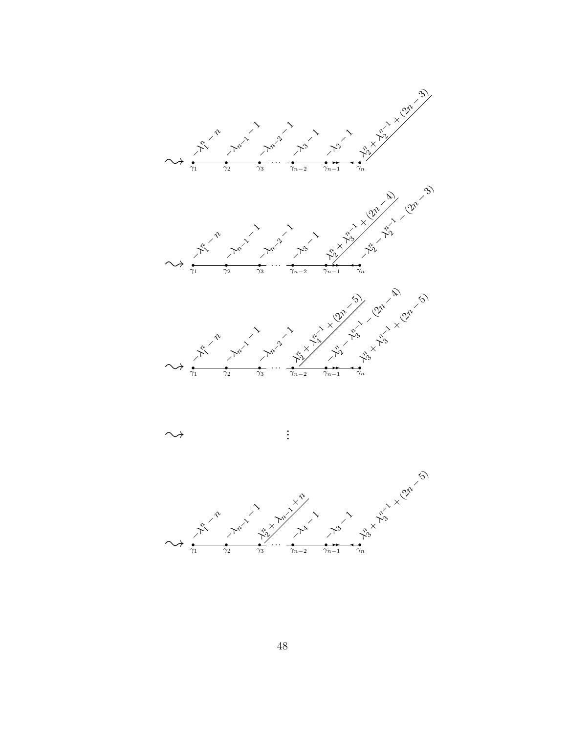$$\rightsquigarrow \quad \underset{\gamma_1}{-\lambda_1^n - n} \;—\; \underset{\gamma_2}{-\lambda_{n-1} - 1} \;—\; \underset{\gamma_3}{-\lambda_{n-2} - 1} \;\cdots\; \underset{\gamma_{n-2}}{-\lambda_3 - 1} \;—\; \underset{\gamma_{n-1}}{-\lambda_2 - 1} \Rightarrow\Leftarrow \underset{\gamma_n}{\lambda_2^n + \lambda_2^{n-1} + (2n-3)}$$

$$\rightsquigarrow \quad \underset{\gamma_1}{-\lambda_1^n - n} \;—\; \underset{\gamma_2}{-\lambda_{n-1} - 1} \;—\; \underset{\gamma_3}{-\lambda_{n-2} - 1} \;\cdots\; \underset{\gamma_{n-2}}{-\lambda_3 - 1} \;—\; \underset{\gamma_{n-1}}{\lambda_2^n + \lambda_3^{n-1} + (2n-4)} \Rightarrow\Leftarrow \underset{\gamma_n}{-\lambda_2^n - \lambda_2^{n-1} - (2n-3)}$$

$$\rightsquigarrow \quad \underset{\gamma_1}{-\lambda_1^n - n} \;—\; \underset{\gamma_2}{-\lambda_{n-1} - 1} \;—\; \underset{\gamma_3}{-\lambda_{n-2} - 1} \;\cdots\; \underset{\gamma_{n-2}}{\lambda_2^n + \lambda_4^{n-1} + (2n-5)} \;—\; \underset{\gamma_{n-1}}{-\lambda_2^n - \lambda_3^{n-1} - (2n-4)} \Rightarrow\Leftarrow \underset{\gamma_n}{\lambda_3^n + \lambda_3^{n-1} + (2n-5)}$$

$$\rightsquigarrow \quad \vdots$$

$$\rightsquigarrow \quad \underset{\gamma_1}{-\lambda_1^n - n} \;—\; \underset{\gamma_2}{-\lambda_{n-1} - 1} \;—\; \underset{\gamma_3}{\lambda_2^n + \lambda_{n-1} + n} \;\cdots\; \underset{\gamma_{n-2}}{-\lambda_4 - 1} \;—\; \underset{\gamma_{n-1}}{-\lambda_3 - 1} \Rightarrow\Leftarrow \underset{\gamma_n}{\lambda_3^n + \lambda_3^{n-1} + (2n-5)}$$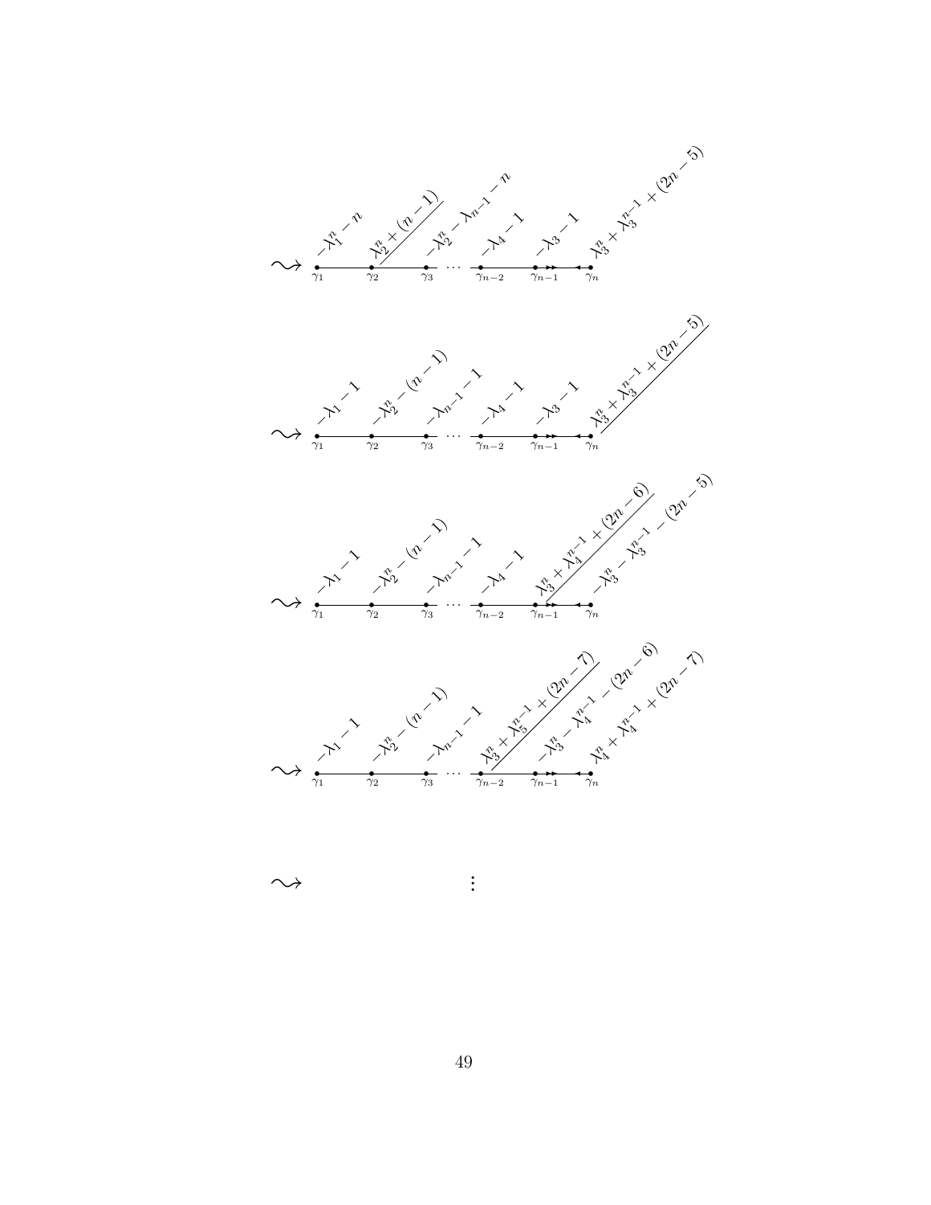$\rightsquigarrow$ $\gamma_1$: $-\lambda_1^n - n$; $\gamma_2$: $\lambda_2^n + (n-1)$; $\gamma_3$: $-\lambda_2^n - \lambda_{n-1} - n$; $\cdots$ $\gamma_{n-2}$: $-\lambda_4 - 1$; $\gamma_{n-1}$: $-\lambda_3 - 1$; $\gamma_n$: $\lambda_3^n + \lambda_3^{n-1} + (2n-5)$

$\rightsquigarrow$ $\gamma_1$: $-\lambda_1 - 1$; $\gamma_2$: $-\lambda_2^n - (n-1)$; $\gamma_3$: $-\lambda_{n-1} - 1$; $\cdots$ $\gamma_{n-2}$: $-\lambda_4 - 1$; $\gamma_{n-1}$: $-\lambda_3 - 1$; $\gamma_n$: $\lambda_3^n + \lambda_3^{n-1} + (2n-5)$

$\rightsquigarrow$ $\gamma_1$: $-\lambda_1 - 1$; $\gamma_2$: $-\lambda_2^n - (n-1)$; $\gamma_3$: $-\lambda_{n-1} - 1$; $\cdots$ $\gamma_{n-2}$: $-\lambda_4 - 1$; $\gamma_{n-1}$: $\lambda_3^n + \lambda_4^{n-1} + (2n-6)$; $\gamma_n$: $-\lambda_3^n - \lambda_3^{n-1} - (2n-5)$

$\rightsquigarrow$ $\gamma_1$: $-\lambda_1 - 1$; $\gamma_2$: $-\lambda_2^n - (n-1)$; $\gamma_3$: $-\lambda_{n-1} - 1$; $\cdots$ $\gamma_{n-2}$: $\lambda_3^n + \lambda_5^{n-1} + (2n-7)$; $\gamma_{n-1}$: $-\lambda_3^n - \lambda_4^{n-1} - (2n-6)$; $\gamma_n$: $\lambda_4^n + \lambda_4^{n-1} + (2n-7)$

$\rightsquigarrow$ $\vdots$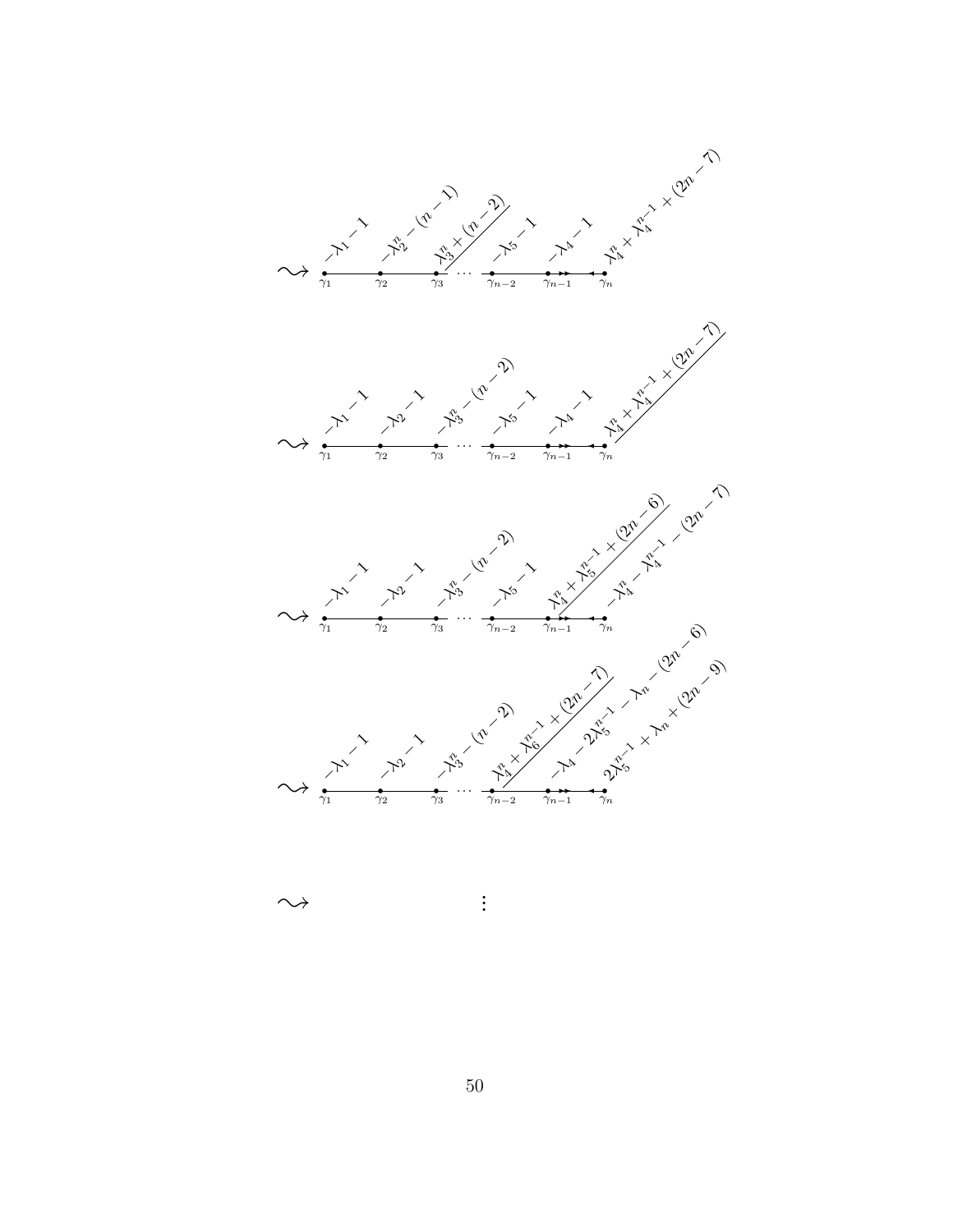$\rightsquigarrow$

| $\gamma_1$ | $\gamma_2$ | $\gamma_3$ | $\cdots$ | $\gamma_{n-2}$ | $\gamma_{n-1}$ | $\gamma_n$ |
|---|---|---|---|---|---|---|
| $-\lambda_1 - 1$ | $-\lambda_2^n - (n-1)$ | $\lambda_3^n + (n-2)$ | | $-\lambda_5 - 1$ | $-\lambda_4 - 1$ | $\lambda_4^n + \lambda_4^{n-1} + (2n-7)$ |

$\rightsquigarrow$

| $\gamma_1$ | $\gamma_2$ | $\gamma_3$ | $\cdots$ | $\gamma_{n-2}$ | $\gamma_{n-1}$ | $\gamma_n$ |
|---|---|---|---|---|---|---|
| $-\lambda_1 - 1$ | $-\lambda_2 - 1$ | $-\lambda_3^n - (n-2)$ | | $-\lambda_5 - 1$ | $-\lambda_4 - 1$ | $\lambda_4^n + \lambda_4^{n-1} + (2n-7)$ |

$\rightsquigarrow$

| $\gamma_1$ | $\gamma_2$ | $\gamma_3$ | $\cdots$ | $\gamma_{n-2}$ | $\gamma_{n-1}$ | $\gamma_n$ |
|---|---|---|---|---|---|---|
| $-\lambda_1 - 1$ | $-\lambda_2 - 1$ | $-\lambda_3^n - (n-2)$ | | $-\lambda_5 - 1$ | $\lambda_4^n + \lambda_5^{n-1} + (2n-6)$ | $-\lambda_4^n - \lambda_4^{n-1} - (2n-7)$ |

$\rightsquigarrow$

| $\gamma_1$ | $\gamma_2$ | $\gamma_3$ | $\cdots$ | $\gamma_{n-2}$ | $\gamma_{n-1}$ | $\gamma_n$ |
|---|---|---|---|---|---|---|
| $-\lambda_1 - 1$ | $-\lambda_2 - 1$ | $-\lambda_3^n - (n-2)$ | | $\lambda_4^n + \lambda_6^{n-1} + (2n-7)$ | $-\lambda_4 - 2\lambda_5^{n-1} - \lambda_n - (2n-6)$ | $2\lambda_5^{n-1} + \lambda_n + (2n-9)$ |

$\rightsquigarrow \qquad \vdots$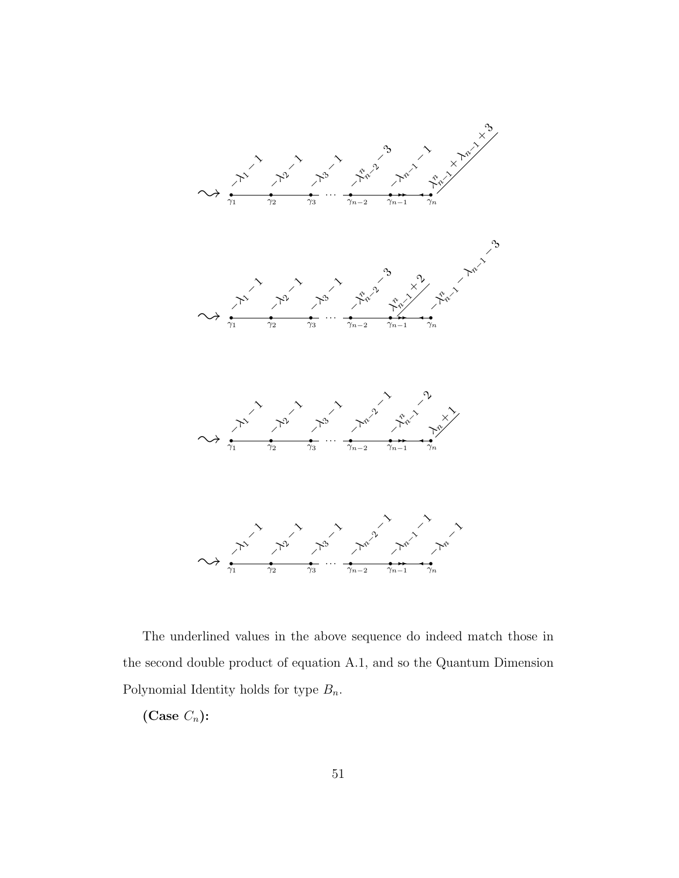$$\rightsquigarrow \quad \overset{-\lambda_1 - 1}{\underset{\gamma_1}{\bullet}} - \overset{-\lambda_2 - 1}{\underset{\gamma_2}{\bullet}} - \overset{-\lambda_3 - 1}{\underset{\gamma_3}{\bullet}} \cdots \overset{-\lambda^n_{n-2} - 3}{\underset{\gamma_{n-2}}{\bullet}} - \overset{-\lambda_{n-1} - 1}{\underset{\gamma_{n-1}}{\bullet}} \Rightarrow \overset{\underline{\lambda^n_{n-1} + \lambda_{n-1} + 3}}{\underset{\gamma_n}{\bullet}}$$

$$\rightsquigarrow \quad \overset{-\lambda_1 - 1}{\underset{\gamma_1}{\bullet}} - \overset{-\lambda_2 - 1}{\underset{\gamma_2}{\bullet}} - \overset{-\lambda_3 - 1}{\underset{\gamma_3}{\bullet}} \cdots \overset{-\lambda^n_{n-2} - 3}{\underset{\gamma_{n-2}}{\bullet}} - \overset{\underline{\lambda^n_{n-1} + 2}}{\underset{\gamma_{n-1}}{\bullet}} \Rightarrow \overset{-\lambda^n_{n-1} - \lambda_{n-1} - 3}{\underset{\gamma_n}{\bullet}}$$

$$\rightsquigarrow \quad \overset{-\lambda_1 - 1}{\underset{\gamma_1}{\bullet}} - \overset{-\lambda_2 - 1}{\underset{\gamma_2}{\bullet}} - \overset{-\lambda_3 - 1}{\underset{\gamma_3}{\bullet}} \cdots \overset{-\lambda_{n-2} - 1}{\underset{\gamma_{n-2}}{\bullet}} - \overset{-\lambda^n_{n-1} - 2}{\underset{\gamma_{n-1}}{\bullet}} \Rightarrow \overset{\underline{\lambda_n + 1}}{\underset{\gamma_n}{\bullet}}$$

$$\rightsquigarrow \quad \overset{-\lambda_1 - 1}{\underset{\gamma_1}{\bullet}} - \overset{-\lambda_2 - 1}{\underset{\gamma_2}{\bullet}} - \overset{-\lambda_3 - 1}{\underset{\gamma_3}{\bullet}} \cdots \overset{-\lambda_{n-2} - 1}{\underset{\gamma_{n-2}}{\bullet}} - \overset{-\lambda_{n-1} - 1}{\underset{\gamma_{n-1}}{\bullet}} \Rightarrow \overset{-\lambda_n - 1}{\underset{\gamma_n}{\bullet}}$$

The underlined values in the above sequence do indeed match those in the second double product of equation A.1, and so the Quantum Dimension Polynomial Identity holds for type $B_n$.

**(Case $C_n$):**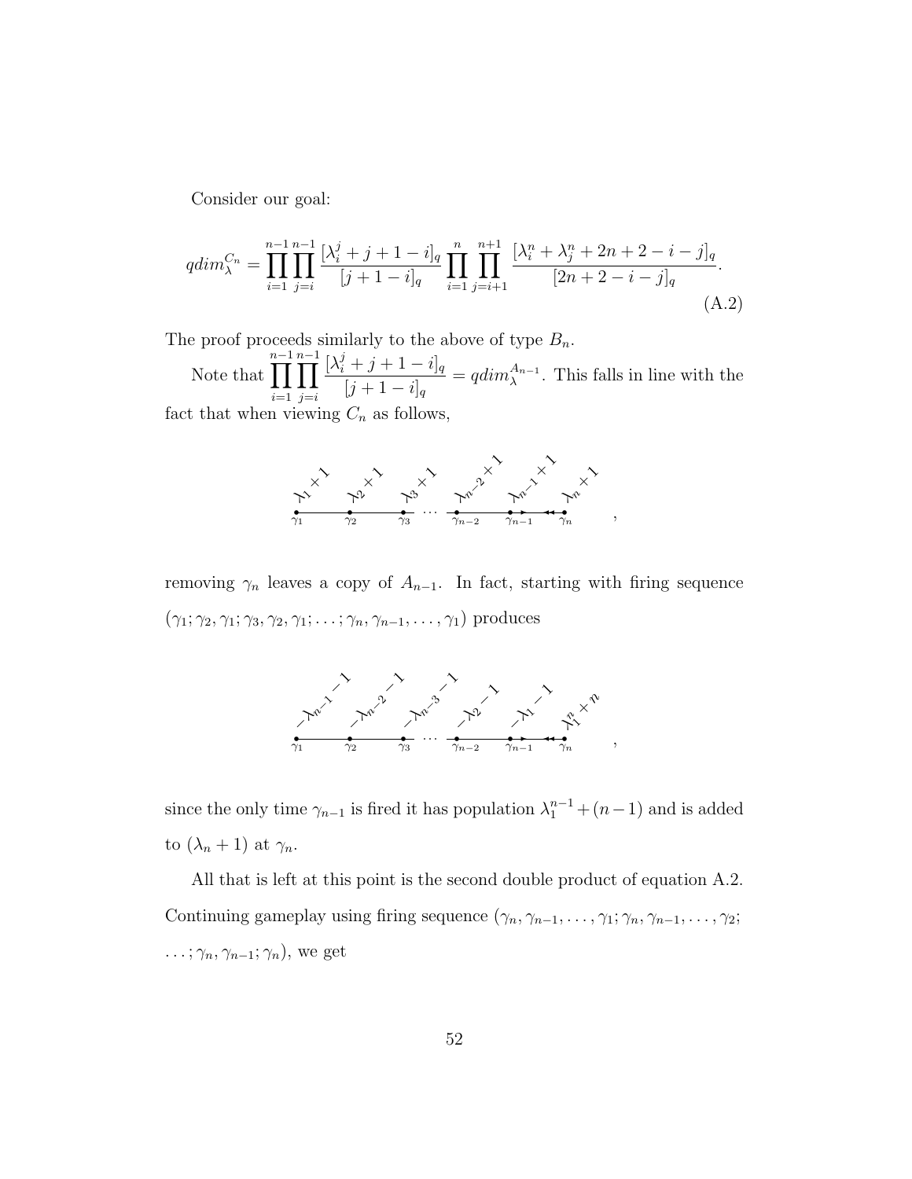Consider our goal:

$$qdim_\lambda^{C_n} = \prod_{i=1}^{n-1}\prod_{j=i}^{n-1} \frac{[\lambda_i^j + j + 1 - i]_q}{[j+1-i]_q} \prod_{i=1}^{n}\prod_{j=i+1}^{n+1} \frac{[\lambda_i^n + \lambda_j^n + 2n + 2 - i - j]_q}{[2n+2-i-j]_q}. \tag{A.2}$$

The proof proceeds similarly to the above of type $B_n$.

Note that $\prod_{i=1}^{n-1}\prod_{j=i}^{n-1} \frac{[\lambda_i^j + j + 1 - i]_q}{[j+1-i]_q} = qdim_\lambda^{A_{n-1}}$. This falls in line with the fact that when viewing $C_n$ as follows,

$$\lambda_1+1,\ \lambda_2+1,\ \lambda_3+1,\ \cdots,\ \lambda_{n-2}+1,\ \lambda_{n-1}+1,\ \lambda_n+1 \quad (\gamma_1, \gamma_2, \gamma_3, \ldots, \gamma_{n-2}, \gamma_{n-1}, \gamma_n),$$

removing $\gamma_n$ leaves a copy of $A_{n-1}$. In fact, starting with firing sequence $(\gamma_1; \gamma_2, \gamma_1; \gamma_3, \gamma_2, \gamma_1; \ldots; \gamma_n, \gamma_{n-1}, \ldots, \gamma_1)$ produces

$$-\lambda_{n-1}-1,\ -\lambda_{n-2}-1,\ -\lambda_{n-3}-1,\ \cdots,\ -\lambda_2-1,\ -\lambda_1-1,\ \lambda_1^n+n \quad (\gamma_1, \gamma_2, \gamma_3, \ldots, \gamma_{n-2}, \gamma_{n-1}, \gamma_n),$$

since the only time $\gamma_{n-1}$ is fired it has population $\lambda_1^{n-1} + (n-1)$ and is added to $(\lambda_n + 1)$ at $\gamma_n$.

All that is left at this point is the second double product of equation A.2. Continuing gameplay using firing sequence $(\gamma_n, \gamma_{n-1}, \ldots, \gamma_1; \gamma_n, \gamma_{n-1}, \ldots, \gamma_2; \ldots; \gamma_n, \gamma_{n-1}; \gamma_n)$, we get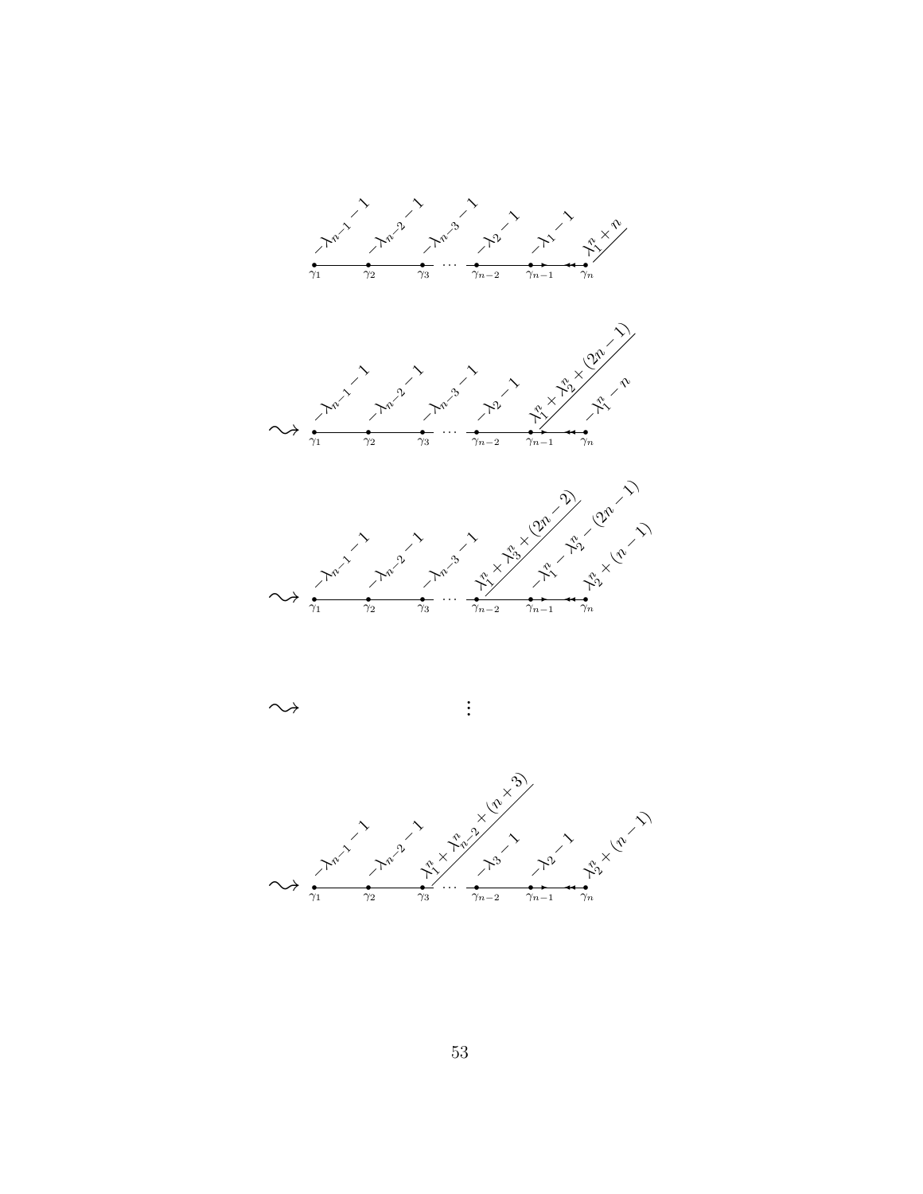$\gamma_1$: $-\lambda_{n-1}-1$, $\gamma_2$: $-\lambda_{n-2}-1$, $\gamma_3$: $-\lambda_{n-3}-1$, $\cdots$, $\gamma_{n-2}$: $-\lambda_2-1$, $\gamma_{n-1}$: $-\lambda_1-1$, $\gamma_n$: $\lambda_1^n+n$

$\rightsquigarrow$ $\gamma_1$: $-\lambda_{n-1}-1$, $\gamma_2$: $-\lambda_{n-2}-1$, $\gamma_3$: $-\lambda_{n-3}-1$, $\cdots$, $\gamma_{n-2}$: $-\lambda_2-1$, $\gamma_{n-1}$: $\lambda_1^n+\lambda_2^n+(2n-1)$, $\gamma_n$: $-\lambda_1^n-n$

$\rightsquigarrow$ $\gamma_1$: $-\lambda_{n-1}-1$, $\gamma_2$: $-\lambda_{n-2}-1$, $\gamma_3$: $-\lambda_{n-3}-1$, $\cdots$, $\gamma_{n-2}$: $\lambda_1^n+\lambda_3^n+(2n-2)$, $\gamma_{n-1}$: $-\lambda_1^n-\lambda_2^n-(2n-1)$, $\gamma_n$: $\lambda_2^n+(n-1)$

$\rightsquigarrow$ $\vdots$

$\rightsquigarrow$ $\gamma_1$: $-\lambda_{n-1}-1$, $\gamma_2$: $-\lambda_{n-2}-1$, $\gamma_3$: $\lambda_1^n+\lambda_{n-2}^n+(n+3)$, $\cdots$, $\gamma_{n-2}$: $-\lambda_3-1$, $\gamma_{n-1}$: $-\lambda_2-1$, $\gamma_n$: $\lambda_2^n+(n-1)$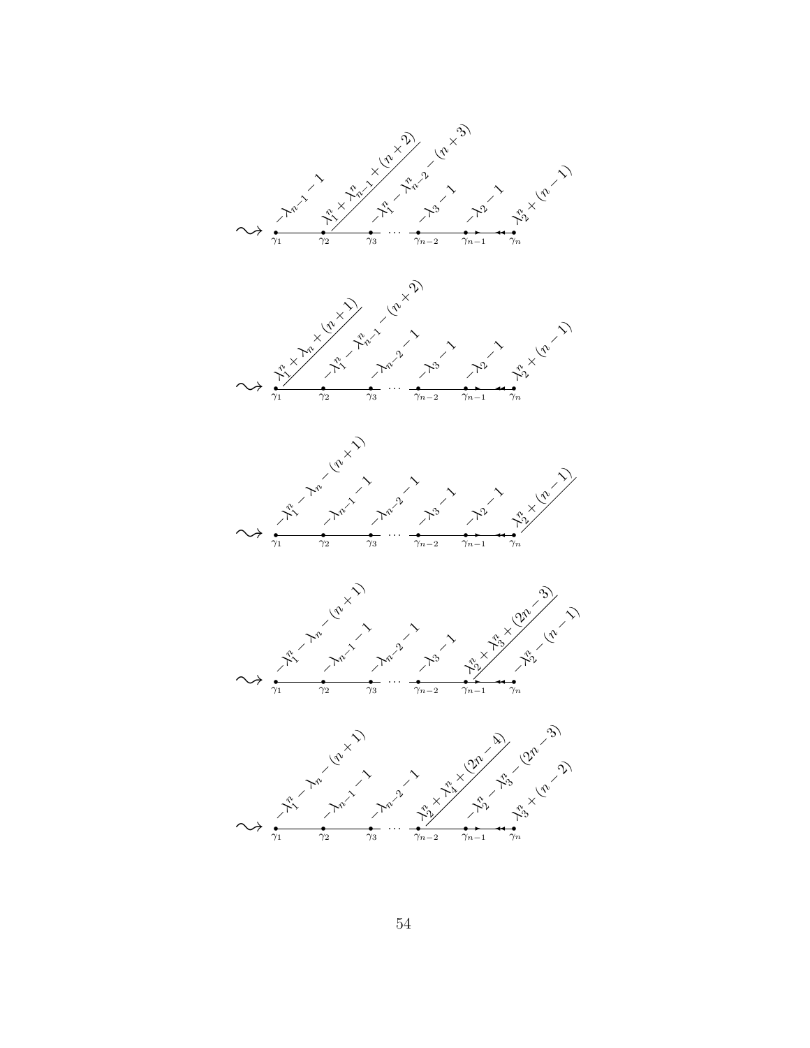$$\rightsquigarrow \quad \underset{\gamma_1}{-\lambda_{n-1}-1} \;—\; \underset{\gamma_2}{\lambda_1^n+\lambda_{n-1}^n+(n+2)} \;—\; \underset{\gamma_3}{-\lambda_1^n-\lambda_{n-2}^n-(n+3)} \;\cdots\; \underset{\gamma_{n-2}}{-\lambda_3-1} \;—\; \underset{\gamma_{n-1}}{-\lambda_2-1} \;\Leftarrow\; \underset{\gamma_n}{\lambda_2^n+(n-1)}$$

$$\rightsquigarrow \quad \underset{\gamma_1}{\lambda_1^n+\lambda_n+(n+1)} \;—\; \underset{\gamma_2}{-\lambda_1^n-\lambda_{n-1}^n-(n+2)} \;—\; \underset{\gamma_3}{-\lambda_{n-2}-1} \;\cdots\; \underset{\gamma_{n-2}}{-\lambda_3-1} \;—\; \underset{\gamma_{n-1}}{-\lambda_2-1} \;\Leftarrow\; \underset{\gamma_n}{\lambda_2^n+(n-1)}$$

$$\rightsquigarrow \quad \underset{\gamma_1}{-\lambda_1^n-\lambda_n-(n+1)} \;—\; \underset{\gamma_2}{-\lambda_{n-1}-1} \;—\; \underset{\gamma_3}{-\lambda_{n-2}-1} \;\cdots\; \underset{\gamma_{n-2}}{-\lambda_3-1} \;—\; \underset{\gamma_{n-1}}{-\lambda_2-1} \;\Leftarrow\; \underset{\gamma_n}{\lambda_2^n+(n-1)}$$

$$\rightsquigarrow \quad \underset{\gamma_1}{-\lambda_1^n-\lambda_n-(n+1)} \;—\; \underset{\gamma_2}{-\lambda_{n-1}-1} \;—\; \underset{\gamma_3}{-\lambda_{n-2}-1} \;\cdots\; \underset{\gamma_{n-2}}{-\lambda_3-1} \;—\; \underset{\gamma_{n-1}}{\lambda_2^n+\lambda_3^n+(2n-3)} \;\Leftarrow\; \underset{\gamma_n}{-\lambda_2^n-(n-1)}$$

$$\rightsquigarrow \quad \underset{\gamma_1}{-\lambda_1^n-\lambda_n-(n+1)} \;—\; \underset{\gamma_2}{-\lambda_{n-1}-1} \;—\; \underset{\gamma_3}{-\lambda_{n-2}-1} \;\cdots\; \underset{\gamma_{n-2}}{\lambda_2^n+\lambda_4^n+(2n-4)} \;—\; \underset{\gamma_{n-1}}{-\lambda_2^n-\lambda_3^n-(2n-3)} \;\Leftarrow\; \underset{\gamma_n}{\lambda_3^n+(n-2)}$$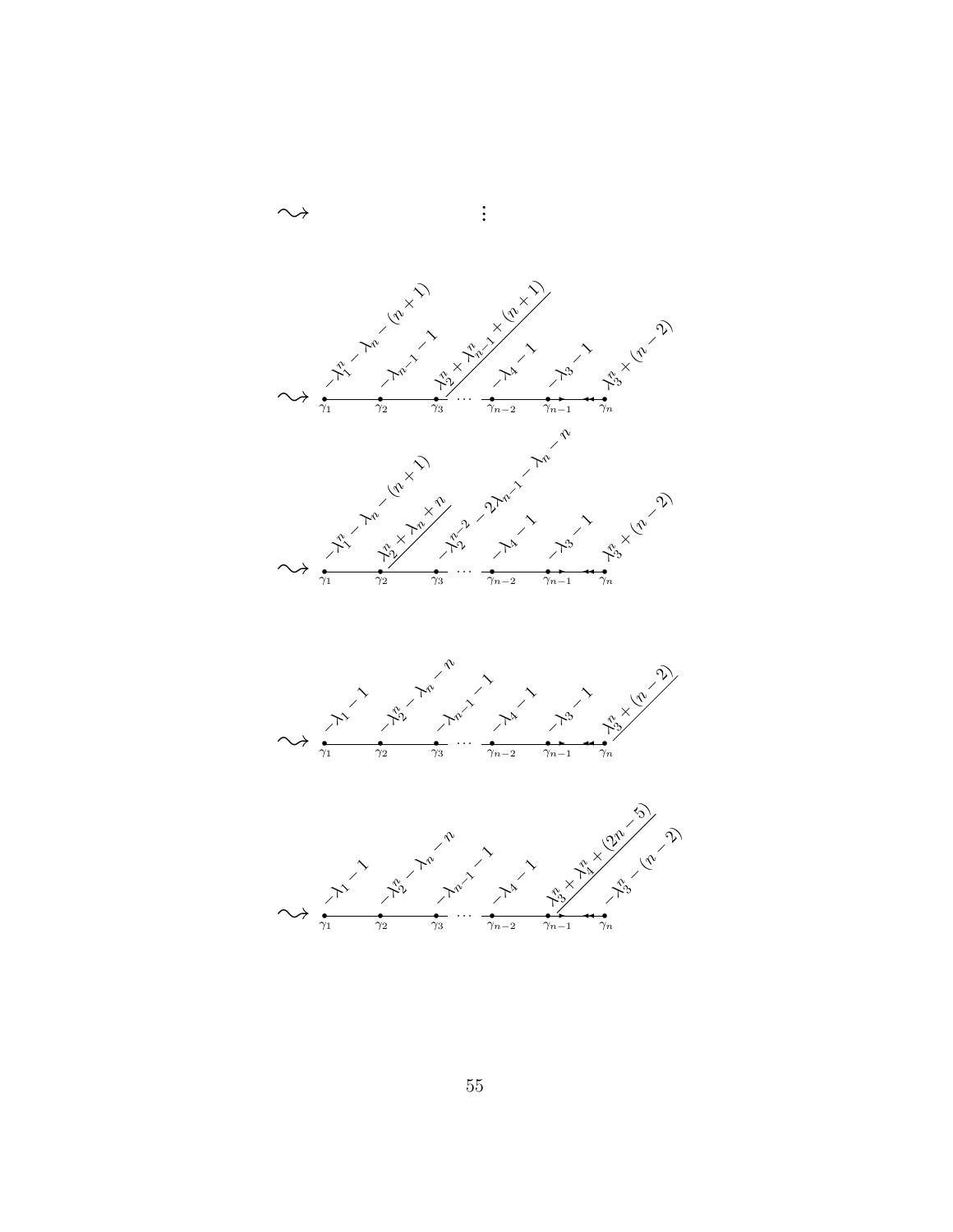$\rightsquigarrow$ $\vdots$

$\rightsquigarrow$ $\gamma_1$: $-\lambda_1^n-\lambda_n-(n+1)$, $\gamma_2$: $-\lambda_{n-1}-1$, $\gamma_3$: $\lambda_2^n+\lambda_{n-1}^n+(n+1)$, $\cdots$, $\gamma_{n-2}$: $-\lambda_4-1$, $\gamma_{n-1}$: $-\lambda_3-1$, $\gamma_n$: $\lambda_3^n+(n-2)$

$\rightsquigarrow$ $\gamma_1$: $-\lambda_1^n-\lambda_n-(n+1)$, $\gamma_2$: $\lambda_2^n+\lambda_n+n$, $\gamma_3$: $-\lambda_2^{n-2}-2\lambda_{n-1}-\lambda_n-n$, $\cdots$, $\gamma_{n-2}$: $-\lambda_4-1$, $\gamma_{n-1}$: $-\lambda_3-1$, $\gamma_n$: $\lambda_3^n+(n-2)$

$\rightsquigarrow$ $\gamma_1$: $-\lambda_1-1$, $\gamma_2$: $-\lambda_2^n-\lambda_n-n$, $\gamma_3$: $-\lambda_{n-1}-1$, $\cdots$, $\gamma_{n-2}$: $-\lambda_4-1$, $\gamma_{n-1}$: $-\lambda_3-1$, $\gamma_n$: $\lambda_3^n+(n-2)$

$\rightsquigarrow$ $\gamma_1$: $-\lambda_1-1$, $\gamma_2$: $-\lambda_2^n-\lambda_n-n$, $\gamma_3$: $-\lambda_{n-1}-1$, $\cdots$, $\gamma_{n-2}$: $-\lambda_4-1$, $\gamma_{n-1}$: $\lambda_3^n+\lambda_4^n+(2n-5)$, $\gamma_n$: $-\lambda_3^n-(n-2)$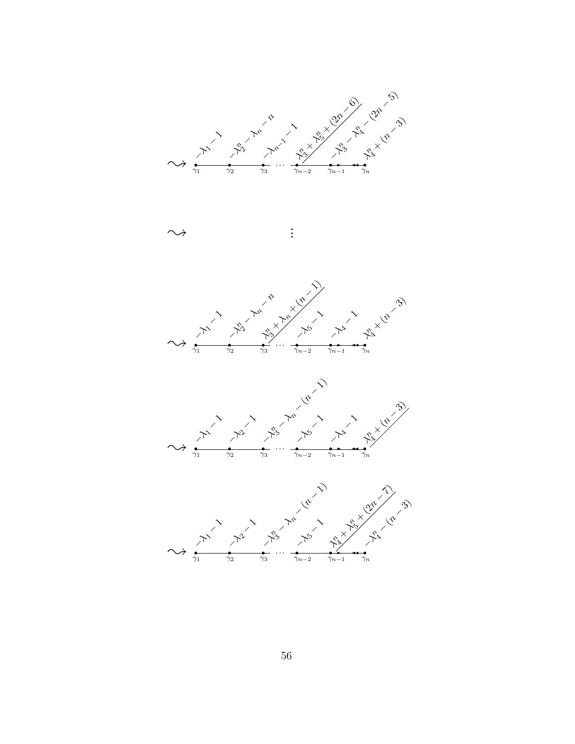$\rightsquigarrow$ Dynkin diagram with nodes $\gamma_1, \gamma_2, \gamma_3, \cdots, \gamma_{n-2}, \gamma_{n-1}, \gamma_n$ labeled: $-\lambda_1 - 1$, $-\lambda_2^n - \lambda_n - n$, $-\lambda_{n-1} - 1$, $\lambda_3^n + \lambda_5^n + (2n-6)$, $-\lambda_3^n - \lambda_4^n - (2n-5)$, $\lambda_4^n + (n-3)$

$\rightsquigarrow$ $\vdots$

$\rightsquigarrow$ Dynkin diagram with nodes $\gamma_1, \gamma_2, \gamma_3, \cdots, \gamma_{n-2}, \gamma_{n-1}, \gamma_n$ labeled: $-\lambda_1 - 1$, $-\lambda_2^n - \lambda_n - n$, $\lambda_3^n + \lambda_n + (n-1)$, $-\lambda_5 - 1$, $-\lambda_4 - 1$, $\lambda_4^n + (n-3)$

$\rightsquigarrow$ Dynkin diagram with nodes $\gamma_1, \gamma_2, \gamma_3, \cdots, \gamma_{n-2}, \gamma_{n-1}, \gamma_n$ labeled: $-\lambda_1 - 1$, $-\lambda_2 - 1$, $-\lambda_3^n - \lambda_n - (n-1)$, $-\lambda_5 - 1$, $-\lambda_4 - 1$, $\lambda_4^n + (n-3)$

$\rightsquigarrow$ Dynkin diagram with nodes $\gamma_1, \gamma_2, \gamma_3, \cdots, \gamma_{n-2}, \gamma_{n-1}, \gamma_n$ labeled: $-\lambda_1 - 1$, $-\lambda_2 - 1$, $-\lambda_3^n - \lambda_n - (n-1)$, $-\lambda_5 - 1$, $\lambda_4^n + \lambda_5^n + (2n-7)$, $-\lambda_4^n - (n-3)$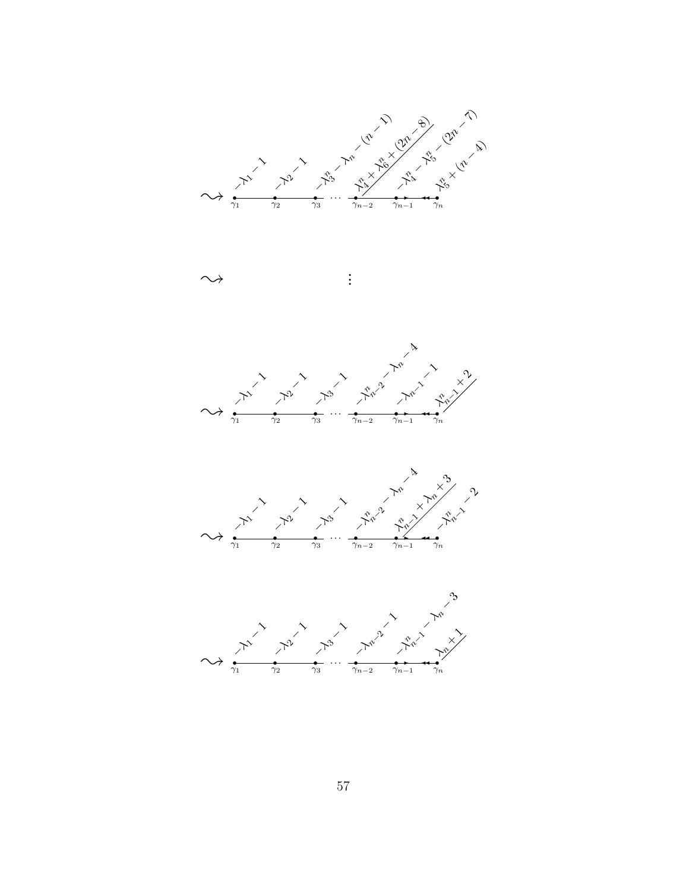$\rightsquigarrow$ Dynkin diagram with nodes $\gamma_1, \gamma_2, \gamma_3, \cdots, \gamma_{n-2}, \gamma_{n-1}, \gamma_n$ labeled: $-\lambda_1 - 1$, $-\lambda_2 - 1$, $-\lambda_3^n - \lambda_n - (n-1)$, $\lambda_4^n + \lambda_6^n + (2n-8)$, $-\lambda_4^n - \lambda_5^n - (2n-7)$, $\lambda_5^n + (n-4)$

$\rightsquigarrow$ $\vdots$

$\rightsquigarrow$ Dynkin diagram with nodes $\gamma_1, \gamma_2, \gamma_3, \cdots, \gamma_{n-2}, \gamma_{n-1}, \gamma_n$ labeled: $-\lambda_1 - 1$, $-\lambda_2 - 1$, $-\lambda_3 - 1$, $-\lambda_{n-2}^n - \lambda_n - 4$, $-\lambda_{n-1} - 1$, $\lambda_{n-1}^n + 2$

$\rightsquigarrow$ Dynkin diagram with nodes $\gamma_1, \gamma_2, \gamma_3, \cdots, \gamma_{n-2}, \gamma_{n-1}, \gamma_n$ labeled: $-\lambda_1 - 1$, $-\lambda_2 - 1$, $-\lambda_3 - 1$, $-\lambda_{n-2}^n - \lambda_n - 4$, $\lambda_{n-1}^n + \lambda_n + 3$, $-\lambda_{n-1}^n - 2$

$\rightsquigarrow$ Dynkin diagram with nodes $\gamma_1, \gamma_2, \gamma_3, \cdots, \gamma_{n-2}, \gamma_{n-1}, \gamma_n$ labeled: $-\lambda_1 - 1$, $-\lambda_2 - 1$, $-\lambda_3 - 1$, $-\lambda_{n-2} - 1$, $-\lambda_{n-1}^n - \lambda_n - 3$, $\lambda_n + 1$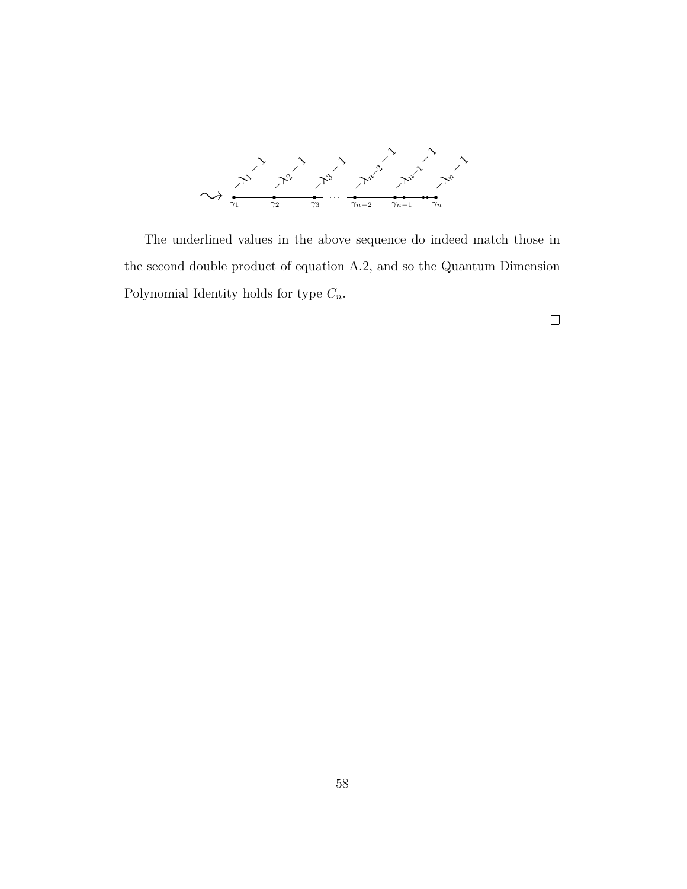$$\rightsquigarrow \quad \gamma_1 \; [-\lambda_1 - 1] \quad \gamma_2 \; [-\lambda_2 - 1] \quad \gamma_3 \; [-\lambda_3 - 1] \quad \cdots \quad \gamma_{n-2} \; [-\lambda_{n-2} - 1] \quad \gamma_{n-1} \; [-\lambda_{n-1} - 1] \quad \gamma_n \; [-\lambda_n - 1]$$

The underlined values in the above sequence do indeed match those in the second double product of equation A.2, and so the Quantum Dimension Polynomial Identity holds for type $C_n$.

□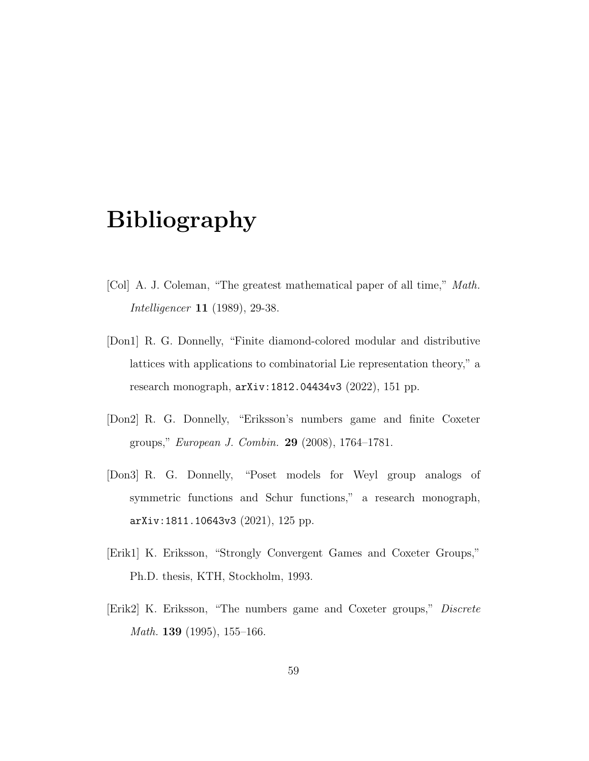# Bibliography

[Col] A. J. Coleman, "The greatest mathematical paper of all time," *Math. Intelligencer* **11** (1989), 29-38.

[Don1] R. G. Donnelly, "Finite diamond-colored modular and distributive lattices with applications to combinatorial Lie representation theory," a research monograph, `arXiv:1812.04434v3` (2022), 151 pp.

[Don2] R. G. Donnelly, "Eriksson's numbers game and finite Coxeter groups," *European J. Combin.* **29** (2008), 1764–1781.

[Don3] R. G. Donnelly, "Poset models for Weyl group analogs of symmetric functions and Schur functions," a research monograph, `arXiv:1811.10643v3` (2021), 125 pp.

[Erik1] K. Eriksson, "Strongly Convergent Games and Coxeter Groups," Ph.D. thesis, KTH, Stockholm, 1993.

[Erik2] K. Eriksson, "The numbers game and Coxeter groups," *Discrete Math.* **139** (1995), 155–166.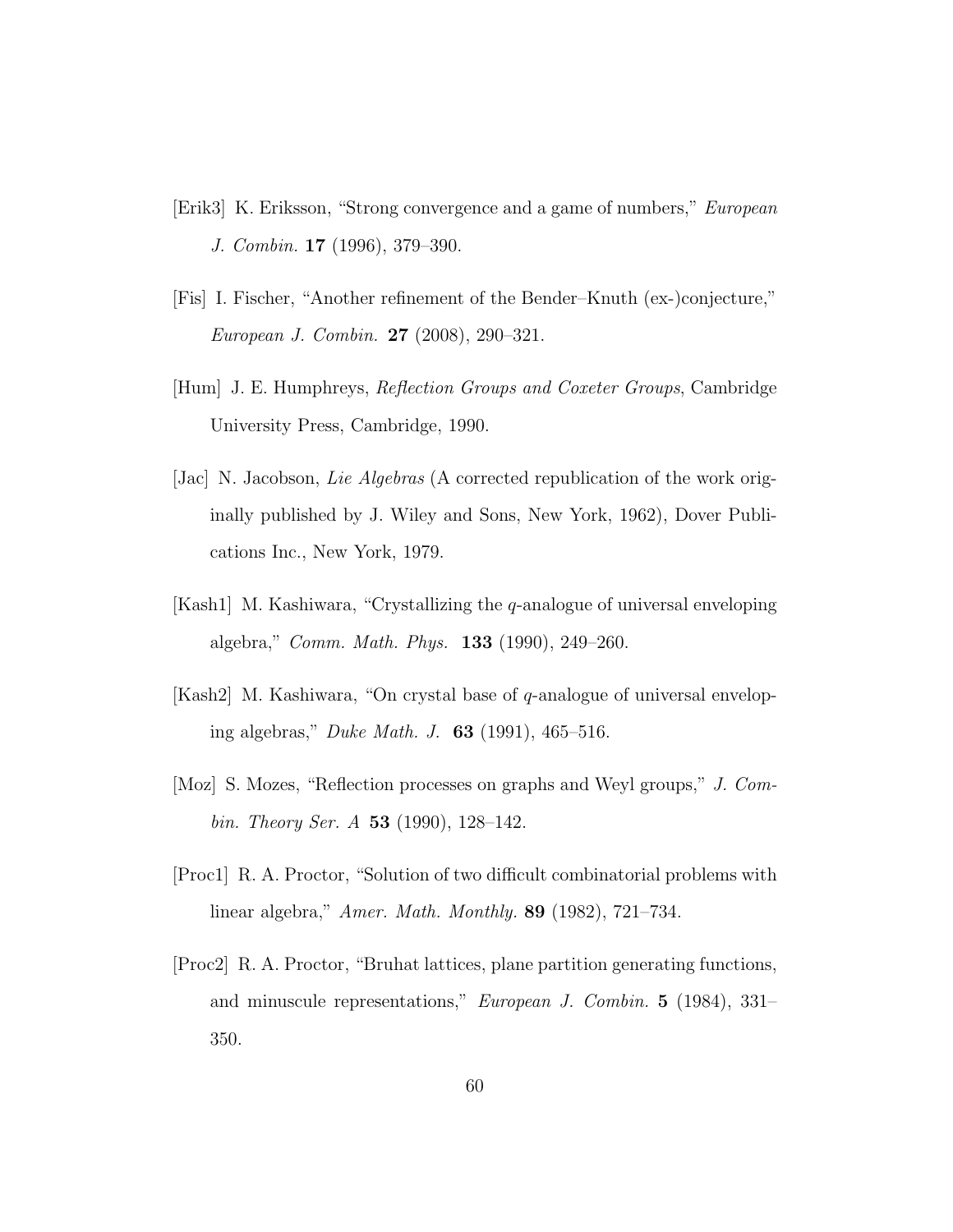[Erik3] K. Eriksson, "Strong convergence and a game of numbers," *European J. Combin.* **17** (1996), 379–390.

[Fis] I. Fischer, "Another refinement of the Bender–Knuth (ex-)conjecture," *European J. Combin.* **27** (2008), 290–321.

[Hum] J. E. Humphreys, *Reflection Groups and Coxeter Groups*, Cambridge University Press, Cambridge, 1990.

[Jac] N. Jacobson, *Lie Algebras* (A corrected republication of the work originally published by J. Wiley and Sons, New York, 1962), Dover Publications Inc., New York, 1979.

[Kash1] M. Kashiwara, "Crystallizing the $q$-analogue of universal enveloping algebra," *Comm. Math. Phys.* **133** (1990), 249–260.

[Kash2] M. Kashiwara, "On crystal base of $q$-analogue of universal enveloping algebras," *Duke Math. J.* **63** (1991), 465–516.

[Moz] S. Mozes, "Reflection processes on graphs and Weyl groups," *J. Combin. Theory Ser. A* **53** (1990), 128–142.

[Proc1] R. A. Proctor, "Solution of two difficult combinatorial problems with linear algebra," *Amer. Math. Monthly.* **89** (1982), 721–734.

[Proc2] R. A. Proctor, "Bruhat lattices, plane partition generating functions, and minuscule representations," *European J. Combin.* **5** (1984), 331–350.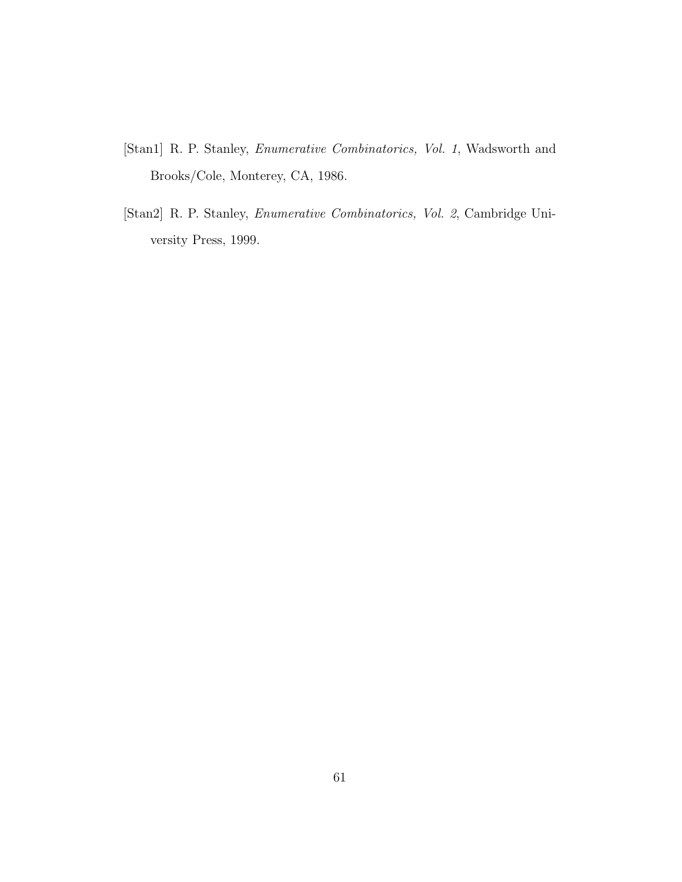[Stan1] R. P. Stanley, *Enumerative Combinatorics, Vol. 1*, Wadsworth and Brooks/Cole, Monterey, CA, 1986.

[Stan2] R. P. Stanley, *Enumerative Combinatorics, Vol. 2*, Cambridge University Press, 1999.